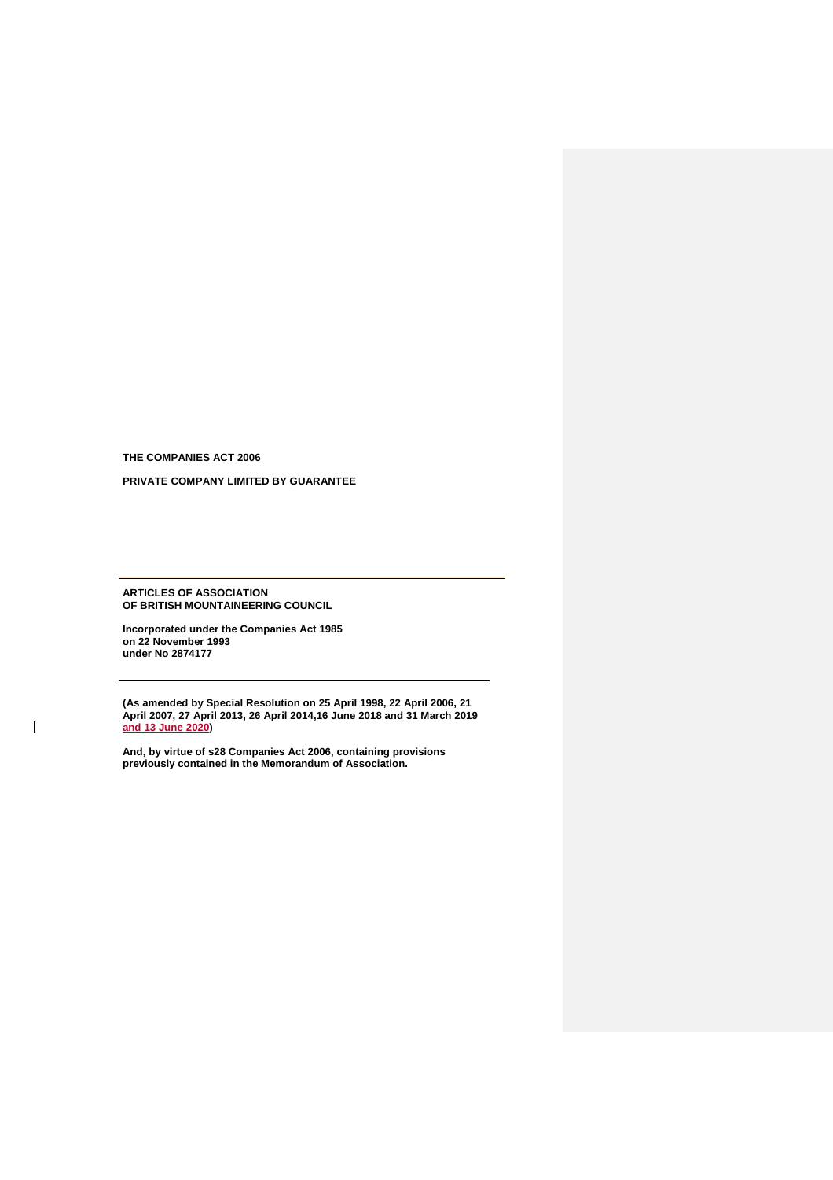**THE COMPANIES ACT 2006**

**PRIVATE COMPANY LIMITED BY GUARANTEE**

---

**ARTICLES OF ASSOCIATION**
**OF BRITISH MOUNTAINEERING COUNCIL**

**Incorporated under the Companies Act 1985**
**on 22 November 1993**
**under No 2874177**

---

**(As amended by Special Resolution on 25 April 1998, 22 April 2006, 21 April 2007, 27 April 2013, 26 April 2014,16 June 2018 and 31 March 2019 and 13 June 2020)**

**And, by virtue of s28 Companies Act 2006, containing provisions previously contained in the Memorandum of Association.**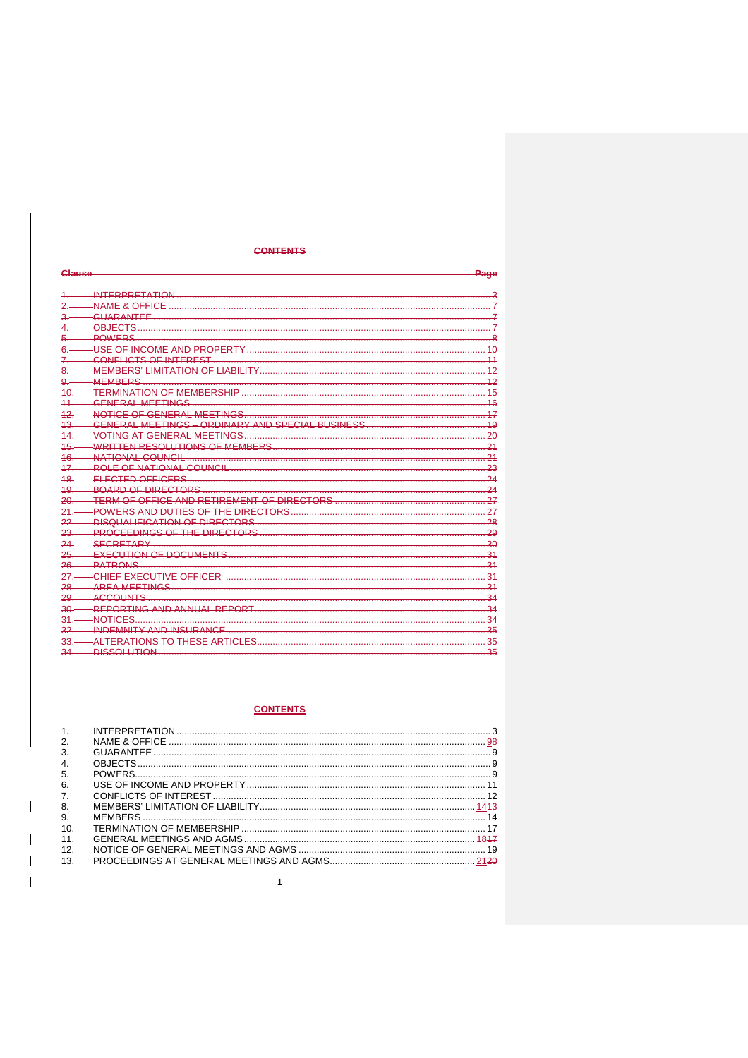~~**CONTENTS**~~

| ~~Clause~~ | | ~~Page~~ |
|---|---|---|
| ~~1.~~ | ~~INTERPRETATION~~ | ~~3~~ |
| ~~2.~~ | ~~NAME & OFFICE~~ | ~~7~~ |
| ~~3.~~ | ~~GUARANTEE~~ | ~~7~~ |
| ~~4.~~ | ~~OBJECTS~~ | ~~7~~ |
| ~~5.~~ | ~~POWERS~~ | ~~8~~ |
| ~~6.~~ | ~~USE OF INCOME AND PROPERTY~~ | ~~10~~ |
| ~~7.~~ | ~~CONFLICTS OF INTEREST~~ | ~~11~~ |
| ~~8.~~ | ~~MEMBERS' LIMITATION OF LIABILITY~~ | ~~12~~ |
| ~~9.~~ | ~~MEMBERS~~ | ~~12~~ |
| ~~10.~~ | ~~TERMINATION OF MEMBERSHIP~~ | ~~15~~ |
| ~~11.~~ | ~~GENERAL MEETINGS~~ | ~~16~~ |
| ~~12.~~ | ~~NOTICE OF GENERAL MEETINGS~~ | ~~17~~ |
| ~~13.~~ | ~~GENERAL MEETINGS – ORDINARY AND SPECIAL BUSINESS~~ | ~~19~~ |
| ~~14.~~ | ~~VOTING AT GENERAL MEETINGS~~ | ~~20~~ |
| ~~15.~~ | ~~WRITTEN RESOLUTIONS OF MEMBERS~~ | ~~21~~ |
| ~~16.~~ | ~~NATIONAL COUNCIL~~ | ~~21~~ |
| ~~17.~~ | ~~ROLE OF NATIONAL COUNCIL~~ | ~~23~~ |
| ~~18.~~ | ~~ELECTED OFFICERS~~ | ~~24~~ |
| ~~19.~~ | ~~BOARD OF DIRECTORS~~ | ~~24~~ |
| ~~20.~~ | ~~TERM OF OFFICE AND RETIREMENT OF DIRECTORS~~ | ~~27~~ |
| ~~21.~~ | ~~POWERS AND DUTIES OF THE DIRECTORS~~ | ~~27~~ |
| ~~22.~~ | ~~DISQUALIFICATION OF DIRECTORS~~ | ~~28~~ |
| ~~23.~~ | ~~PROCEEDINGS OF THE DIRECTORS~~ | ~~29~~ |
| ~~24.~~ | ~~SECRETARY~~ | ~~30~~ |
| ~~25.~~ | ~~EXECUTION OF DOCUMENTS~~ | ~~31~~ |
| ~~26.~~ | ~~PATRONS~~ | ~~31~~ |
| ~~27.~~ | ~~CHIEF EXECUTIVE OFFICER~~ | ~~31~~ |
| ~~28.~~ | ~~AREA MEETINGS~~ | ~~31~~ |
| ~~29.~~ | ~~ACCOUNTS~~ | ~~34~~ |
| ~~30.~~ | ~~REPORTING AND ANNUAL REPORT~~ | ~~34~~ |
| ~~31.~~ | ~~NOTICES~~ | ~~34~~ |
| ~~32.~~ | ~~INDEMNITY AND INSURANCE~~ | ~~35~~ |
| ~~33.~~ | ~~ALTERATIONS TO THESE ARTICLES~~ | ~~35~~ |
| ~~34.~~ | ~~DISSOLUTION~~ | ~~35~~ |

**CONTENTS**

| | | |
|---|---|---|
| 1. | INTERPRETATION | 3 |
| 2. | NAME & OFFICE | 9~~8~~ |
| 3. | GUARANTEE | 9 |
| 4. | OBJECTS | 9 |
| 5. | POWERS | 9 |
| 6. | USE OF INCOME AND PROPERTY | 11 |
| 7. | CONFLICTS OF INTEREST | 12 |
| 8. | MEMBERS' LIMITATION OF LIABILITY | 14~~13~~ |
| 9. | MEMBERS | 14 |
| 10. | TERMINATION OF MEMBERSHIP | 17 |
| 11. | GENERAL MEETINGS AND AGMS | 18~~17~~ |
| 12. | NOTICE OF GENERAL MEETINGS AND AGMS | 19 |
| 13. | PROCEEDINGS AT GENERAL MEETINGS AND AGMS | 21~~20~~ |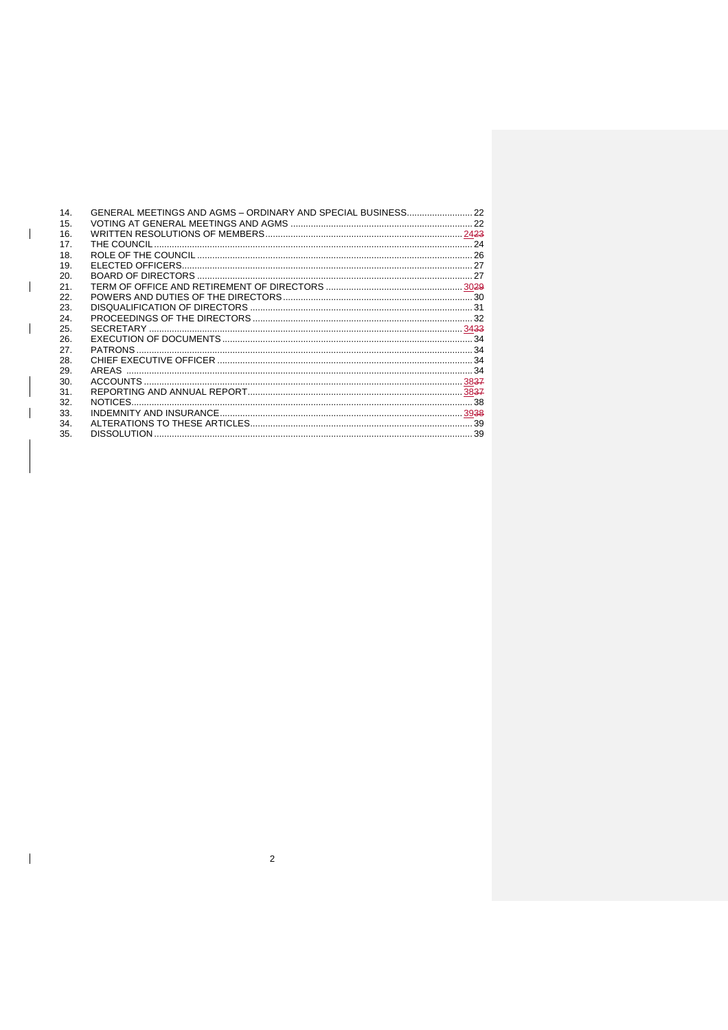| | | |
|---|---|---|
| 14. | GENERAL MEETINGS AND AGMS – ORDINARY AND SPECIAL BUSINESS | 22 |
| 15. | VOTING AT GENERAL MEETINGS AND AGMS | 22 |
| 16. | WRITTEN RESOLUTIONS OF MEMBERS | 2423 |
| 17. | THE COUNCIL | 24 |
| 18. | ROLE OF THE COUNCIL | 26 |
| 19. | ELECTED OFFICERS | 27 |
| 20. | BOARD OF DIRECTORS | 27 |
| 21. | TERM OF OFFICE AND RETIREMENT OF DIRECTORS | 3029 |
| 22. | POWERS AND DUTIES OF THE DIRECTORS | 30 |
| 23. | DISQUALIFICATION OF DIRECTORS | 31 |
| 24. | PROCEEDINGS OF THE DIRECTORS | 32 |
| 25. | SECRETARY | 3433 |
| 26. | EXECUTION OF DOCUMENTS | 34 |
| 27. | PATRONS | 34 |
| 28. | CHIEF EXECUTIVE OFFICER | 34 |
| 29. | AREAS | 34 |
| 30. | ACCOUNTS | 3837 |
| 31. | REPORTING AND ANNUAL REPORT | 3837 |
| 32. | NOTICES | 38 |
| 33. | INDEMNITY AND INSURANCE | 3938 |
| 34. | ALTERATIONS TO THESE ARTICLES | 39 |
| 35. | DISSOLUTION | 39 |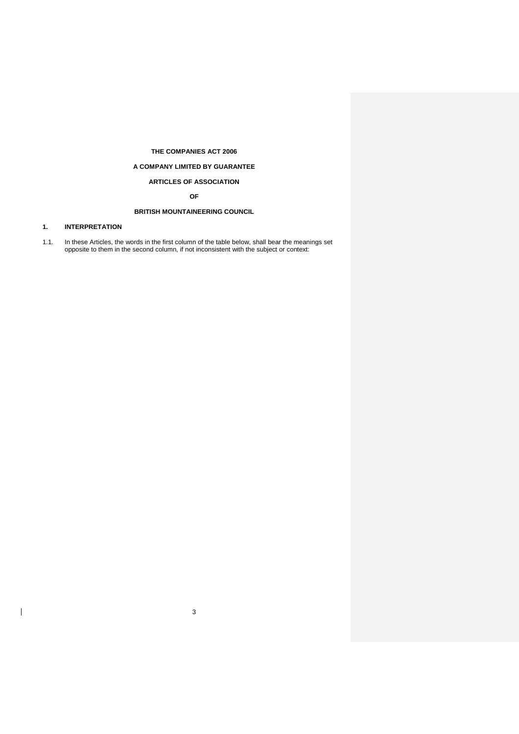**THE COMPANIES ACT 2006**

**A COMPANY LIMITED BY GUARANTEE**

**ARTICLES OF ASSOCIATION**

**OF**

**BRITISH MOUNTAINEERING COUNCIL**

## 1. INTERPRETATION

1.1. In these Articles, the words in the first column of the table below, shall bear the meanings set opposite to them in the second column, if not inconsistent with the subject or context: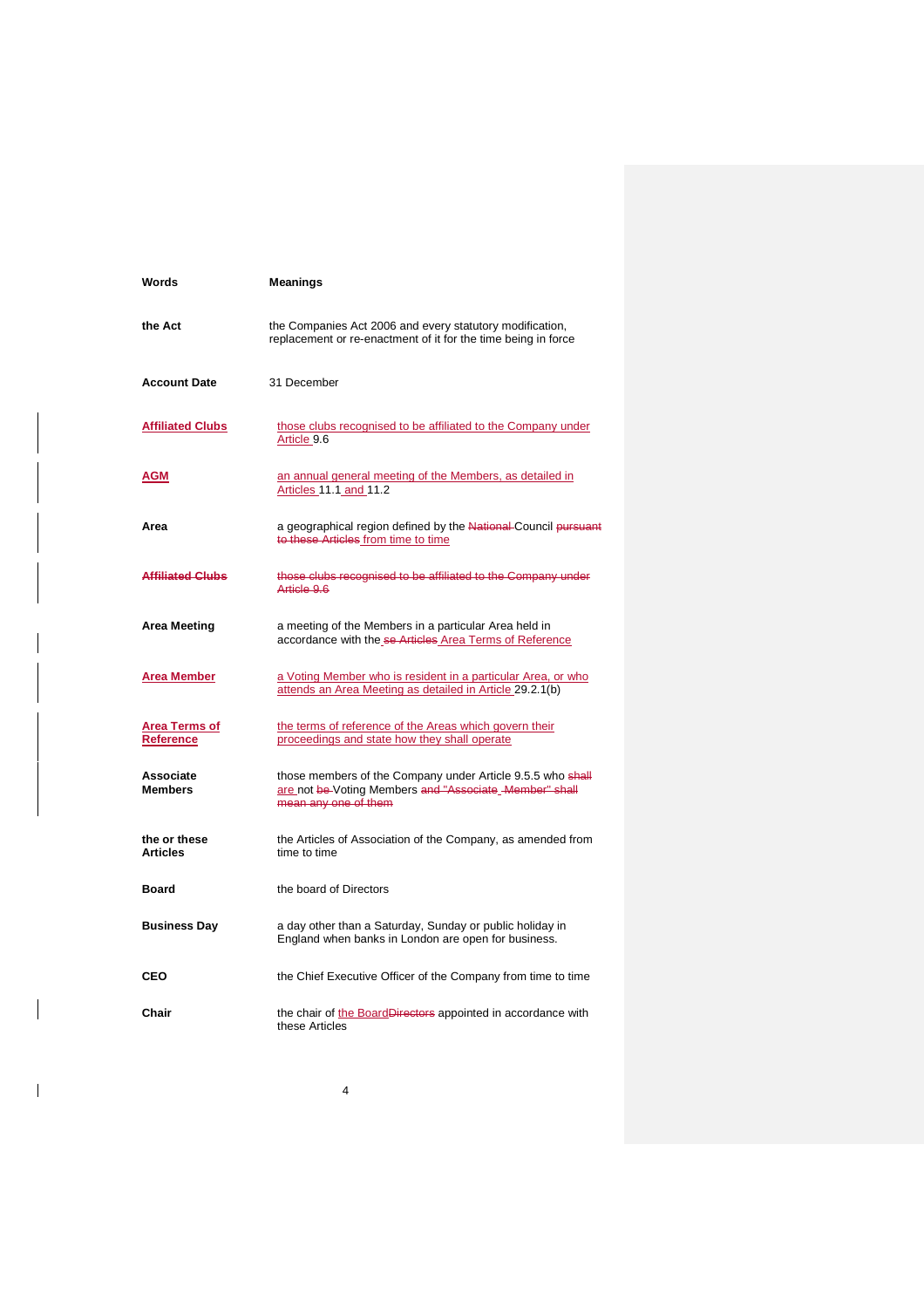| Words | Meanings |
|---|---|
| **the Act** | the Companies Act 2006 and every statutory modification, replacement or re-enactment of it for the time being in force |
| **Account Date** | 31 December |
| **Affiliated Clubs** | those clubs recognised to be affiliated to the Company under Article 9.6 |
| **AGM** | an annual general meeting of the Members, as detailed in Articles 11.1 and 11.2 |
| **Area** | a geographical region defined by the National Council pursuant to these Articles from time to time |
| **Affiliated Clubs** | those clubs recognised to be affiliated to the Company under Article 9.6 |
| **Area Meeting** | a meeting of the Members in a particular Area held in accordance with these Articles Area Terms of Reference |
| **Area Member** | a Voting Member who is resident in a particular Area, or who attends an Area Meeting as detailed in Article 29.2.1(b) |
| **Area Terms of Reference** | the terms of reference of the Areas which govern their proceedings and state how they shall operate |
| **Associate Members** | those members of the Company under Article 9.5.5 who shall are not be Voting Members and "Associate Member" shall mean any one of them |
| **the or these Articles** | the Articles of Association of the Company, as amended from time to time |
| **Board** | the board of Directors |
| **Business Day** | a day other than a Saturday, Sunday or public holiday in England when banks in London are open for business. |
| **CEO** | the Chief Executive Officer of the Company from time to time |
| **Chair** | the chair of the BoardDirectors appointed in accordance with these Articles |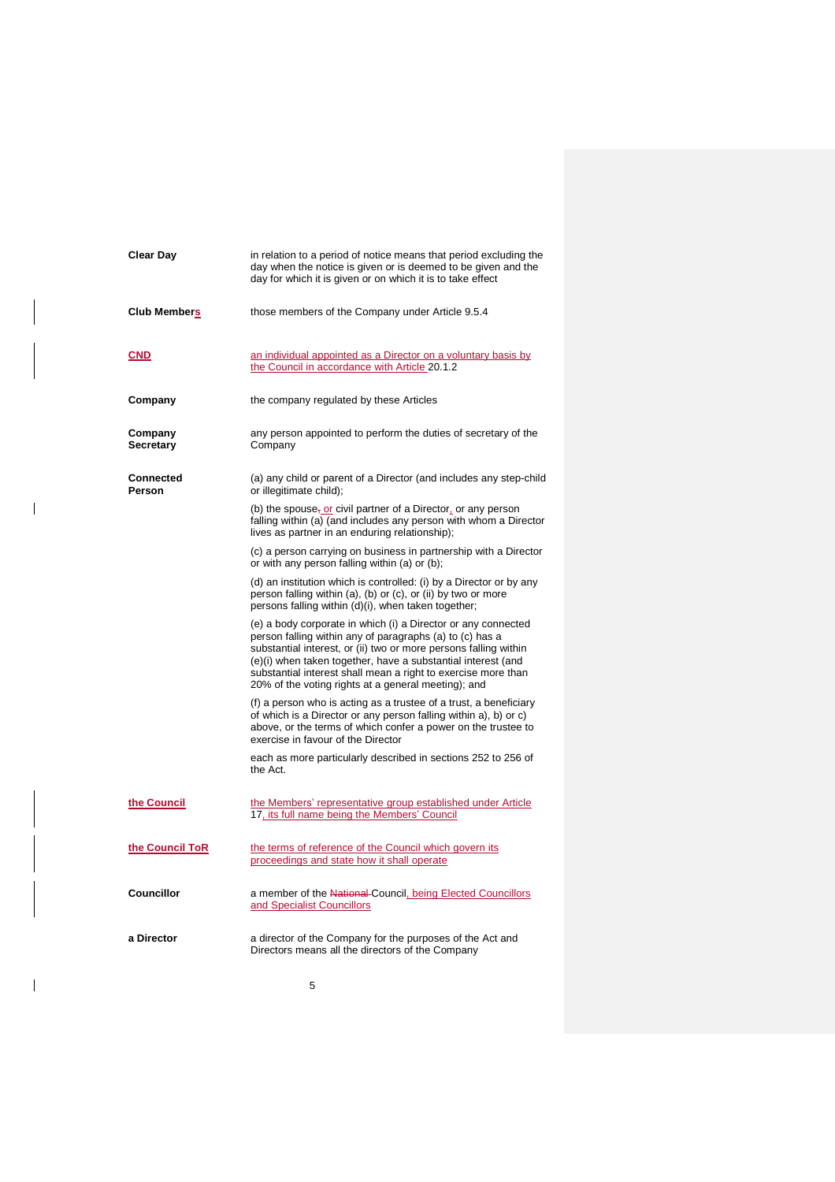| | |
|---|---|
| **Clear Day** | in relation to a period of notice means that period excluding the day when the notice is given or is deemed to be given and the day for which it is given or on which it is to take effect |
| **Club Members** | those members of the Company under Article 9.5.4 |
| **CND** | an individual appointed as a Director on a voluntary basis by the Council in accordance with Article 20.1.2 |
| **Company** | the company regulated by these Articles |
| **Company Secretary** | any person appointed to perform the duties of secretary of the Company |
| **Connected Person** | (a) any child or parent of a Director (and includes any step-child or illegitimate child);<br><br>(b) the spouse, or civil partner of a Director, or any person falling within (a) (and includes any person with whom a Director lives as partner in an enduring relationship);<br><br>(c) a person carrying on business in partnership with a Director or with any person falling within (a) or (b);<br><br>(d) an institution which is controlled: (i) by a Director or by any person falling within (a), (b) or (c), or (ii) by two or more persons falling within (d)(i), when taken together;<br><br>(e) a body corporate in which (i) a Director or any connected person falling within any of paragraphs (a) to (c) has a substantial interest, or (ii) two or more persons falling within (e)(i) when taken together, have a substantial interest (and substantial interest shall mean a right to exercise more than 20% of the voting rights at a general meeting); and<br><br>(f) a person who is acting as a trustee of a trust, a beneficiary of which is a Director or any person falling within a), b) or c) above, or the terms of which confer a power on the trustee to exercise in favour of the Director<br><br>each as more particularly described in sections 252 to 256 of the Act. |
| **the Council** | the Members' representative group established under Article 17, its full name being the Members' Council |
| **the Council ToR** | the terms of reference of the Council which govern its proceedings and state how it shall operate |
| **Councillor** | a member of the ~~National~~ Council, being Elected Councillors and Specialist Councillors |
| **a Director** | a director of the Company for the purposes of the Act and Directors means all the directors of the Company |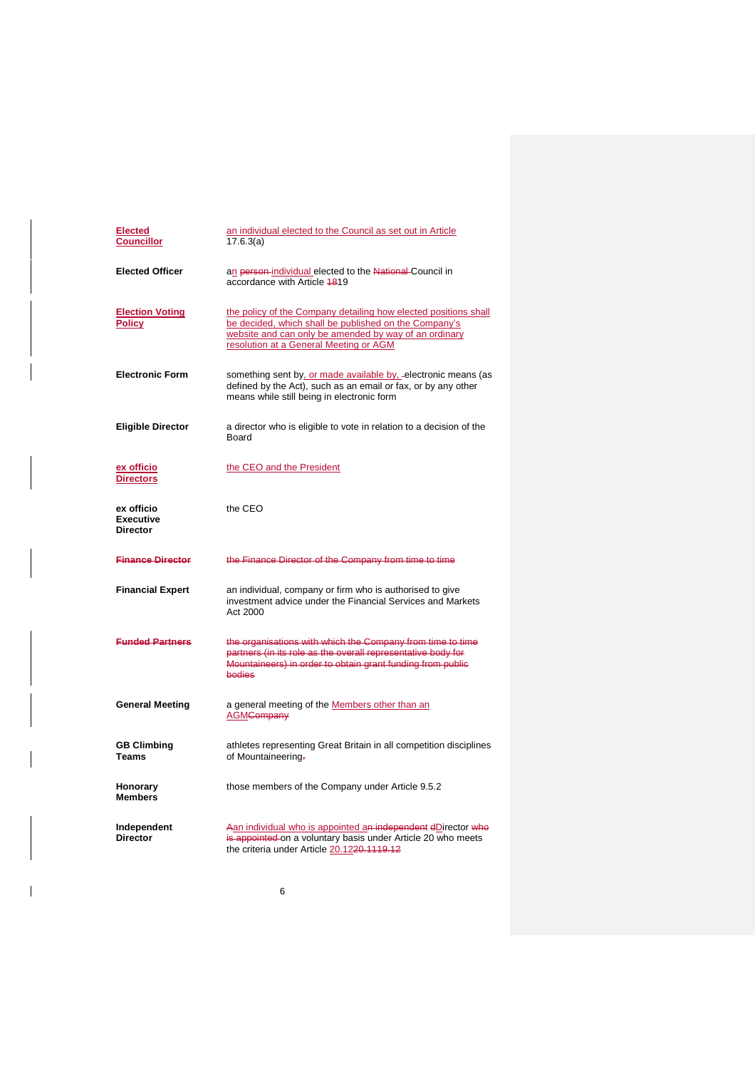| | |
|---|---|
| **Elected Councillor** | an individual elected to the Council as set out in Article 17.6.3(a) |
| **Elected Officer** | an person individual elected to the National Council in accordance with Article 1819 |
| **Election Voting Policy** | the policy of the Company detailing how elected positions shall be decided, which shall be published on the Company's website and can only be amended by way of an ordinary resolution at a General Meeting or AGM |
| **Electronic Form** | something sent by, or made available by, electronic means (as defined by the Act), such as an email or fax, or by any other means while still being in electronic form |
| **Eligible Director** | a director who is eligible to vote in relation to a decision of the Board |
| **ex officio Directors** | the CEO and the President |
| **ex officio Executive Director** | the CEO |
| **Finance Director** | the Finance Director of the Company from time to time |
| **Financial Expert** | an individual, company or firm who is authorised to give investment advice under the Financial Services and Markets Act 2000 |
| **Funded Partners** | the organisations with which the Company from time to time partners (in its role as the overall representative body for Mountaineers) in order to obtain grant funding from public bodies |
| **General Meeting** | a general meeting of the Members other than an AGMCompany |
| **GB Climbing Teams** | athletes representing Great Britain in all competition disciplines of Mountaineering. |
| **Honorary Members** | those members of the Company under Article 9.5.2 |
| **Independent Director** | Aan individual who is appointed an independent dDirector who is appointed on a voluntary basis under Article 20 who meets the criteria under Article 20.1220.1119.12 |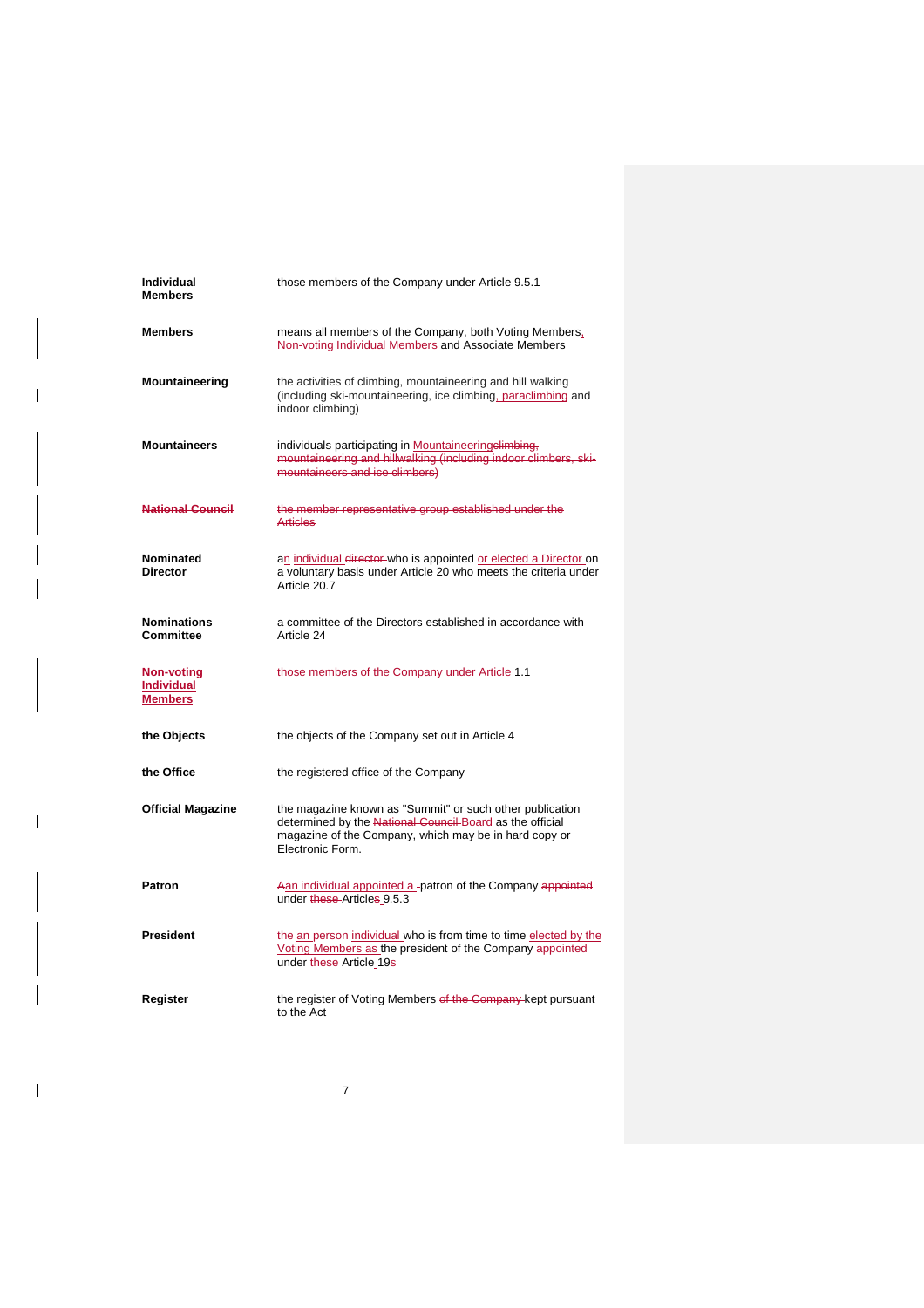| | |
|---|---|
| **Individual Members** | those members of the Company under Article 9.5.1 |
| **Members** | means all members of the Company, both Voting Members, Non-voting Individual Members and Associate Members |
| **Mountaineering** | the activities of climbing, mountaineering and hill walking (including ski-mountaineering, ice climbing, paraclimbing and indoor climbing) |
| **Mountaineers** | individuals participating in Mountaineering~~climbing, mountaineering and hillwalking (including indoor climbers, ski-mountaineers and ice climbers)~~ |
| ~~**National Council**~~ | ~~the member representative group established under the Articles~~ |
| **Nominated Director** | an individual ~~director~~ who is appointed or elected a Director on a voluntary basis under Article 20 who meets the criteria under Article 20.7 |
| **Nominations Committee** | a committee of the Directors established in accordance with Article 24 |
| **Non-voting Individual Members** | those members of the Company under Article 1.1 |
| **the Objects** | the objects of the Company set out in Article 4 |
| **the Office** | the registered office of the Company |
| **Official Magazine** | the magazine known as "Summit" or such other publication determined by the ~~National Council~~ Board as the official magazine of the Company, which may be in hard copy or Electronic Form. |
| **Patron** | ~~A~~an individual appointed a patron of the Company ~~appointed~~ under ~~these~~ Articles 9.5.3 |
| **President** | ~~the~~ an ~~person~~ individual who is from time to time elected by the Voting Members as the president of the Company ~~appointed~~ under ~~these~~ Article 19~~s~~ |
| **Register** | the register of Voting Members ~~of the Company~~ kept pursuant to the Act |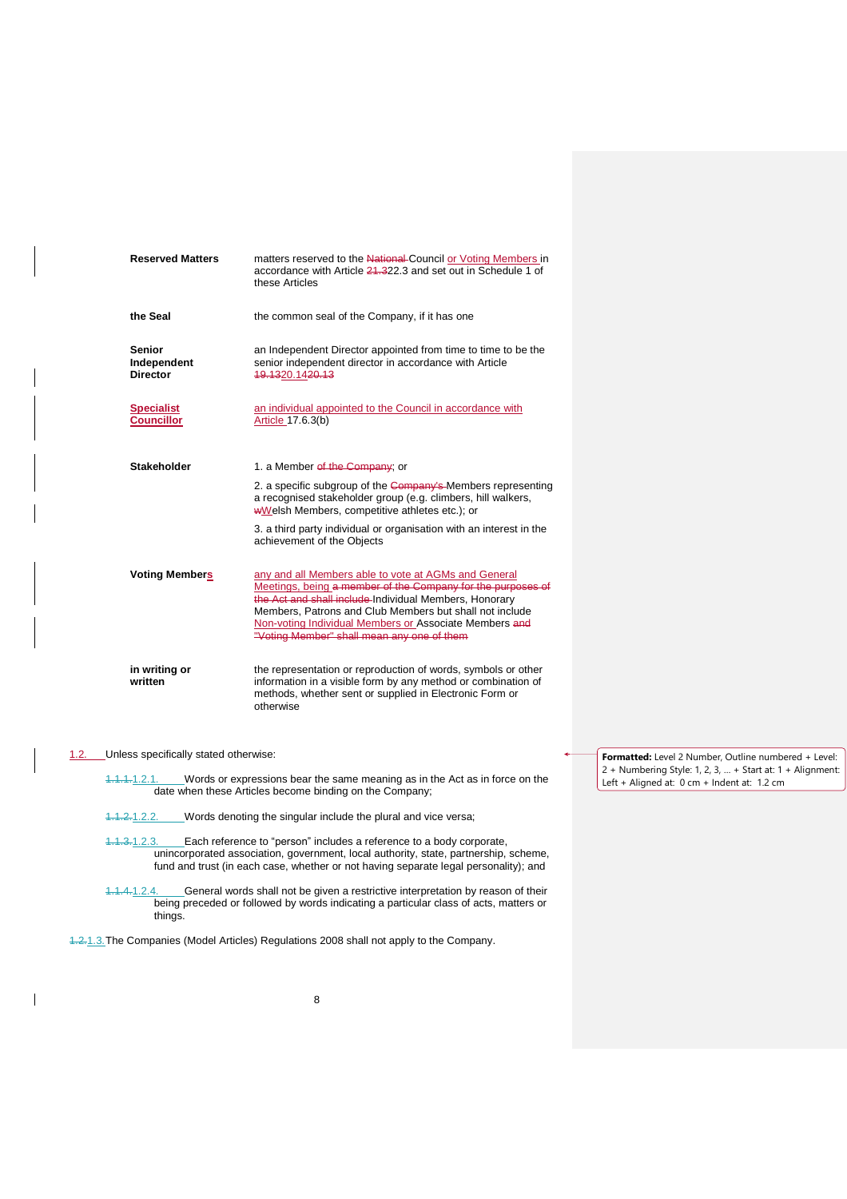| | |
|---|---|
| **Reserved Matters** | matters reserved to the ~~National~~ Council or Voting Members in accordance with Article ~~21.3~~22.3 and set out in Schedule 1 of these Articles |
| **the Seal** | the common seal of the Company, if it has one |
| **Senior Independent Director** | an Independent Director appointed from time to time to be the senior independent director in accordance with Article ~~19.13~~20.14~~20.13~~ |
| **Specialist Councillor** | an individual appointed to the Council in accordance with Article 17.6.3(b) |
| **Stakeholder** | 1. a Member ~~of the Company~~; or<br><br>2. a specific subgroup of the ~~Company's~~ Members representing a recognised stakeholder group (e.g. climbers, hill walkers, ~~w~~Welsh Members, competitive athletes etc.); or<br><br>3. a third party individual or organisation with an interest in the achievement of the Objects |
| **Voting Members** | any and all Members able to vote at AGMs and General Meetings, being ~~a member of the Company for the purposes of the Act and shall include~~ Individual Members, Honorary Members, Patrons and Club Members but shall not include Non-voting Individual Members or Associate Members ~~and "Voting Member" shall mean any one of them~~ |
| **in writing or written** | the representation or reproduction of words, symbols or other information in a visible form by any method or combination of methods, whether sent or supplied in Electronic Form or otherwise |

1.2. Unless specifically stated otherwise:

~~1.1.1.~~1.2.1. Words or expressions bear the same meaning as in the Act as in force on the date when these Articles become binding on the Company;

~~1.1.2.~~1.2.2. Words denoting the singular include the plural and vice versa;

~~1.1.3.~~1.2.3. Each reference to "person" includes a reference to a body corporate, unincorporated association, government, local authority, state, partnership, scheme, fund and trust (in each case, whether or not having separate legal personality); and

~~1.1.4.~~1.2.4. General words shall not be given a restrictive interpretation by reason of their being preceded or followed by words indicating a particular class of acts, matters or things.

~~1.2.~~1.3. The Companies (Model Articles) Regulations 2008 shall not apply to the Company.

**Formatted:** Level 2 Number, Outline numbered + Level: 2 + Numbering Style: 1, 2, 3, … + Start at: 1 + Alignment: Left + Aligned at: 0 cm + Indent at: 1.2 cm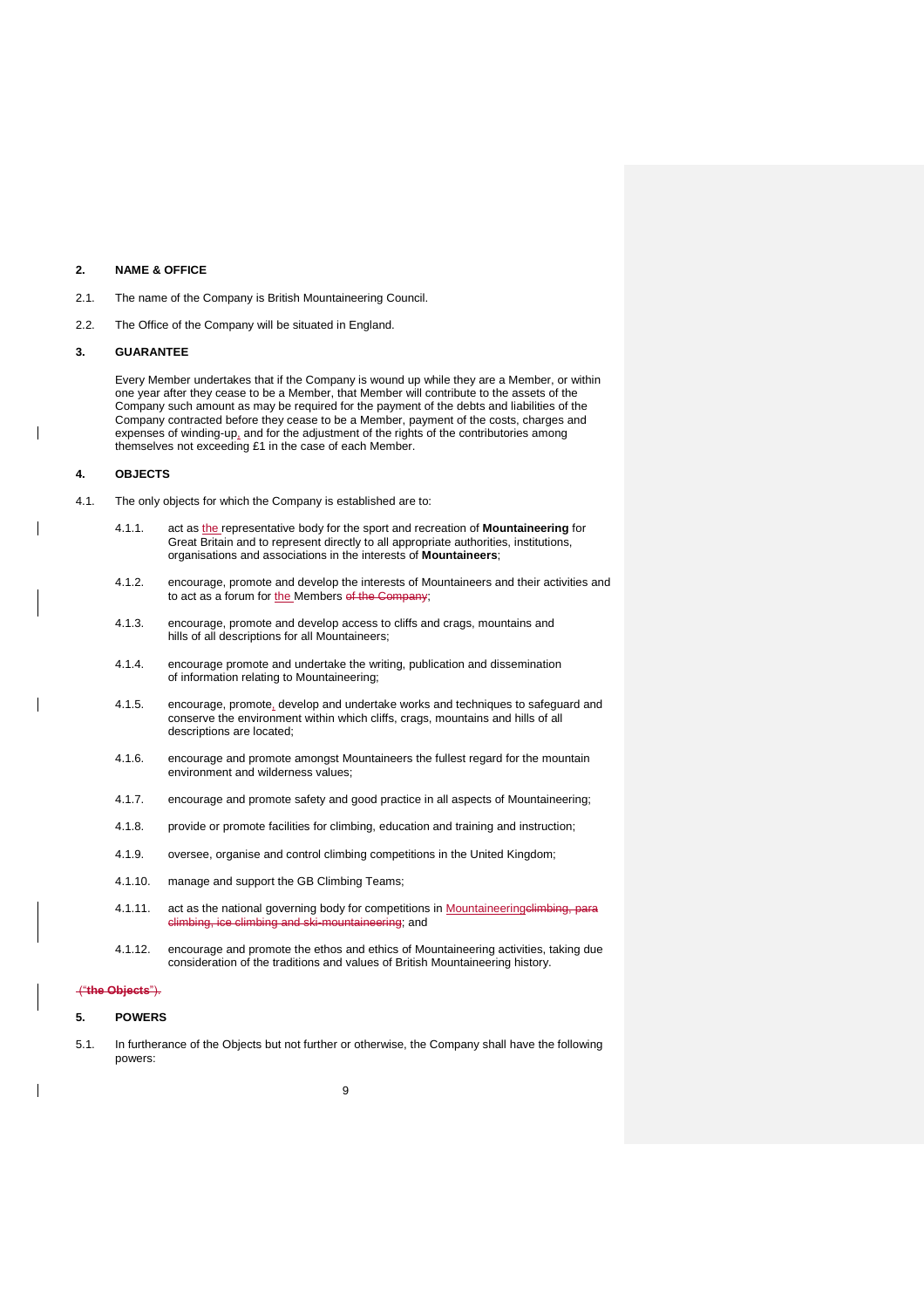## 2. NAME & OFFICE

2.1. The name of the Company is British Mountaineering Council.

2.2. The Office of the Company will be situated in England.

## 3. GUARANTEE

Every Member undertakes that if the Company is wound up while they are a Member, or within one year after they cease to be a Member, that Member will contribute to the assets of the Company such amount as may be required for the payment of the debts and liabilities of the Company contracted before they cease to be a Member, payment of the costs, charges and expenses of winding-up, and for the adjustment of the rights of the contributories among themselves not exceeding £1 in the case of each Member.

## 4. OBJECTS

4.1. The only objects for which the Company is established are to:

4.1.1. act as the representative body for the sport and recreation of **Mountaineering** for Great Britain and to represent directly to all appropriate authorities, institutions, organisations and associations in the interests of **Mountaineers**;

4.1.2. encourage, promote and develop the interests of Mountaineers and their activities and to act as a forum for the Members ~~of the Company~~;

4.1.3. encourage, promote and develop access to cliffs and crags, mountains and hills of all descriptions for all Mountaineers;

4.1.4. encourage promote and undertake the writing, publication and dissemination of information relating to Mountaineering;

4.1.5. encourage, promote, develop and undertake works and techniques to safeguard and conserve the environment within which cliffs, crags, mountains and hills of all descriptions are located;

4.1.6. encourage and promote amongst Mountaineers the fullest regard for the mountain environment and wilderness values;

4.1.7. encourage and promote safety and good practice in all aspects of Mountaineering;

4.1.8. provide or promote facilities for climbing, education and training and instruction;

4.1.9. oversee, organise and control climbing competitions in the United Kingdom;

4.1.10. manage and support the GB Climbing Teams;

4.1.11. act as the national governing body for competitions in Mountaineering~~climbing, para climbing, ice climbing and ski-mountaineering~~; and

4.1.12. encourage and promote the ethos and ethics of Mountaineering activities, taking due consideration of the traditions and values of British Mountaineering history.

~~("**the Objects**").~~

## 5. POWERS

5.1. In furtherance of the Objects but not further or otherwise, the Company shall have the following powers: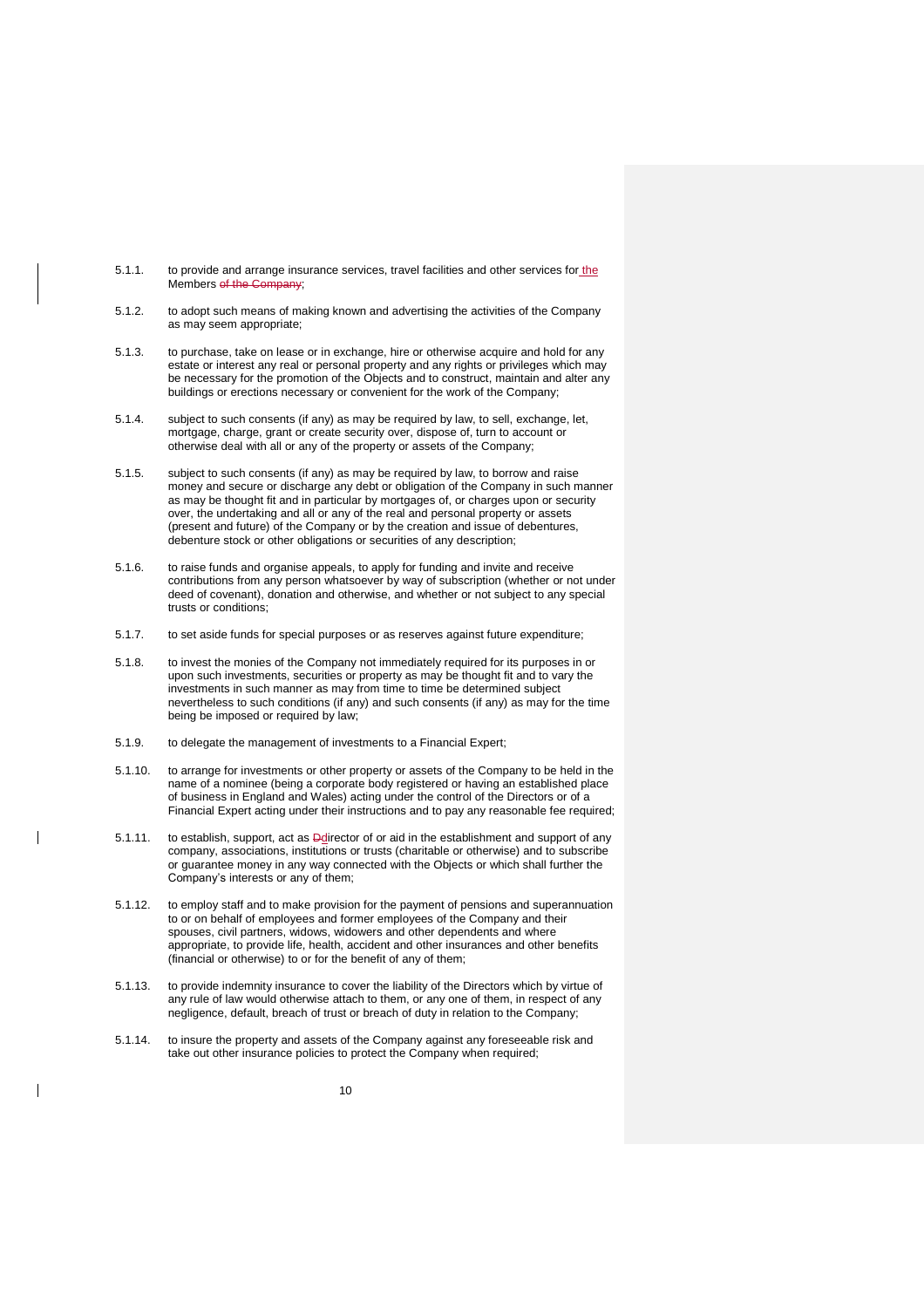5.1.1. to provide and arrange insurance services, travel facilities and other services for the Members ~~of the Company~~;

5.1.2. to adopt such means of making known and advertising the activities of the Company as may seem appropriate;

5.1.3. to purchase, take on lease or in exchange, hire or otherwise acquire and hold for any estate or interest any real or personal property and any rights or privileges which may be necessary for the promotion of the Objects and to construct, maintain and alter any buildings or erections necessary or convenient for the work of the Company;

5.1.4. subject to such consents (if any) as may be required by law, to sell, exchange, let, mortgage, charge, grant or create security over, dispose of, turn to account or otherwise deal with all or any of the property or assets of the Company;

5.1.5. subject to such consents (if any) as may be required by law, to borrow and raise money and secure or discharge any debt or obligation of the Company in such manner as may be thought fit and in particular by mortgages of, or charges upon or security over, the undertaking and all or any of the real and personal property or assets (present and future) of the Company or by the creation and issue of debentures, debenture stock or other obligations or securities of any description;

5.1.6. to raise funds and organise appeals, to apply for funding and invite and receive contributions from any person whatsoever by way of subscription (whether or not under deed of covenant), donation and otherwise, and whether or not subject to any special trusts or conditions;

5.1.7. to set aside funds for special purposes or as reserves against future expenditure;

5.1.8. to invest the monies of the Company not immediately required for its purposes in or upon such investments, securities or property as may be thought fit and to vary the investments in such manner as may from time to time be determined subject nevertheless to such conditions (if any) and such consents (if any) as may for the time being be imposed or required by law;

5.1.9. to delegate the management of investments to a Financial Expert;

5.1.10. to arrange for investments or other property or assets of the Company to be held in the name of a nominee (being a corporate body registered or having an established place of business in England and Wales) acting under the control of the Directors or of a Financial Expert acting under their instructions and to pay any reasonable fee required;

5.1.11. to establish, support, act as ~~D~~director of or aid in the establishment and support of any company, associations, institutions or trusts (charitable or otherwise) and to subscribe or guarantee money in any way connected with the Objects or which shall further the Company's interests or any of them;

5.1.12. to employ staff and to make provision for the payment of pensions and superannuation to or on behalf of employees and former employees of the Company and their spouses, civil partners, widows, widowers and other dependents and where appropriate, to provide life, health, accident and other insurances and other benefits (financial or otherwise) to or for the benefit of any of them;

5.1.13. to provide indemnity insurance to cover the liability of the Directors which by virtue of any rule of law would otherwise attach to them, or any one of them, in respect of any negligence, default, breach of trust or breach of duty in relation to the Company;

5.1.14. to insure the property and assets of the Company against any foreseeable risk and take out other insurance policies to protect the Company when required;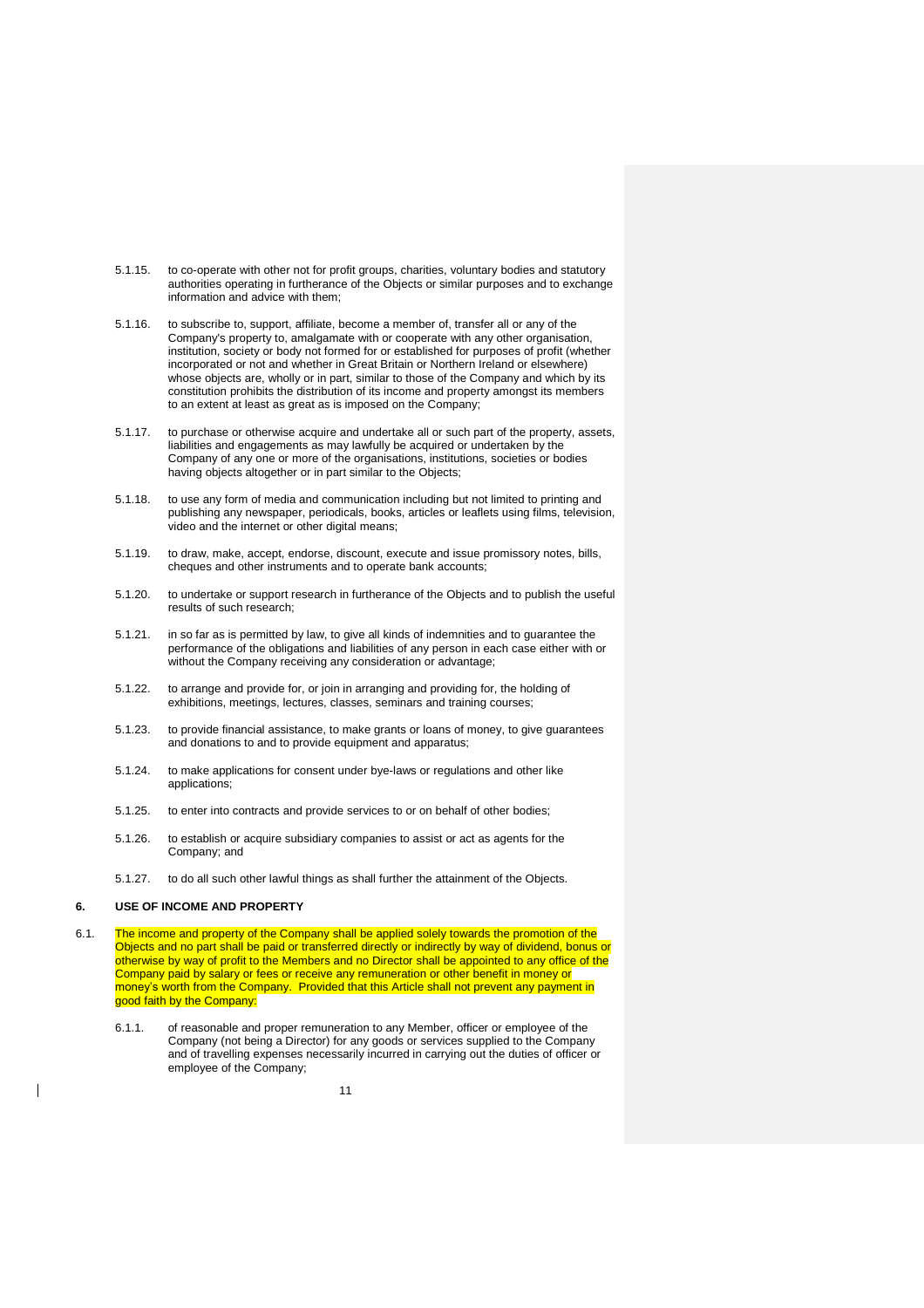5.1.15. to co-operate with other not for profit groups, charities, voluntary bodies and statutory authorities operating in furtherance of the Objects or similar purposes and to exchange information and advice with them;

5.1.16. to subscribe to, support, affiliate, become a member of, transfer all or any of the Company's property to, amalgamate with or cooperate with any other organisation, institution, society or body not formed for or established for purposes of profit (whether incorporated or not and whether in Great Britain or Northern Ireland or elsewhere) whose objects are, wholly or in part, similar to those of the Company and which by its constitution prohibits the distribution of its income and property amongst its members to an extent at least as great as is imposed on the Company;

5.1.17. to purchase or otherwise acquire and undertake all or such part of the property, assets, liabilities and engagements as may lawfully be acquired or undertaken by the Company of any one or more of the organisations, institutions, societies or bodies having objects altogether or in part similar to the Objects;

5.1.18. to use any form of media and communication including but not limited to printing and publishing any newspaper, periodicals, books, articles or leaflets using films, television, video and the internet or other digital means;

5.1.19. to draw, make, accept, endorse, discount, execute and issue promissory notes, bills, cheques and other instruments and to operate bank accounts;

5.1.20. to undertake or support research in furtherance of the Objects and to publish the useful results of such research;

5.1.21. in so far as is permitted by law, to give all kinds of indemnities and to guarantee the performance of the obligations and liabilities of any person in each case either with or without the Company receiving any consideration or advantage;

5.1.22. to arrange and provide for, or join in arranging and providing for, the holding of exhibitions, meetings, lectures, classes, seminars and training courses;

5.1.23. to provide financial assistance, to make grants or loans of money, to give guarantees and donations to and to provide equipment and apparatus;

5.1.24. to make applications for consent under bye-laws or regulations and other like applications;

5.1.25. to enter into contracts and provide services to or on behalf of other bodies;

5.1.26. to establish or acquire subsidiary companies to assist or act as agents for the Company; and

5.1.27. to do all such other lawful things as shall further the attainment of the Objects.

## 6. USE OF INCOME AND PROPERTY

6.1. The income and property of the Company shall be applied solely towards the promotion of the Objects and no part shall be paid or transferred directly or indirectly by way of dividend, bonus or otherwise by way of profit to the Members and no Director shall be appointed to any office of the Company paid by salary or fees or receive any remuneration or other benefit in money or money's worth from the Company. Provided that this Article shall not prevent any payment in good faith by the Company:

6.1.1. of reasonable and proper remuneration to any Member, officer or employee of the Company (not being a Director) for any goods or services supplied to the Company and of travelling expenses necessarily incurred in carrying out the duties of officer or employee of the Company;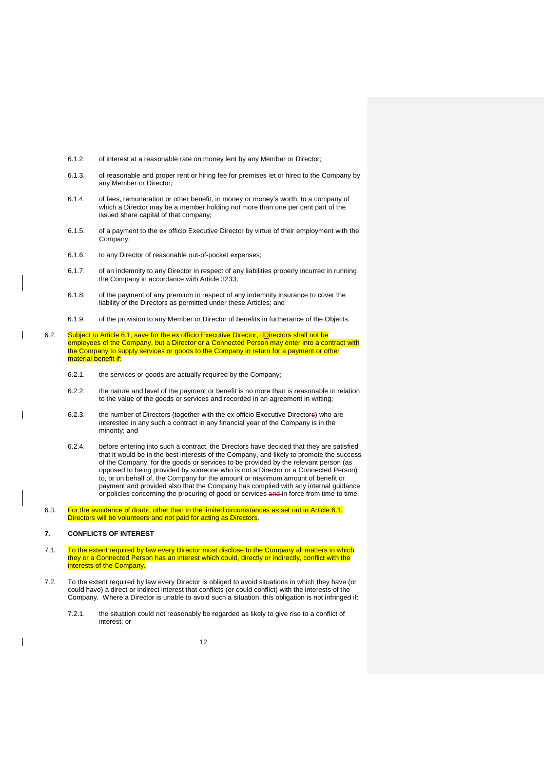6.1.2. of interest at a reasonable rate on money lent by any Member or Director;

6.1.3. of reasonable and proper rent or hiring fee for premises let or hired to the Company by any Member or Director;

6.1.4. of fees, remuneration or other benefit, in money or money's worth, to a company of which a Director may be a member holding not more than one per cent part of the issued share capital of that company;

6.1.5. of a payment to the ex officio Executive Director by virtue of their employment with the Company;

6.1.6. to any Director of reasonable out-of-pocket expenses;

6.1.7. of an indemnity to any Director in respect of any liabilities properly incurred in running the Company in accordance with Article 3233;

6.1.8. of the payment of any premium in respect of any indemnity insurance to cover the liability of the Directors as permitted under these Articles; and

6.1.9. of the provision to any Member or Director of benefits in furtherance of the Objects.

6.2. Subject to Article 6.1, save for the ex officio Executive Director, dDirectors shall not be employees of the Company, but a Director or a Connected Person may enter into a contract with the Company to supply services or goods to the Company in return for a payment or other material benefit if:

6.2.1. the services or goods are actually required by the Company;

6.2.2. the nature and level of the payment or benefit is no more than is reasonable in relation to the value of the goods or services and recorded in an agreement in writing;

6.2.3. the number of Directors (together with the ex officio Executive Directors) who are interested in any such a contract in any financial year of the Company is in the minority; and

6.2.4. before entering into such a contract, the Directors have decided that they are satisfied that it would be in the best interests of the Company, and likely to promote the success of the Company, for the goods or services to be provided by the relevant person (as opposed to being provided by someone who is not a Director or a Connected Person) to, or on behalf of, the Company for the amount or maximum amount of benefit or payment and provided also that the Company has complied with any internal guidance or policies concerning the procuring of good or services and in force from time to time.

6.3. For the avoidance of doubt, other than in the limited circumstances as set out in Article 6.1, Directors will be volunteers and not paid for acting as Directors.

## 7. CONFLICTS OF INTEREST

7.1. To the extent required by law every Director must disclose to the Company all matters in which they or a Connected Person has an interest which could, directly or indirectly, conflict with the interests of the Company.

7.2. To the extent required by law every Director is obliged to avoid situations in which they have (or could have) a direct or indirect interest that conflicts (or could conflict) with the interests of the Company. Where a Director is unable to avoid such a situation, this obligation is not infringed if:

7.2.1. the situation could not reasonably be regarded as likely to give rise to a conflict of interest; or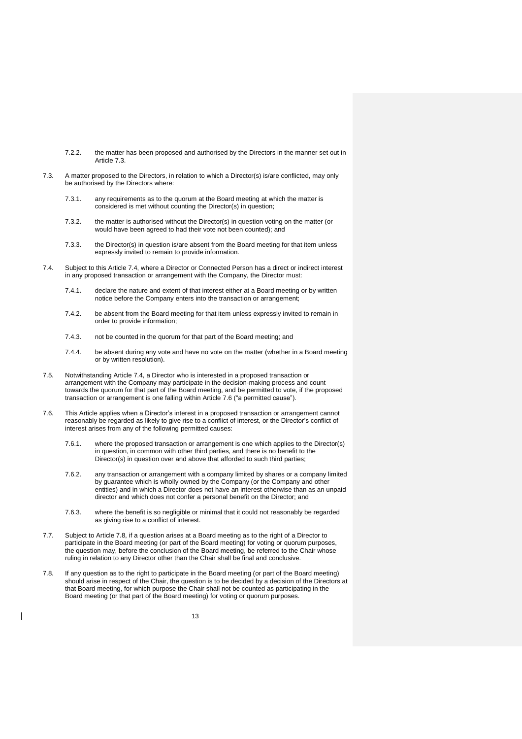7.2.2. the matter has been proposed and authorised by the Directors in the manner set out in Article 7.3.

7.3. A matter proposed to the Directors, in relation to which a Director(s) is/are conflicted, may only be authorised by the Directors where:

7.3.1. any requirements as to the quorum at the Board meeting at which the matter is considered is met without counting the Director(s) in question;

7.3.2. the matter is authorised without the Director(s) in question voting on the matter (or would have been agreed to had their vote not been counted); and

7.3.3. the Director(s) in question is/are absent from the Board meeting for that item unless expressly invited to remain to provide information.

7.4. Subject to this Article 7.4, where a Director or Connected Person has a direct or indirect interest in any proposed transaction or arrangement with the Company, the Director must:

7.4.1. declare the nature and extent of that interest either at a Board meeting or by written notice before the Company enters into the transaction or arrangement;

7.4.2. be absent from the Board meeting for that item unless expressly invited to remain in order to provide information;

7.4.3. not be counted in the quorum for that part of the Board meeting; and

7.4.4. be absent during any vote and have no vote on the matter (whether in a Board meeting or by written resolution).

7.5. Notwithstanding Article 7.4, a Director who is interested in a proposed transaction or arrangement with the Company may participate in the decision-making process and count towards the quorum for that part of the Board meeting, and be permitted to vote, if the proposed transaction or arrangement is one falling within Article 7.6 ("a permitted cause").

7.6. This Article applies when a Director's interest in a proposed transaction or arrangement cannot reasonably be regarded as likely to give rise to a conflict of interest, or the Director's conflict of interest arises from any of the following permitted causes:

7.6.1. where the proposed transaction or arrangement is one which applies to the Director(s) in question, in common with other third parties, and there is no benefit to the Director(s) in question over and above that afforded to such third parties;

7.6.2. any transaction or arrangement with a company limited by shares or a company limited by guarantee which is wholly owned by the Company (or the Company and other entities) and in which a Director does not have an interest otherwise than as an unpaid director and which does not confer a personal benefit on the Director; and

7.6.3. where the benefit is so negligible or minimal that it could not reasonably be regarded as giving rise to a conflict of interest.

7.7. Subject to Article 7.8, if a question arises at a Board meeting as to the right of a Director to participate in the Board meeting (or part of the Board meeting) for voting or quorum purposes, the question may, before the conclusion of the Board meeting, be referred to the Chair whose ruling in relation to any Director other than the Chair shall be final and conclusive.

7.8. If any question as to the right to participate in the Board meeting (or part of the Board meeting) should arise in respect of the Chair, the question is to be decided by a decision of the Directors at that Board meeting, for which purpose the Chair shall not be counted as participating in the Board meeting (or that part of the Board meeting) for voting or quorum purposes.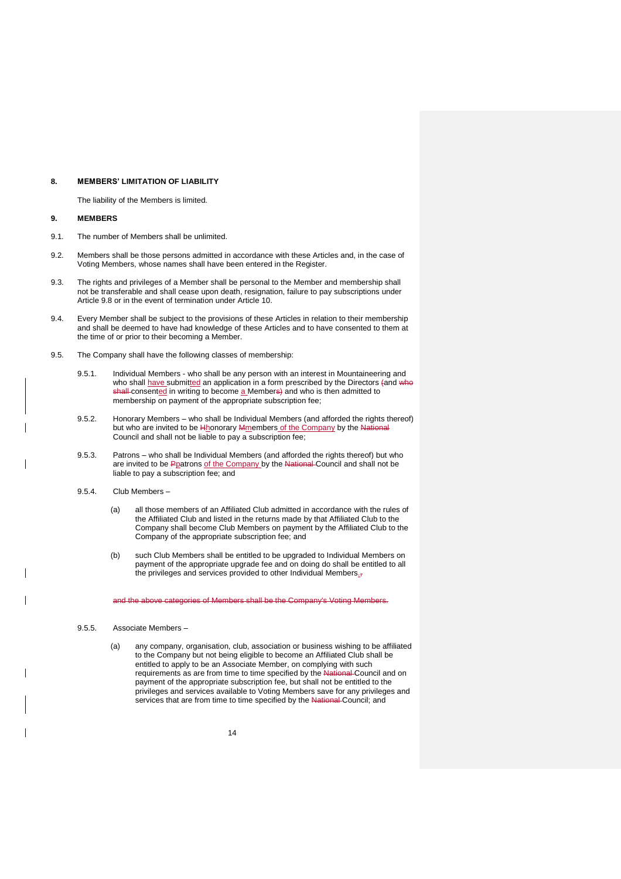## 8. MEMBERS' LIMITATION OF LIABILITY

The liability of the Members is limited.

## 9. MEMBERS

9.1. The number of Members shall be unlimited.

9.2. Members shall be those persons admitted in accordance with these Articles and, in the case of Voting Members, whose names shall have been entered in the Register.

9.3. The rights and privileges of a Member shall be personal to the Member and membership shall not be transferable and shall cease upon death, resignation, failure to pay subscriptions under Article 9.8 or in the event of termination under Article 10.

9.4. Every Member shall be subject to the provisions of these Articles in relation to their membership and shall be deemed to have had knowledge of these Articles and to have consented to them at the time of or prior to their becoming a Member.

9.5. The Company shall have the following classes of membership:

9.5.1. Individual Members - who shall be any person with an interest in Mountaineering and who shall have submitted an application in a form prescribed by the Directors ~~(~~and ~~who shall~~ consented in writing to become a Member~~s)~~ and who is then admitted to membership on payment of the appropriate subscription fee;

9.5.2. Honorary Members – who shall be Individual Members (and afforded the rights thereof) but who are invited to be ~~H~~honorary ~~M~~members of the Company by the ~~National~~ Council and shall not be liable to pay a subscription fee;

9.5.3. Patrons – who shall be Individual Members (and afforded the rights thereof) but who are invited to be ~~P~~patrons of the Company by the ~~National~~ Council and shall not be liable to pay a subscription fee; and

9.5.4. Club Members –

(a) all those members of an Affiliated Club admitted in accordance with the rules of the Affiliated Club and listed in the returns made by that Affiliated Club to the Company shall become Club Members on payment by the Affiliated Club to the Company of the appropriate subscription fee; and

(b) such Club Members shall be entitled to be upgraded to Individual Members on payment of the appropriate upgrade fee and on doing do shall be entitled to all the privileges and services provided to other Individual Members.~~,~~

~~and the above categories of Members shall be the Company's Voting Members.~~

9.5.5. Associate Members –

(a) any company, organisation, club, association or business wishing to be affiliated to the Company but not being eligible to become an Affiliated Club shall be entitled to apply to be an Associate Member, on complying with such requirements as are from time to time specified by the ~~National~~ Council and on payment of the appropriate subscription fee, but shall not be entitled to the privileges and services available to Voting Members save for any privileges and services that are from time to time specified by the ~~National~~ Council; and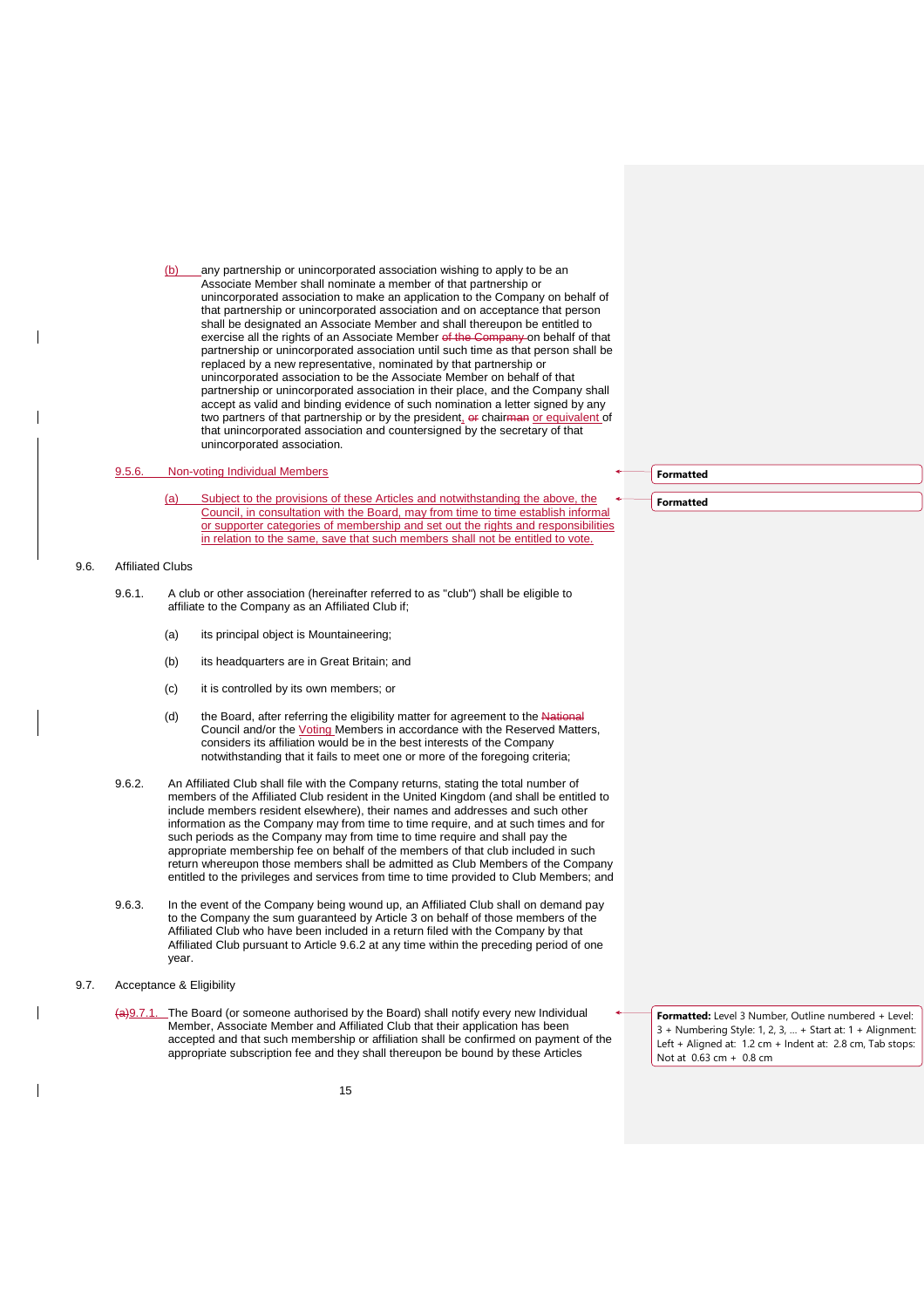(b) any partnership or unincorporated association wishing to apply to be an Associate Member shall nominate a member of that partnership or unincorporated association to make an application to the Company on behalf of that partnership or unincorporated association and on acceptance that person shall be designated an Associate Member and shall thereupon be entitled to exercise all the rights of an Associate Member of the Company on behalf of that partnership or unincorporated association until such time as that person shall be replaced by a new representative, nominated by that partnership or unincorporated association to be the Associate Member on behalf of that partnership or unincorporated association in their place, and the Company shall accept as valid and binding evidence of such nomination a letter signed by any two partners of that partnership or by the president, or chairman or equivalent of that unincorporated association and countersigned by the secretary of that unincorporated association.

9.5.6. Non-voting Individual Members

(a) Subject to the provisions of these Articles and notwithstanding the above, the Council, in consultation with the Board, may from time to time establish informal or supporter categories of membership and set out the rights and responsibilities in relation to the same, save that such members shall not be entitled to vote.

9.6. Affiliated Clubs

9.6.1. A club or other association (hereinafter referred to as "club") shall be eligible to affiliate to the Company as an Affiliated Club if;

(a) its principal object is Mountaineering;

(b) its headquarters are in Great Britain; and

(c) it is controlled by its own members; or

(d) the Board, after referring the eligibility matter for agreement to the National Council and/or the Voting Members in accordance with the Reserved Matters, considers its affiliation would be in the best interests of the Company notwithstanding that it fails to meet one or more of the foregoing criteria;

9.6.2. An Affiliated Club shall file with the Company returns, stating the total number of members of the Affiliated Club resident in the United Kingdom (and shall be entitled to include members resident elsewhere), their names and addresses and such other information as the Company may from time to time require, and at such times and for such periods as the Company may from time to time require and shall pay the appropriate membership fee on behalf of the members of that club included in such return whereupon those members shall be admitted as Club Members of the Company entitled to the privileges and services from time to time provided to Club Members; and

9.6.3. In the event of the Company being wound up, an Affiliated Club shall on demand pay to the Company the sum guaranteed by Article 3 on behalf of those members of the Affiliated Club who have been included in a return filed with the Company by that Affiliated Club pursuant to Article 9.6.2 at any time within the preceding period of one year.

9.7. Acceptance & Eligibility

(a)9.7.1. The Board (or someone authorised by the Board) shall notify every new Individual Member, Associate Member and Affiliated Club that their application has been accepted and that such membership or affiliation shall be confirmed on payment of the appropriate subscription fee and they shall thereupon be bound by these Articles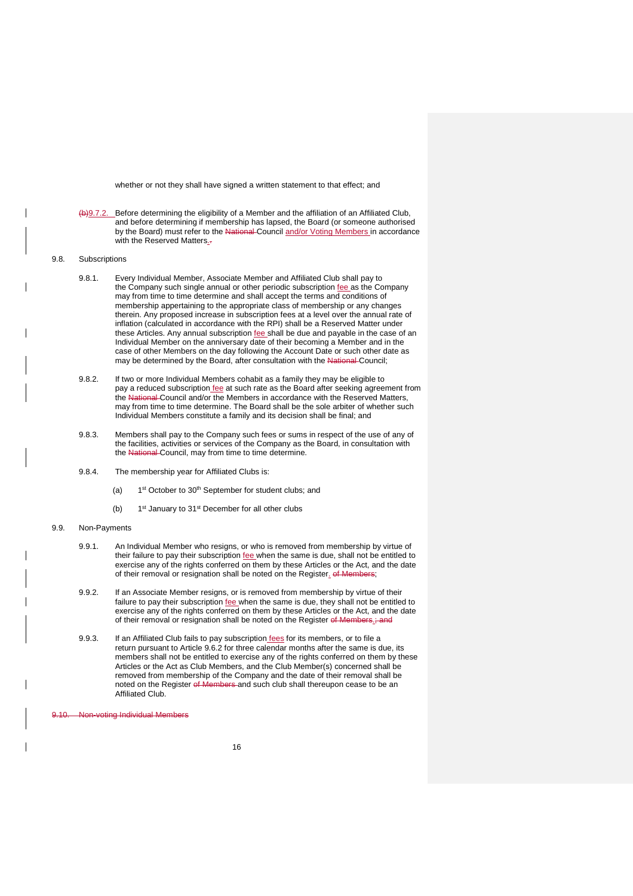whether or not they shall have signed a written statement to that effect; and

~~(b)~~9.7.2. Before determining the eligibility of a Member and the affiliation of an Affiliated Club, and before determining if membership has lapsed, the Board (or someone authorised by the Board) must refer to the ~~National~~ Council and/or Voting Members in accordance with the Reserved Matters.~~.~~

9.8. Subscriptions

9.8.1. Every Individual Member, Associate Member and Affiliated Club shall pay to the Company such single annual or other periodic subscription fee as the Company may from time to time determine and shall accept the terms and conditions of membership appertaining to the appropriate class of membership or any changes therein. Any proposed increase in subscription fees at a level over the annual rate of inflation (calculated in accordance with the RPI) shall be a Reserved Matter under these Articles. Any annual subscription fee shall be due and payable in the case of an Individual Member on the anniversary date of their becoming a Member and in the case of other Members on the day following the Account Date or such other date as may be determined by the Board, after consultation with the ~~National~~ Council;

9.8.2. If two or more Individual Members cohabit as a family they may be eligible to pay a reduced subscription fee at such rate as the Board after seeking agreement from the ~~National~~ Council and/or the Members in accordance with the Reserved Matters, may from time to time determine. The Board shall be the sole arbiter of whether such Individual Members constitute a family and its decision shall be final; and

9.8.3. Members shall pay to the Company such fees or sums in respect of the use of any of the facilities, activities or services of the Company as the Board, in consultation with the ~~National~~ Council, may from time to time determine.

9.8.4. The membership year for Affiliated Clubs is:

(a) 1st October to 30th September for student clubs; and

(b) 1st January to 31st December for all other clubs

9.9. Non-Payments

9.9.1. An Individual Member who resigns, or who is removed from membership by virtue of their failure to pay their subscription fee when the same is due, shall not be entitled to exercise any of the rights conferred on them by these Articles or the Act, and the date of their removal or resignation shall be noted on the Register. ~~of Members~~;

9.9.2. If an Associate Member resigns, or is removed from membership by virtue of their failure to pay their subscription fee when the same is due, they shall not be entitled to exercise any of the rights conferred on them by these Articles or the Act, and the date of their removal or resignation shall be noted on the Register ~~of Members~~.~~; and~~

9.9.3. If an Affiliated Club fails to pay subscription fees for its members, or to file a return pursuant to Article 9.6.2 for three calendar months after the same is due, its members shall not be entitled to exercise any of the rights conferred on them by these Articles or the Act as Club Members, and the Club Member(s) concerned shall be removed from membership of the Company and the date of their removal shall be noted on the Register ~~of Members~~ and such club shall thereupon cease to be an Affiliated Club.

~~9.10. Non-voting Individual Members~~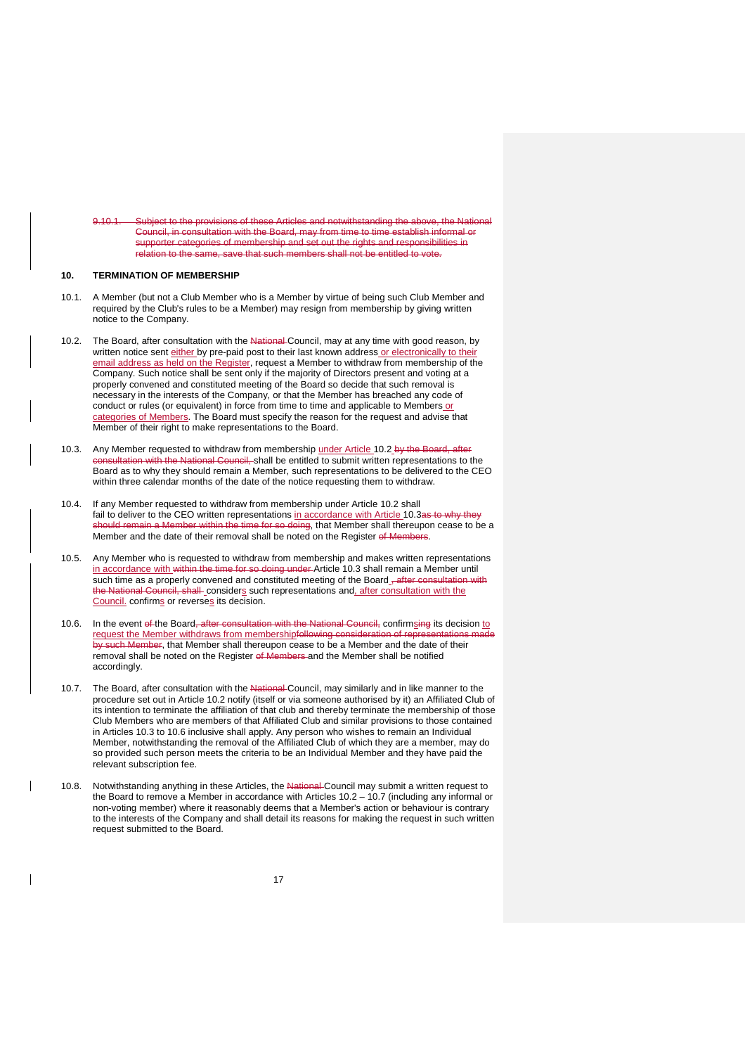~~9.10.1. Subject to the provisions of these Articles and notwithstanding the above, the National Council, in consultation with the Board, may from time to time establish informal or supporter categories of membership and set out the rights and responsibilities in relation to the same, save that such members shall not be entitled to vote.~~

## 10. TERMINATION OF MEMBERSHIP

10.1. A Member (but not a Club Member who is a Member by virtue of being such Club Member and required by the Club's rules to be a Member) may resign from membership by giving written notice to the Company.

10.2. The Board, after consultation with the ~~National~~ Council, may at any time with good reason, by written notice sent either by pre-paid post to their last known address or electronically to their email address as held on the Register, request a Member to withdraw from membership of the Company. Such notice shall be sent only if the majority of Directors present and voting at a properly convened and constituted meeting of the Board so decide that such removal is necessary in the interests of the Company, or that the Member has breached any code of conduct or rules (or equivalent) in force from time to time and applicable to Members or categories of Members. The Board must specify the reason for the request and advise that Member of their right to make representations to the Board.

10.3. Any Member requested to withdraw from membership under Article 10.2 ~~by the Board, after consultation with the National Council,~~ shall be entitled to submit written representations to the Board as to why they should remain a Member, such representations to be delivered to the CEO within three calendar months of the date of the notice requesting them to withdraw.

10.4. If any Member requested to withdraw from membership under Article 10.2 shall fail to deliver to the CEO written representations in accordance with Article 10.3~~as to why they should remain a Member within the time for so doing~~, that Member shall thereupon cease to be a Member and the date of their removal shall be noted on the Register ~~of Members~~.

10.5. Any Member who is requested to withdraw from membership and makes written representations in accordance with ~~within the time for so doing under~~ Article 10.3 shall remain a Member until such time as a properly convened and constituted meeting of the Board~~, after consultation with the National Council, shall~~ considers such representations and, after consultation with the Council, confirms or reverses its decision.

10.6. In the event ~~of~~ the Board~~, after consultation with the National Council,~~ confirms~~ing~~ its decision to request the Member withdraws from membership~~following consideration of representations made by such Member~~, that Member shall thereupon cease to be a Member and the date of their removal shall be noted on the Register ~~of Members~~ and the Member shall be notified accordingly.

10.7. The Board, after consultation with the ~~National~~ Council, may similarly and in like manner to the procedure set out in Article 10.2 notify (itself or via someone authorised by it) an Affiliated Club of its intention to terminate the affiliation of that club and thereby terminate the membership of those Club Members who are members of that Affiliated Club and similar provisions to those contained in Articles 10.3 to 10.6 inclusive shall apply. Any person who wishes to remain an Individual Member, notwithstanding the removal of the Affiliated Club of which they are a member, may do so provided such person meets the criteria to be an Individual Member and they have paid the relevant subscription fee.

10.8. Notwithstanding anything in these Articles, the ~~National~~ Council may submit a written request to the Board to remove a Member in accordance with Articles 10.2 – 10.7 (including any informal or non-voting member) where it reasonably deems that a Member's action or behaviour is contrary to the interests of the Company and shall detail its reasons for making the request in such written request submitted to the Board.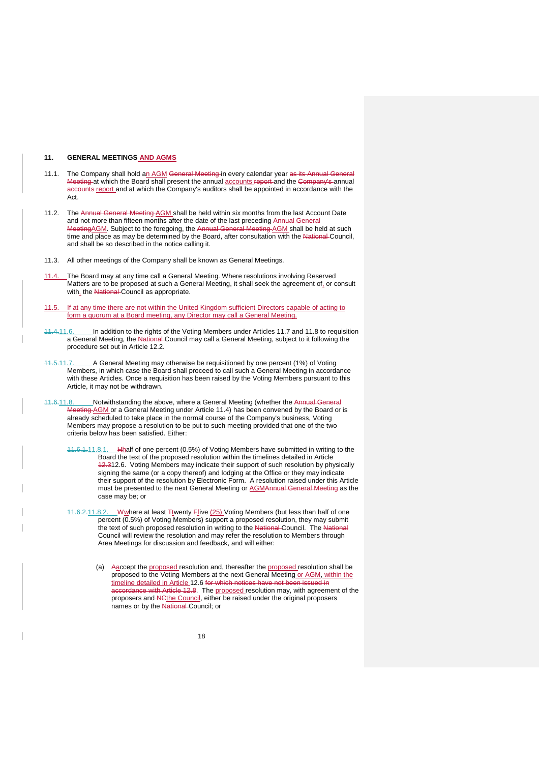## 11. GENERAL MEETINGS AND AGMS

11.1. The Company shall hold an AGM ~~General Meeting~~ in every calendar year ~~as its Annual General Meeting~~ at which the Board shall present the annual accounts ~~report~~ and the ~~Company's~~ annual ~~accounts~~ report and at which the Company's auditors shall be appointed in accordance with the Act.

11.2. The ~~Annual General Meeting~~ AGM shall be held within six months from the last Account Date and not more than fifteen months after the date of the last preceding ~~Annual General Meeting~~AGM. Subject to the foregoing, the ~~Annual General Meeting~~ AGM shall be held at such time and place as may be determined by the Board, after consultation with the ~~National~~ Council, and shall be so described in the notice calling it.

11.3. All other meetings of the Company shall be known as General Meetings.

11.4. The Board may at any time call a General Meeting. Where resolutions involving Reserved Matters are to be proposed at such a General Meeting, it shall seek the agreement of, or consult with, the ~~National~~ Council as appropriate.

11.5. If at any time there are not within the United Kingdom sufficient Directors capable of acting to form a quorum at a Board meeting, any Director may call a General Meeting.

~~11.4.~~11.6. In addition to the rights of the Voting Members under Articles 11.7 and 11.8 to requisition a General Meeting, the ~~National~~ Council may call a General Meeting, subject to it following the procedure set out in Article 12.2.

~~11.5.~~11.7. A General Meeting may otherwise be requisitioned by one percent (1%) of Voting Members, in which case the Board shall proceed to call such a General Meeting in accordance with these Articles. Once a requisition has been raised by the Voting Members pursuant to this Article, it may not be withdrawn.

~~11.6.~~11.8. Notwithstanding the above, where a General Meeting (whether the ~~Annual General Meeting~~ AGM or a General Meeting under Article 11.4) has been convened by the Board or is already scheduled to take place in the normal course of the Company's business, Voting Members may propose a resolution to be put to such meeting provided that one of the two criteria below has been satisfied. Either:

~~11.6.1.~~11.8.1. ~~H~~half of one percent (0.5%) of Voting Members have submitted in writing to the Board the text of the proposed resolution within the timelines detailed in Article ~~12.3~~12.6. Voting Members may indicate their support of such resolution by physically signing the same (or a copy thereof) and lodging at the Office or they may indicate their support of the resolution by Electronic Form. A resolution raised under this Article must be presented to the next General Meeting or AGM~~Annual General Meeting~~ as the case may be; or

~~11.6.2.~~11.8.2. ~~W~~where at least ~~T~~twenty ~~F~~five (25) Voting Members (but less than half of one percent (0.5%) of Voting Members) support a proposed resolution, they may submit the text of such proposed resolution in writing to the ~~National~~ Council. The ~~National~~ Council will review the resolution and may refer the resolution to Members through Area Meetings for discussion and feedback, and will either:

(a) ~~A~~accept the proposed resolution and, thereafter the proposed resolution shall be proposed to the Voting Members at the next General Meeting or AGM, within the timeline detailed in Article 12.6 ~~for which notices have not been issued in accordance with Article 12.8~~. The proposed resolution may, with agreement of the proposers and ~~NC~~the Council, either be raised under the original proposers names or by the ~~National~~ Council; or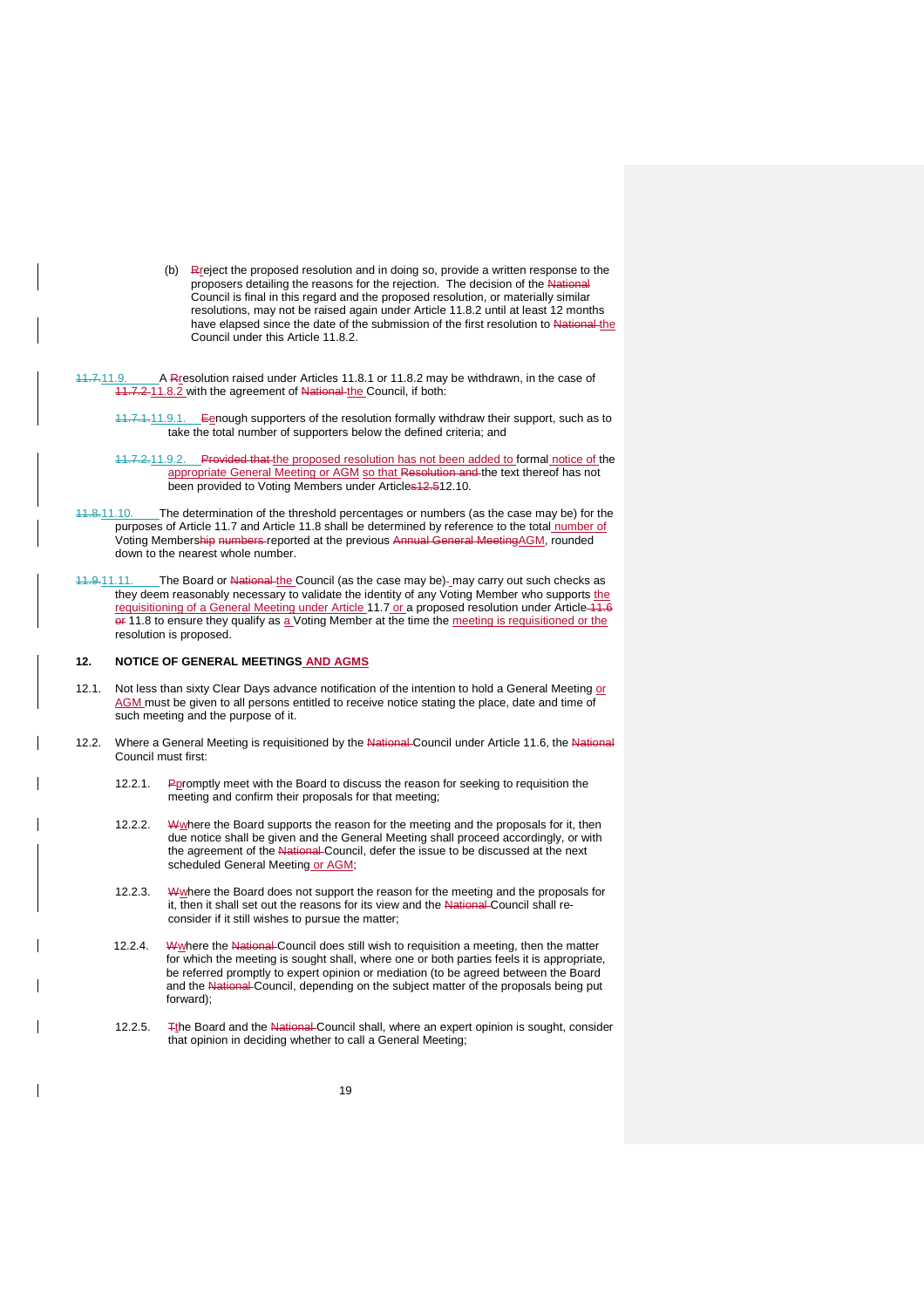(b) ~~R~~reject the proposed resolution and in doing so, provide a written response to the proposers detailing the reasons for the rejection. The decision of the ~~National~~ Council is final in this regard and the proposed resolution, or materially similar resolutions, may not be raised again under Article 11.8.2 until at least 12 months have elapsed since the date of the submission of the first resolution to ~~National~~ the Council under this Article 11.8.2.

~~11.7.~~11.9. A ~~R~~resolution raised under Articles 11.8.1 or 11.8.2 may be withdrawn, in the case of ~~11.7.2~~ 11.8.2 with the agreement of ~~National~~ the Council, if both:

~~11.7.1.~~11.9.1. ~~E~~enough supporters of the resolution formally withdraw their support, such as to take the total number of supporters below the defined criteria; and

~~11.7.2.~~11.9.2. ~~Provided that~~ the proposed resolution has not been added to formal notice of the appropriate General Meeting or AGM so that ~~Resolution and~~ the text thereof has not been provided to Voting Members under Articles~~12.5~~12.10.

~~11.8.~~11.10. The determination of the threshold percentages or numbers (as the case may be) for the purposes of Article 11.7 and Article 11.8 shall be determined by reference to the total number of Voting Members~~hip numbers~~ reported at the previous ~~Annual General Meeting~~AGM, rounded down to the nearest whole number.

~~11.9.~~11.11. The Board or ~~National~~ the Council (as the case may be) may carry out such checks as they deem reasonably necessary to validate the identity of any Voting Member who supports the requisitioning of a General Meeting under Article 11.7 or a proposed resolution under Article ~~11.6 or~~ 11.8 to ensure they qualify as a Voting Member at the time the meeting is requisitioned or the resolution is proposed.

## 12. NOTICE OF GENERAL MEETINGS AND AGMS

12.1. Not less than sixty Clear Days advance notification of the intention to hold a General Meeting or AGM must be given to all persons entitled to receive notice stating the place, date and time of such meeting and the purpose of it.

12.2. Where a General Meeting is requisitioned by the ~~National~~ Council under Article 11.6, the ~~National~~ Council must first:

12.2.1. ~~P~~promptly meet with the Board to discuss the reason for seeking to requisition the meeting and confirm their proposals for that meeting;

12.2.2. ~~W~~where the Board supports the reason for the meeting and the proposals for it, then due notice shall be given and the General Meeting shall proceed accordingly, or with the agreement of the ~~National~~ Council, defer the issue to be discussed at the next scheduled General Meeting or AGM;

12.2.3. ~~W~~where the Board does not support the reason for the meeting and the proposals for it, then it shall set out the reasons for its view and the ~~National~~ Council shall re-consider if it still wishes to pursue the matter;

12.2.4. ~~W~~where the ~~National~~ Council does still wish to requisition a meeting, then the matter for which the meeting is sought shall, where one or both parties feels it is appropriate, be referred promptly to expert opinion or mediation (to be agreed between the Board and the ~~National~~ Council, depending on the subject matter of the proposals being put forward);

12.2.5. ~~T~~the Board and the ~~National~~ Council shall, where an expert opinion is sought, consider that opinion in deciding whether to call a General Meeting;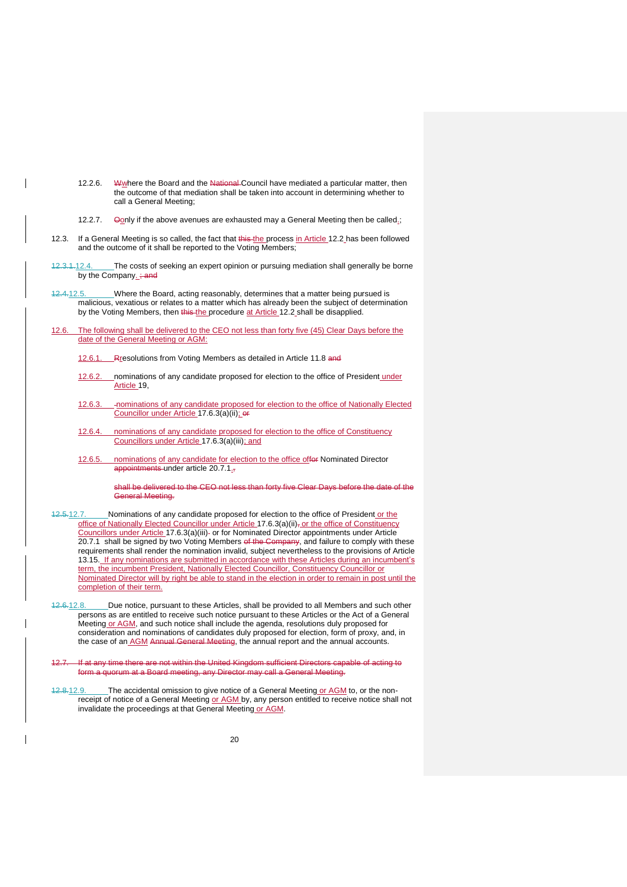12.2.6. ~~W~~where the Board and the ~~National~~ Council have mediated a particular matter, then the outcome of that mediation shall be taken into account in determining whether to call a General Meeting;

12.2.7. ~~O~~only if the above avenues are exhausted may a General Meeting then be called.~~;~~

12.3. If a General Meeting is so called, the fact that ~~this~~ the process in Article 12.2 has been followed and the outcome of it shall be reported to the Voting Members;

~~12.3.1.~~12.4. The costs of seeking an expert opinion or pursuing mediation shall generally be borne by the Company. ~~; and~~

~~12.4.~~12.5. Where the Board, acting reasonably, determines that a matter being pursued is malicious, vexatious or relates to a matter which has already been the subject of determination by the Voting Members, then ~~this~~ the procedure at Article 12.2 shall be disapplied.

12.6. The following shall be delivered to the CEO not less than forty five (45) Clear Days before the date of the General Meeting or AGM:

12.6.1. ~~R~~resolutions from Voting Members as detailed in Article 11.8 ~~and~~

12.6.2. nominations of any candidate proposed for election to the office of President under Article 19,

12.6.3. nominations of any candidate proposed for election to the office of Nationally Elected Councillor under Article 17.6.3(a)(ii); ~~or~~

12.6.4. nominations of any candidate proposed for election to the office of Constituency Councillors under Article 17.6.3(a)(iii); and

12.6.5. nominations of any candidate for election to the office of~~for~~ Nominated Director ~~appointments~~ under article 20.7.1.~~,~~

~~shall be delivered to the CEO not less than forty five Clear Days before the date of the General Meeting.~~

~~12.5.~~12.7. Nominations of any candidate proposed for election to the office of President or the office of Nationally Elected Councillor under Article 17.6.3(a)(ii)~~,~~ or the office of Constituency Councillors under Article 17.6.3(a)(iii)~~-~~ or for Nominated Director appointments under Article 20.7.1 shall be signed by two Voting Members ~~of the Company~~, and failure to comply with these requirements shall render the nomination invalid, subject nevertheless to the provisions of Article 13.15. If any nominations are submitted in accordance with these Articles during an incumbent's term, the incumbent President, Nationally Elected Councillor, Constituency Councillor or Nominated Director will by right be able to stand in the election in order to remain in post until the completion of their term.

~~12.6.~~12.8. Due notice, pursuant to these Articles, shall be provided to all Members and such other persons as are entitled to receive such notice pursuant to these Articles or the Act of a General Meeting or AGM, and such notice shall include the agenda, resolutions duly proposed for consideration and nominations of candidates duly proposed for election, form of proxy, and, in the case of an AGM ~~Annual General Meeting~~, the annual report and the annual accounts.

~~12.7. If at any time there are not within the United Kingdom sufficient Directors capable of acting to form a quorum at a Board meeting, any Director may call a General Meeting.~~

~~12.8.~~12.9. The accidental omission to give notice of a General Meeting or AGM to, or the non-receipt of notice of a General Meeting or AGM by, any person entitled to receive notice shall not invalidate the proceedings at that General Meeting or AGM.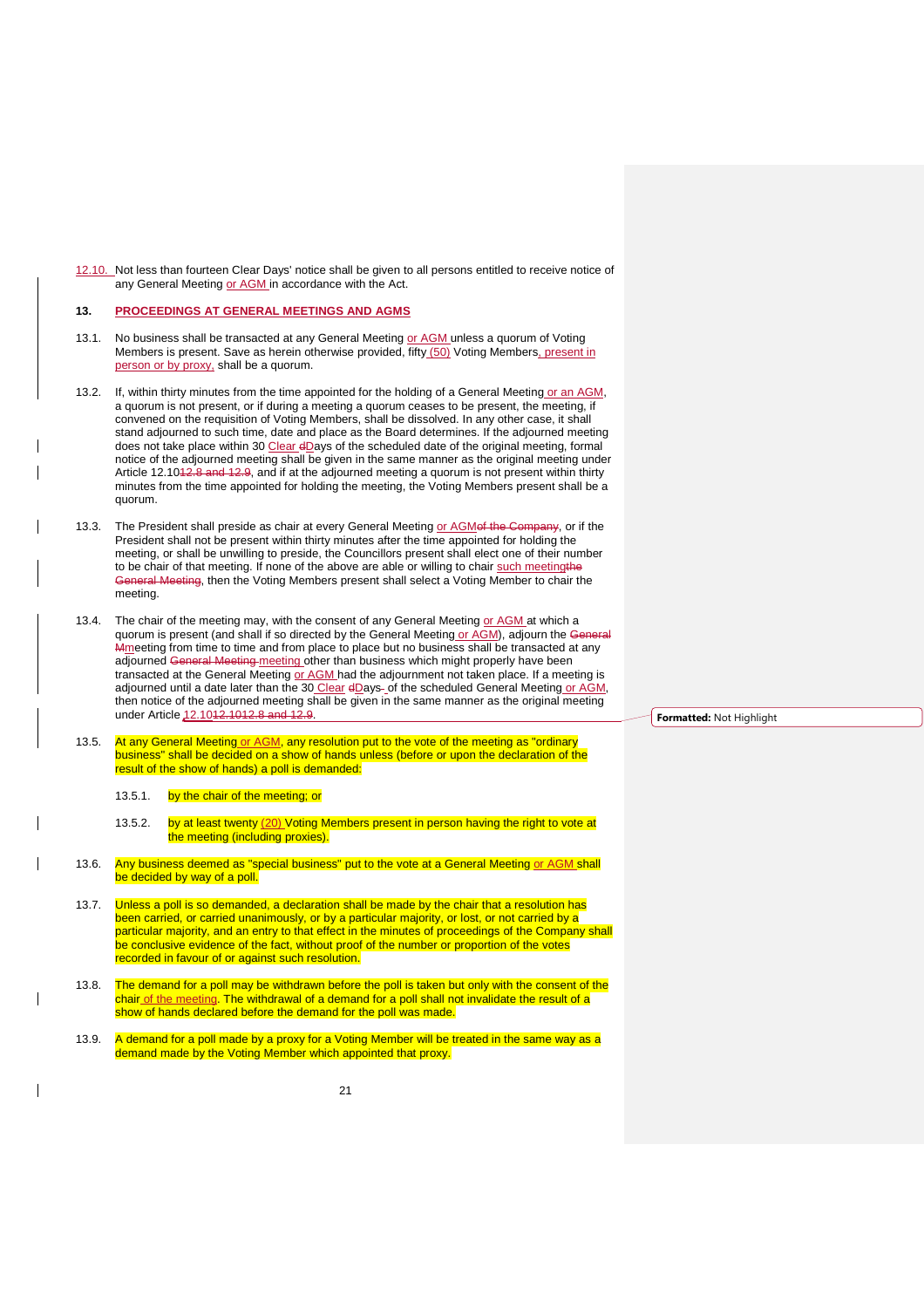12.10. Not less than fourteen Clear Days' notice shall be given to all persons entitled to receive notice of any General Meeting or AGM in accordance with the Act.

## 13. PROCEEDINGS AT GENERAL MEETINGS AND AGMS

13.1. No business shall be transacted at any General Meeting or AGM unless a quorum of Voting Members is present. Save as herein otherwise provided, fifty (50) Voting Members, present in person or by proxy, shall be a quorum.

13.2. If, within thirty minutes from the time appointed for the holding of a General Meeting or an AGM, a quorum is not present, or if during a meeting a quorum ceases to be present, the meeting, if convened on the requisition of Voting Members, shall be dissolved. In any other case, it shall stand adjourned to such time, date and place as the Board determines. If the adjourned meeting does not take place within 30 Clear dDays of the scheduled date of the original meeting, formal notice of the adjourned meeting shall be given in the same manner as the original meeting under Article 12.1012.8 and 12.9, and if at the adjourned meeting a quorum is not present within thirty minutes from the time appointed for holding the meeting, the Voting Members present shall be a quorum.

13.3. The President shall preside as chair at every General Meeting or AGMof the Company, or if the President shall not be present within thirty minutes after the time appointed for holding the meeting, or shall be unwilling to preside, the Councillors present shall elect one of their number to be chair of that meeting. If none of the above are able or willing to chair such meetingthe General Meeting, then the Voting Members present shall select a Voting Member to chair the meeting.

13.4. The chair of the meeting may, with the consent of any General Meeting or AGM at which a quorum is present (and shall if so directed by the General Meeting or AGM), adjourn the General Mmeeting from time to time and from place to place but no business shall be transacted at any adjourned General Meeting meeting other than business which might properly have been transacted at the General Meeting or AGM had the adjournment not taken place. If a meeting is adjourned until a date later than the 30 Clear dDays of the scheduled General Meeting or AGM, then notice of the adjourned meeting shall be given in the same manner as the original meeting under Article 12.1012.1012.8 and 12.9.

13.5. At any General Meeting or AGM, any resolution put to the vote of the meeting as "ordinary business" shall be decided on a show of hands unless (before or upon the declaration of the result of the show of hands) a poll is demanded:

13.5.1. by the chair of the meeting; or

13.5.2. by at least twenty (20) Voting Members present in person having the right to vote at the meeting (including proxies).

13.6. Any business deemed as "special business" put to the vote at a General Meeting or AGM shall be decided by way of a poll.

13.7. Unless a poll is so demanded, a declaration shall be made by the chair that a resolution has been carried, or carried unanimously, or by a particular majority, or lost, or not carried by a particular majority, and an entry to that effect in the minutes of proceedings of the Company shall be conclusive evidence of the fact, without proof of the number or proportion of the votes recorded in favour of or against such resolution.

13.8. The demand for a poll may be withdrawn before the poll is taken but only with the consent of the chair of the meeting. The withdrawal of a demand for a poll shall not invalidate the result of a show of hands declared before the demand for the poll was made.

13.9. A demand for a poll made by a proxy for a Voting Member will be treated in the same way as a demand made by the Voting Member which appointed that proxy.

Formatted: Not Highlight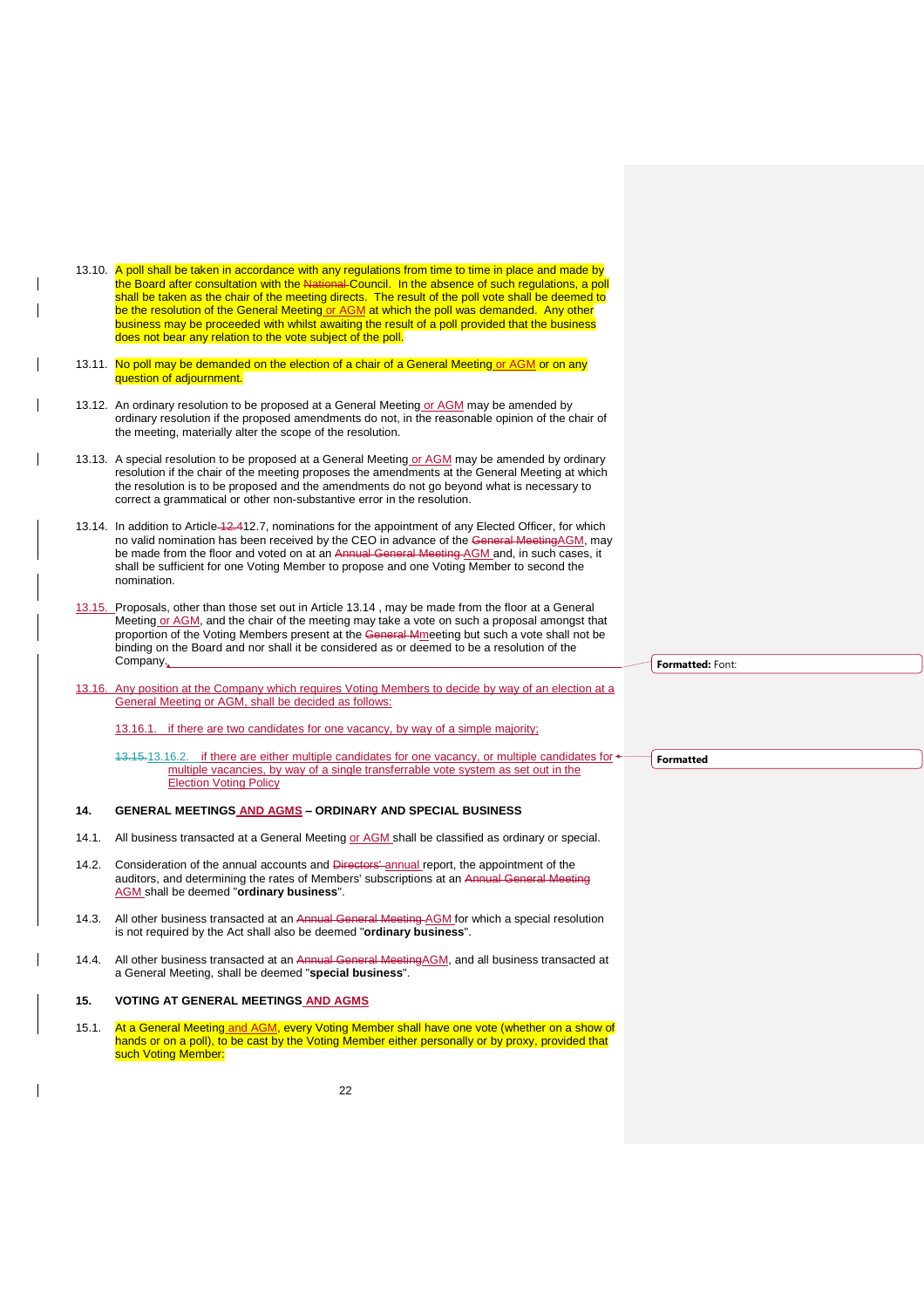13.10. A poll shall be taken in accordance with any regulations from time to time in place and made by the Board after consultation with the National Council. In the absence of such regulations, a poll shall be taken as the chair of the meeting directs. The result of the poll vote shall be deemed to be the resolution of the General Meeting or AGM at which the poll was demanded. Any other business may be proceeded with whilst awaiting the result of a poll provided that the business does not bear any relation to the vote subject of the poll.

13.11. No poll may be demanded on the election of a chair of a General Meeting or AGM or on any question of adjournment.

13.12. An ordinary resolution to be proposed at a General Meeting or AGM may be amended by ordinary resolution if the proposed amendments do not, in the reasonable opinion of the chair of the meeting, materially alter the scope of the resolution.

13.13. A special resolution to be proposed at a General Meeting or AGM may be amended by ordinary resolution if the chair of the meeting proposes the amendments at the General Meeting at which the resolution is to be proposed and the amendments do not go beyond what is necessary to correct a grammatical or other non-substantive error in the resolution.

13.14. In addition to Article 12.412.7, nominations for the appointment of any Elected Officer, for which no valid nomination has been received by the CEO in advance of the General MeetingAGM, may be made from the floor and voted on at an Annual General Meeting AGM and, in such cases, it shall be sufficient for one Voting Member to propose and one Voting Member to second the nomination.

13.15. Proposals, other than those set out in Article 13.14 , may be made from the floor at a General Meeting or AGM, and the chair of the meeting may take a vote on such a proposal amongst that proportion of the Voting Members present at the General Mmeeting but such a vote shall not be binding on the Board and nor shall it be considered as or deemed to be a resolution of the Company.

13.16. Any position at the Company which requires Voting Members to decide by way of an election at a General Meeting or AGM, shall be decided as follows:

13.16.1. if there are two candidates for one vacancy, by way of a simple majority;

13.15.13.16.2. if there are either multiple candidates for one vacancy, or multiple candidates for multiple vacancies, by way of a single transferrable vote system as set out in the Election Voting Policy

## 14. GENERAL MEETINGS AND AGMS – ORDINARY AND SPECIAL BUSINESS

14.1. All business transacted at a General Meeting or AGM shall be classified as ordinary or special.

14.2. Consideration of the annual accounts and Directors' annual report, the appointment of the auditors, and determining the rates of Members' subscriptions at an Annual General Meeting AGM shall be deemed "**ordinary business**".

14.3. All other business transacted at an Annual General Meeting AGM for which a special resolution is not required by the Act shall also be deemed "**ordinary business**".

14.4. All other business transacted at an Annual General MeetingAGM, and all business transacted at a General Meeting, shall be deemed "**special business**".

## 15. VOTING AT GENERAL MEETINGS AND AGMS

15.1. At a General Meeting and AGM, every Voting Member shall have one vote (whether on a show of hands or on a poll), to be cast by the Voting Member either personally or by proxy, provided that such Voting Member: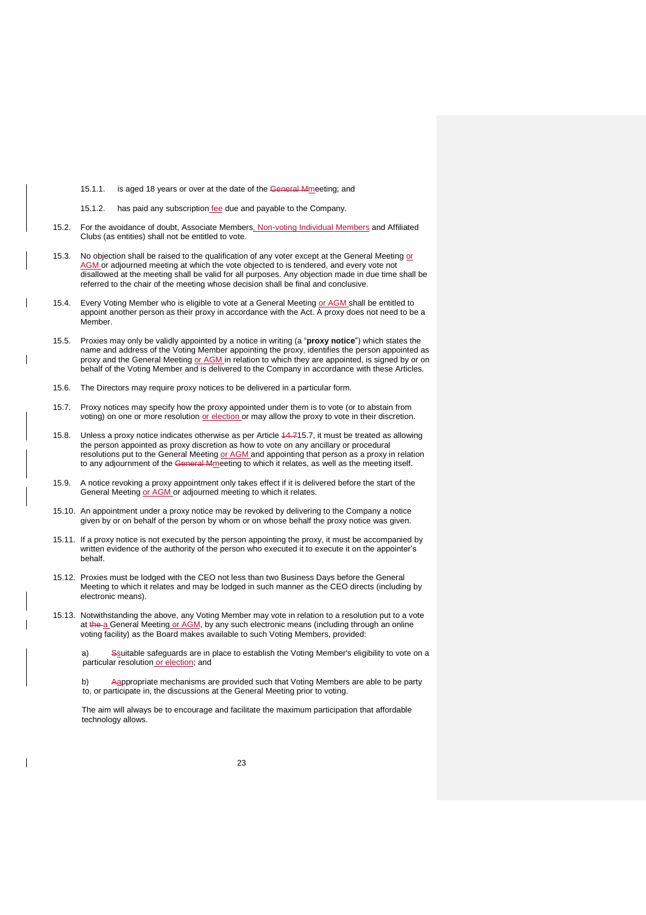15.1.1. is aged 18 years or over at the date of the ~~General M~~meeting; and

15.1.2. has paid any subscription fee due and payable to the Company.

15.2. For the avoidance of doubt, Associate Members, Non-voting Individual Members and Affiliated Clubs (as entities) shall not be entitled to vote.

15.3. No objection shall be raised to the qualification of any voter except at the General Meeting or AGM or adjourned meeting at which the vote objected to is tendered, and every vote not disallowed at the meeting shall be valid for all purposes. Any objection made in due time shall be referred to the chair of the meeting whose decision shall be final and conclusive.

15.4. Every Voting Member who is eligible to vote at a General Meeting or AGM shall be entitled to appoint another person as their proxy in accordance with the Act. A proxy does not need to be a Member.

15.5. Proxies may only be validly appointed by a notice in writing (a "**proxy notice**") which states the name and address of the Voting Member appointing the proxy, identifies the person appointed as proxy and the General Meeting or AGM in relation to which they are appointed, is signed by or on behalf of the Voting Member and is delivered to the Company in accordance with these Articles.

15.6. The Directors may require proxy notices to be delivered in a particular form.

15.7. Proxy notices may specify how the proxy appointed under them is to vote (or to abstain from voting) on one or more resolution or election or may allow the proxy to vote in their discretion.

15.8. Unless a proxy notice indicates otherwise as per Article ~~14.7~~15.7, it must be treated as allowing the person appointed as proxy discretion as how to vote on any ancillary or procedural resolutions put to the General Meeting or AGM and appointing that person as a proxy in relation to any adjournment of the ~~General M~~meeting to which it relates, as well as the meeting itself.

15.9. A notice revoking a proxy appointment only takes effect if it is delivered before the start of the General Meeting or AGM or adjourned meeting to which it relates.

15.10. An appointment under a proxy notice may be revoked by delivering to the Company a notice given by or on behalf of the person by whom or on whose behalf the proxy notice was given.

15.11. If a proxy notice is not executed by the person appointing the proxy, it must be accompanied by written evidence of the authority of the person who executed it to execute it on the appointer's behalf.

15.12. Proxies must be lodged with the CEO not less than two Business Days before the General Meeting to which it relates and may be lodged in such manner as the CEO directs (including by electronic means).

15.13. Notwithstanding the above, any Voting Member may vote in relation to a resolution put to a vote at ~~the~~ a General Meeting or AGM, by any such electronic means (including through an online voting facility) as the Board makes available to such Voting Members, provided:

a) ~~S~~suitable safeguards are in place to establish the Voting Member's eligibility to vote on a particular resolution or election; and

b) ~~A~~appropriate mechanisms are provided such that Voting Members are able to be party to, or participate in, the discussions at the General Meeting prior to voting.

The aim will always be to encourage and facilitate the maximum participation that affordable technology allows.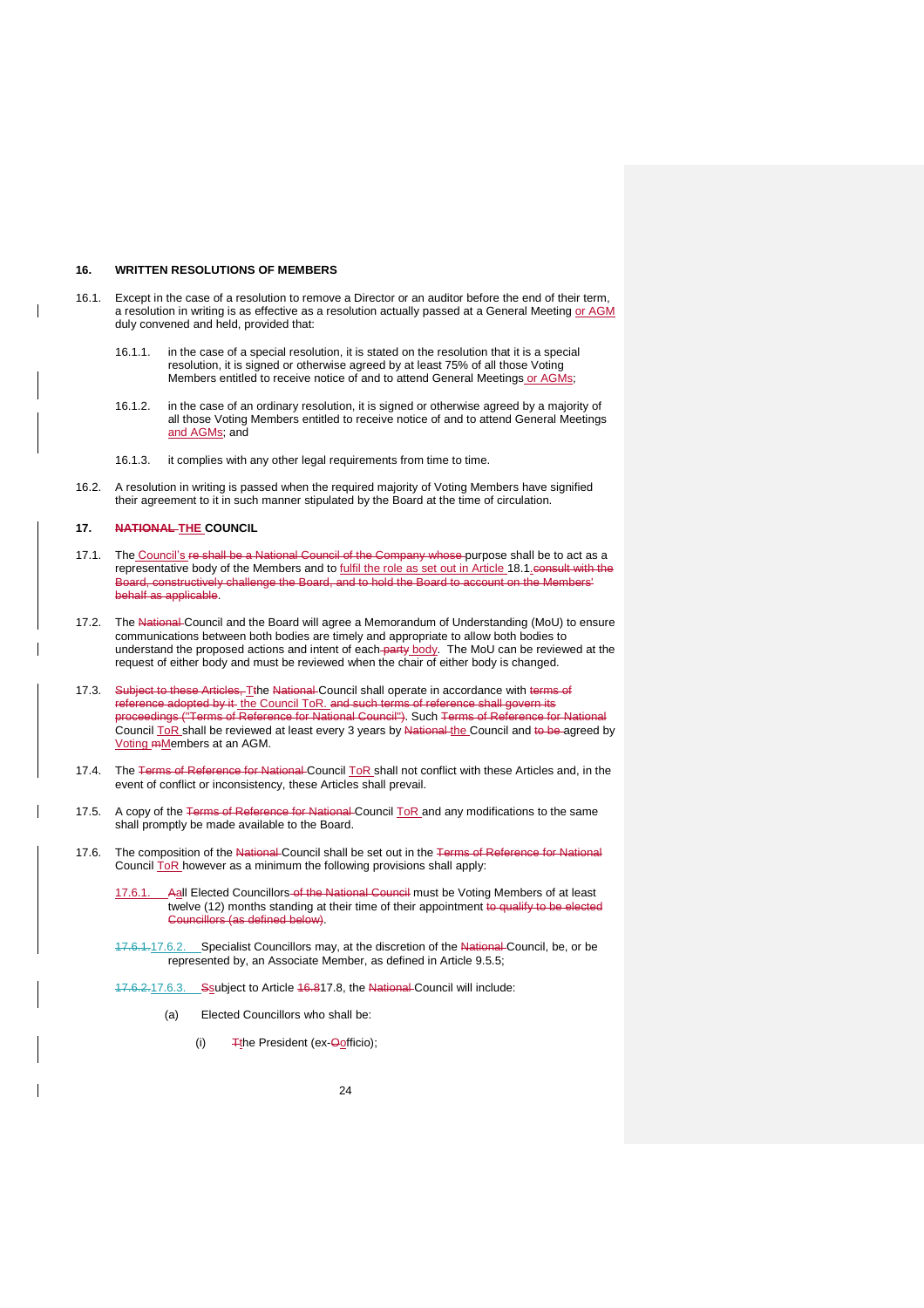## 16. WRITTEN RESOLUTIONS OF MEMBERS

16.1. Except in the case of a resolution to remove a Director or an auditor before the end of their term, a resolution in writing is as effective as a resolution actually passed at a General Meeting or AGM duly convened and held, provided that:

16.1.1. in the case of a special resolution, it is stated on the resolution that it is a special resolution, it is signed or otherwise agreed by at least 75% of all those Voting Members entitled to receive notice of and to attend General Meetings or AGMs;

16.1.2. in the case of an ordinary resolution, it is signed or otherwise agreed by a majority of all those Voting Members entitled to receive notice of and to attend General Meetings and AGMs; and

16.1.3. it complies with any other legal requirements from time to time.

16.2. A resolution in writing is passed when the required majority of Voting Members have signified their agreement to it in such manner stipulated by the Board at the time of circulation.

## 17. ~~NATIONAL~~ THE COUNCIL

17.1. The Council's ~~re shall be a National Council of the Company whose~~ purpose shall be to act as a representative body of the Members and to fulfil the role as set out in Article 18.1.~~consult with the Board, constructively challenge the Board, and to hold the Board to account on the Members' behalf as applicable~~.

17.2. The ~~National~~ Council and the Board will agree a Memorandum of Understanding (MoU) to ensure communications between both bodies are timely and appropriate to allow both bodies to understand the proposed actions and intent of each ~~party~~ body. The MoU can be reviewed at the request of either body and must be reviewed when the chair of either body is changed.

17.3. ~~Subject to these Articles, T~~the ~~National~~ Council shall operate in accordance with ~~terms of reference adopted by it~~ the Council ToR. ~~and such terms of reference shall govern its proceedings ("Terms of Reference for National Council")~~. Such ~~Terms of Reference for National~~ Council ToR shall be reviewed at least every 3 years by ~~National~~ the Council and ~~to be~~ agreed by Voting ~~m~~Members at an AGM.

17.4. The ~~Terms of Reference for National~~ Council ToR shall not conflict with these Articles and, in the event of conflict or inconsistency, these Articles shall prevail.

17.5. A copy of the ~~Terms of Reference for National~~ Council ToR and any modifications to the same shall promptly be made available to the Board.

17.6. The composition of the ~~National~~ Council shall be set out in the ~~Terms of Reference for National~~ Council ToR however as a minimum the following provisions shall apply:

17.6.1. ~~A~~all Elected Councillors ~~of the National Council~~ must be Voting Members of at least twelve (12) months standing at their time of their appointment ~~to qualify to be elected Councillors (as defined below)~~.

~~17.6.1.~~ 17.6.2. Specialist Councillors may, at the discretion of the ~~National~~ Council, be, or be represented by, an Associate Member, as defined in Article 9.5.5;

~~17.6.2.~~ 17.6.3. ~~S~~subject to Article ~~16.8~~17.8, the ~~National~~ Council will include:

(a) Elected Councillors who shall be:

(i) ~~T~~the President (ex-~~O~~officio);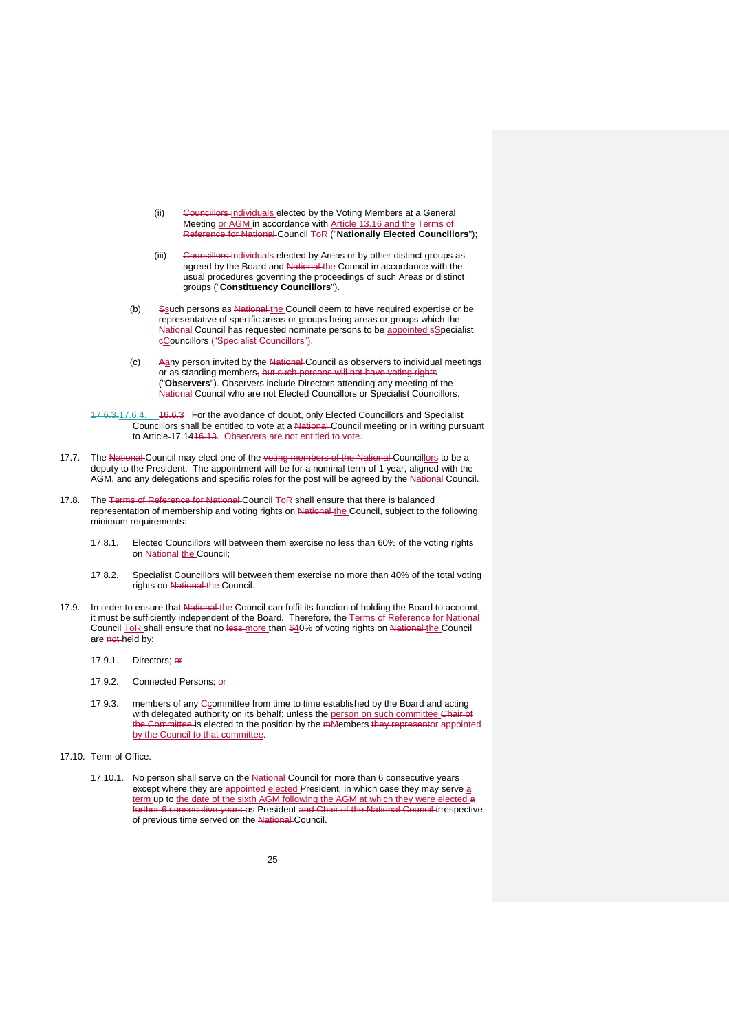(ii) ~~Councillors~~ individuals elected by the Voting Members at a General Meeting or AGM in accordance with Article 13.16 and the ~~Terms of Reference for National~~ Council ToR ("**Nationally Elected Councillors**");

(iii) ~~Councillors~~ individuals elected by Areas or by other distinct groups as agreed by the Board and ~~National~~ the Council in accordance with the usual procedures governing the proceedings of such Areas or distinct groups ("**Constituency Councillors**").

(b) ~~S~~such persons as ~~National~~ the Council deem to have required expertise or be representative of specific areas or groups being areas or groups which the ~~National~~ Council has requested nominate persons to be appointed ~~s~~Specialist ~~c~~Councillors ~~("Specialist Councillors")~~.

(c) ~~A~~any person invited by the ~~National~~ Council as observers to individual meetings or as standing members, ~~but such persons will not have voting rights~~ ("**Observers**"). Observers include Directors attending any meeting of the ~~National~~ Council who are not Elected Councillors or Specialist Councillors.

~~17.6.3.~~17.6.4. ~~16.6.3~~ For the avoidance of doubt, only Elected Councillors and Specialist Councillors shall be entitled to vote at a ~~National~~ Council meeting or in writing pursuant to Article 17.14~~16.13~~. Observers are not entitled to vote.

17.7. The ~~National~~ Council may elect one of the ~~voting members of the National~~ Councillors to be a deputy to the President. The appointment will be for a nominal term of 1 year, aligned with the AGM, and any delegations and specific roles for the post will be agreed by the ~~National~~ Council.

17.8. The ~~Terms of Reference for National~~ Council ToR shall ensure that there is balanced representation of membership and voting rights on ~~National~~ the Council, subject to the following minimum requirements:

17.8.1. Elected Councillors will between them exercise no less than 60% of the voting rights on ~~National~~ the Council;

17.8.2. Specialist Councillors will between them exercise no more than 40% of the total voting rights on ~~National~~ the Council.

17.9. In order to ensure that ~~National~~ the Council can fulfil its function of holding the Board to account, it must be sufficiently independent of the Board. Therefore, the ~~Terms of Reference for National~~ Council ToR shall ensure that no ~~less~~ more than ~~6~~40% of voting rights on ~~National~~ the Council are ~~not~~ held by:

17.9.1. Directors; ~~or~~

17.9.2. Connected Persons; ~~or~~

17.9.3. members of any ~~C~~committee from time to time established by the Board and acting with delegated authority on its behalf; unless the person on such committee ~~Chair of the Committee~~ is elected to the position by the ~~m~~Members ~~they represent~~or appointed by the Council to that committee.

17.10. Term of Office.

17.10.1. No person shall serve on the ~~National~~ Council for more than 6 consecutive years except where they are ~~appointed~~ elected President, in which case they may serve a term up to the date of the sixth AGM following the AGM at which they were elected ~~a further 6 consecutive years~~ as President ~~and Chair of the National Council~~ irrespective of previous time served on the ~~National~~ Council.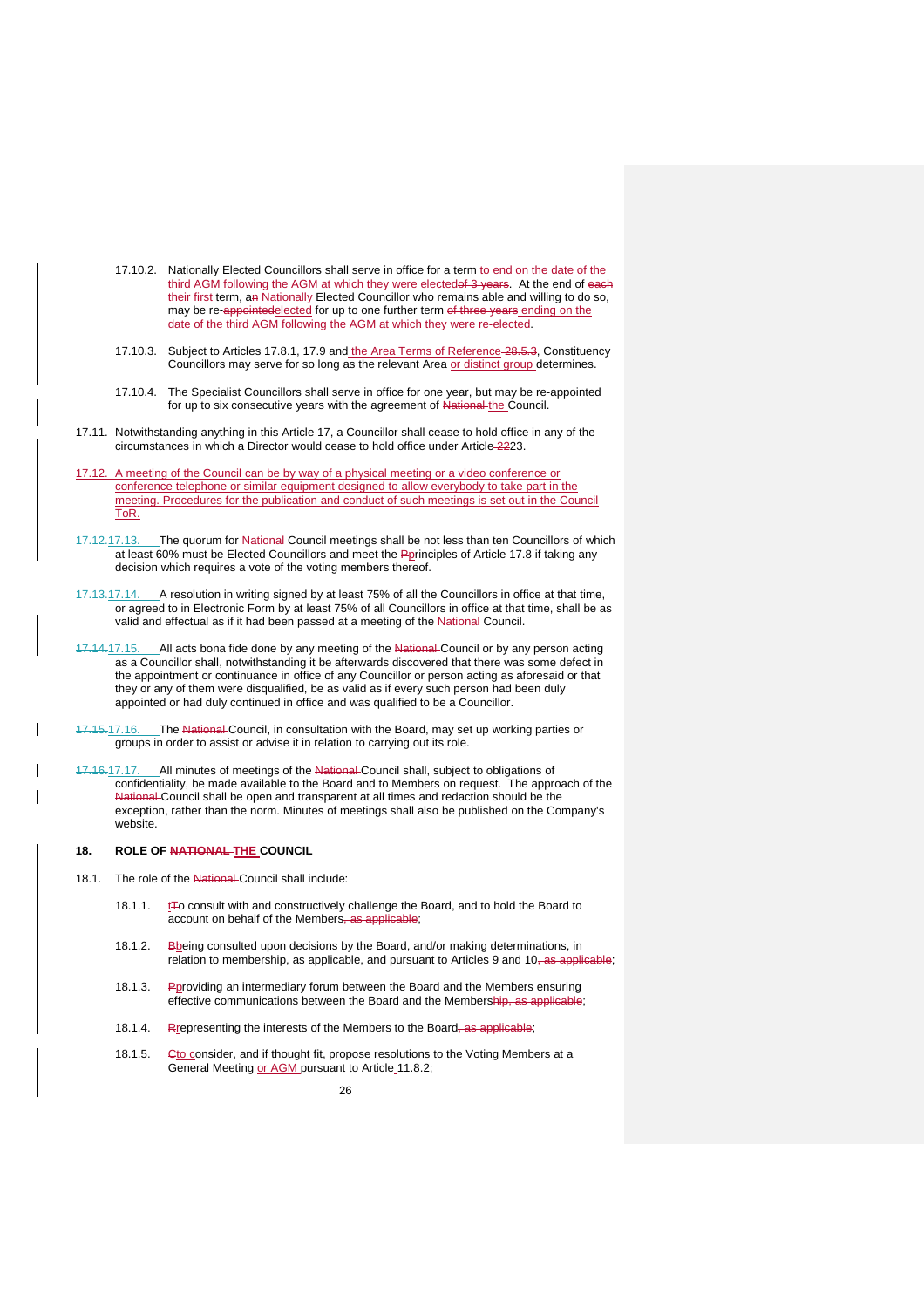17.10.2. Nationally Elected Councillors shall serve in office for a term to end on the date of the third AGM following the AGM at which they were elected~~of 3 years~~. At the end of ~~each~~ their first term, a~~n~~ Nationally Elected Councillor who remains able and willing to do so, may be re-~~appointed~~elected for up to one further term ~~of three years~~ ending on the date of the third AGM following the AGM at which they were re-elected.

17.10.3. Subject to Articles 17.8.1, 17.9 and the Area Terms of Reference ~~28.5.3~~, Constituency Councillors may serve for so long as the relevant Area or distinct group determines.

17.10.4. The Specialist Councillors shall serve in office for one year, but may be re-appointed for up to six consecutive years with the agreement of ~~National~~ the Council.

17.11. Notwithstanding anything in this Article 17, a Councillor shall cease to hold office in any of the circumstances in which a Director would cease to hold office under Article ~~22~~23.

17.12. A meeting of the Council can be by way of a physical meeting or a video conference or conference telephone or similar equipment designed to allow everybody to take part in the meeting. Procedures for the publication and conduct of such meetings is set out in the Council ToR.

~~17.12.~~17.13. The quorum for ~~National~~ Council meetings shall be not less than ten Councillors of which at least 60% must be Elected Councillors and meet the ~~P~~principles of Article 17.8 if taking any decision which requires a vote of the voting members thereof.

~~17.13.~~17.14. A resolution in writing signed by at least 75% of all the Councillors in office at that time, or agreed to in Electronic Form by at least 75% of all Councillors in office at that time, shall be as valid and effectual as if it had been passed at a meeting of the ~~National~~ Council.

~~17.14.~~17.15. All acts bona fide done by any meeting of the ~~National~~ Council or by any person acting as a Councillor shall, notwithstanding it be afterwards discovered that there was some defect in the appointment or continuance in office of any Councillor or person acting as aforesaid or that they or any of them were disqualified, be as valid as if every such person had been duly appointed or had duly continued in office and was qualified to be a Councillor.

~~17.15.~~17.16. The ~~National~~ Council, in consultation with the Board, may set up working parties or groups in order to assist or advise it in relation to carrying out its role.

~~17.16.~~17.17. All minutes of meetings of the ~~National~~ Council shall, subject to obligations of confidentiality, be made available to the Board and to Members on request. The approach of the ~~National~~ Council shall be open and transparent at all times and redaction should be the exception, rather than the norm. Minutes of meetings shall also be published on the Company's website.

## 18. ROLE OF ~~NATIONAL~~ THE COUNCIL

18.1. The role of the ~~National~~ Council shall include:

18.1.1. ~~T~~to consult with and constructively challenge the Board, and to hold the Board to account on behalf of the Members~~, as applicable~~;

18.1.2. ~~B~~being consulted upon decisions by the Board, and/or making determinations, in relation to membership, as applicable, and pursuant to Articles 9 and 10~~, as applicable~~;

18.1.3. ~~P~~providing an intermediary forum between the Board and the Members ensuring effective communications between the Board and the Members~~hip, as applicable~~;

18.1.4. ~~R~~representing the interests of the Members to the Board~~, as applicable~~;

18.1.5. ~~C~~to consider, and if thought fit, propose resolutions to the Voting Members at a General Meeting or AGM pursuant to Article 11.8.2;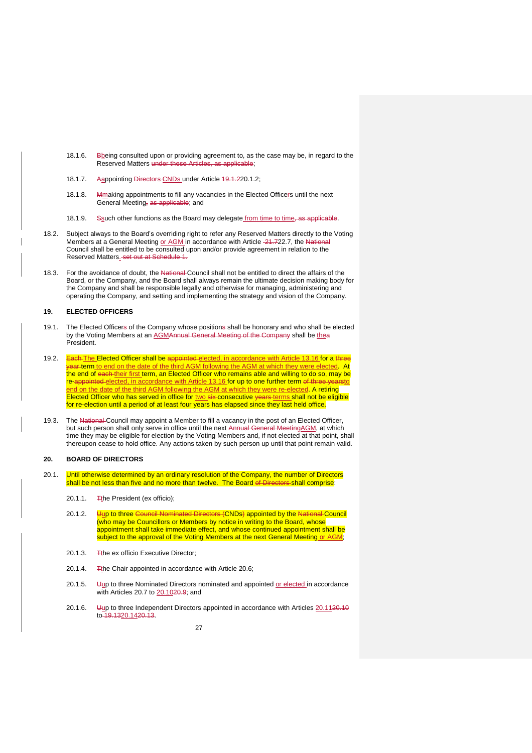18.1.6. ~~B~~being consulted upon or providing agreement to, as the case may be, in regard to the Reserved Matters ~~under these Articles, as applicable~~;

18.1.7. ~~A~~appointing ~~Directors~~ CNDs under Article ~~19.1.2~~20.1.2;

18.1.8. ~~M~~making appointments to fill any vacancies in the Elected Officers until the next General Meeting~~, as applicable~~; and

18.1.9. ~~S~~such other functions as the Board may delegate from time to time~~, as applicable~~.

18.2. Subject always to the Board's overriding right to refer any Reserved Matters directly to the Voting Members at a General Meeting or AGM in accordance with Article ~~21.7~~22.7, the ~~National~~ Council shall be entitled to be consulted upon and/or provide agreement in relation to the Reserved Matters~~. set out at Schedule 1~~.

18.3. For the avoidance of doubt, the ~~National~~ Council shall not be entitled to direct the affairs of the Board, or the Company, and the Board shall always remain the ultimate decision making body for the Company and shall be responsible legally and otherwise for managing, administering and operating the Company, and setting and implementing the strategy and vision of the Company.

## 19. ELECTED OFFICERS

19.1. The Elected Officer~~s~~ of the Company whose position~~s~~ shall be honorary and who shall be elected by the Voting Members at an AGM~~Annual General Meeting of the Company~~ shall be the~~a~~ President.

19.2. ~~Each~~ The Elected Officer shall be ~~appointed~~ elected, in accordance with Article 13.16 for a ~~three year~~ term to end on the date of the third AGM following the AGM at which they were elected. At the end of ~~each~~ their first term, an Elected Officer who remains able and willing to do so, may be re-~~appointed~~ elected, in accordance with Article 13.16 for up to one further term ~~of three years~~to end on the date of the third AGM following the AGM at which they were re-elected. A retiring Elected Officer who has served in office for two ~~six~~ consecutive ~~years~~ terms shall not be eligible for re-election until a period of at least four years has elapsed since they last held office.

19.3. The ~~National~~ Council may appoint a Member to fill a vacancy in the post of an Elected Officer, but such person shall only serve in office until the next ~~Annual General Meeting~~AGM, at which time they may be eligible for election by the Voting Members and, if not elected at that point, shall thereupon cease to hold office. Any actions taken by such person up until that point remain valid.

## 20. BOARD OF DIRECTORS

20.1. Until otherwise determined by an ordinary resolution of the Company, the number of Directors shall be not less than five and no more than twelve. The Board ~~of Directors~~ shall comprise:

20.1.1. ~~T~~the President (ex officio);

20.1.2. ~~U~~up to three ~~Council Nominated Directors (~~CNDs~~)~~ appointed by the ~~National~~ Council (who may be Councillors or Members by notice in writing to the Board, whose appointment shall take immediate effect, and whose continued appointment shall be subject to the approval of the Voting Members at the next General Meeting or AGM;

20.1.3. ~~T~~the ex officio Executive Director;

20.1.4. ~~T~~the Chair appointed in accordance with Article 20.6;

20.1.5. ~~U~~up to three Nominated Directors nominated and appointed or elected in accordance with Articles 20.7 to 20.10~~20.9~~; and

20.1.6. ~~U~~up to three Independent Directors appointed in accordance with Articles 20.11~~20.10~~ to ~~19.13~~20.14~~20.13~~.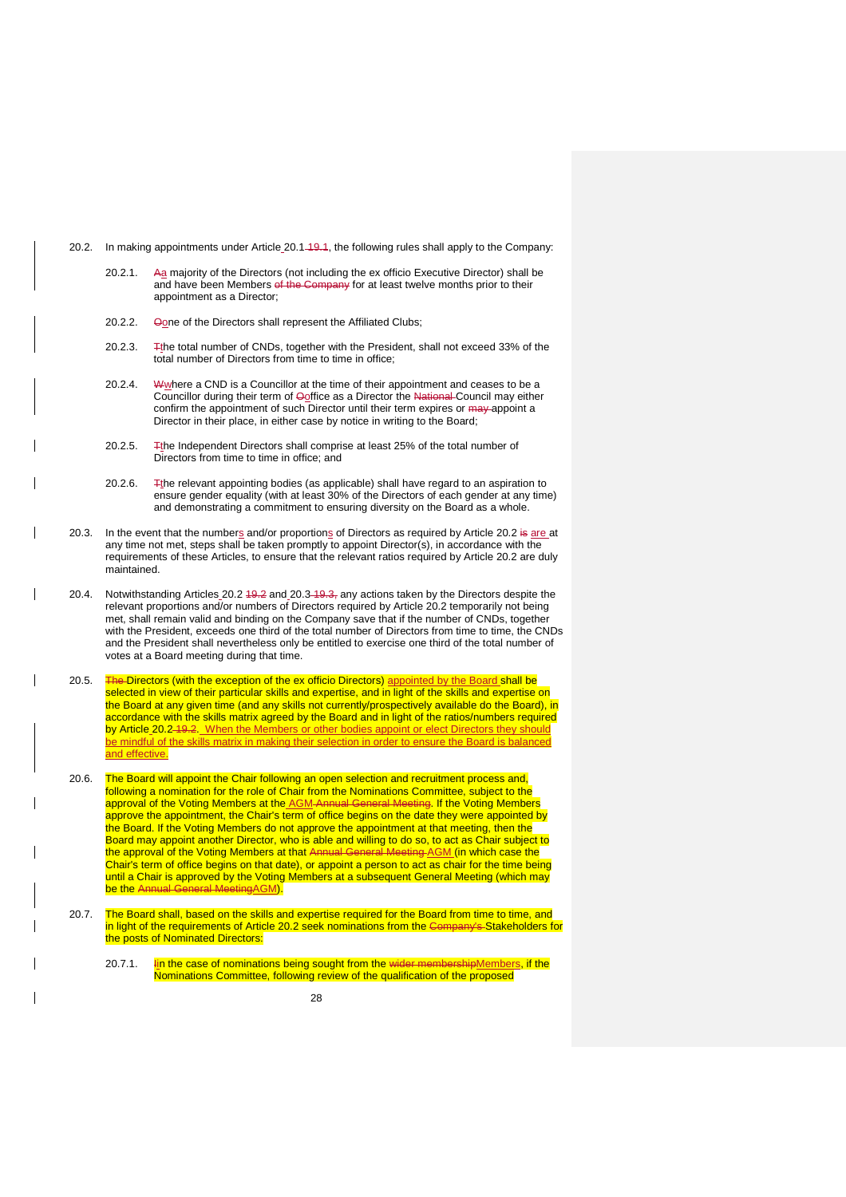20.2. In making appointments under Article 20.1 19.1, the following rules shall apply to the Company:

20.2.1. Aa majority of the Directors (not including the ex officio Executive Director) shall be and have been Members of the Company for at least twelve months prior to their appointment as a Director;

20.2.2. Oone of the Directors shall represent the Affiliated Clubs;

20.2.3. Tthe total number of CNDs, together with the President, shall not exceed 33% of the total number of Directors from time to time in office;

20.2.4. Wwhere a CND is a Councillor at the time of their appointment and ceases to be a Councillor during their term of Ooffice as a Director the National Council may either confirm the appointment of such Director until their term expires or may appoint a Director in their place, in either case by notice in writing to the Board;

20.2.5. Tthe Independent Directors shall comprise at least 25% of the total number of Directors from time to time in office; and

20.2.6. Tthe relevant appointing bodies (as applicable) shall have regard to an aspiration to ensure gender equality (with at least 30% of the Directors of each gender at any time) and demonstrating a commitment to ensuring diversity on the Board as a whole.

20.3. In the event that the numbers and/or proportions of Directors as required by Article 20.2 is are at any time not met, steps shall be taken promptly to appoint Director(s), in accordance with the requirements of these Articles, to ensure that the relevant ratios required by Article 20.2 are duly maintained.

20.4. Notwithstanding Articles 20.2 19.2 and 20.3 19.3, any actions taken by the Directors despite the relevant proportions and/or numbers of Directors required by Article 20.2 temporarily not being met, shall remain valid and binding on the Company save that if the number of CNDs, together with the President, exceeds one third of the total number of Directors from time to time, the CNDs and the President shall nevertheless only be entitled to exercise one third of the total number of votes at a Board meeting during that time.

20.5. The Directors (with the exception of the ex officio Directors) appointed by the Board shall be selected in view of their particular skills and expertise, and in light of the skills and expertise on the Board at any given time (and any skills not currently/prospectively available do the Board), in accordance with the skills matrix agreed by the Board and in light of the ratios/numbers required by Article 20.2 19.2. When the Members or other bodies appoint or elect Directors they should be mindful of the skills matrix in making their selection in order to ensure the Board is balanced and effective.

20.6. The Board will appoint the Chair following an open selection and recruitment process and, following a nomination for the role of Chair from the Nominations Committee, subject to the approval of the Voting Members at the AGM Annual General Meeting. If the Voting Members approve the appointment, the Chair's term of office begins on the date they were appointed by the Board. If the Voting Members do not approve the appointment at that meeting, then the Board may appoint another Director, who is able and willing to do so, to act as Chair subject to the approval of the Voting Members at that Annual General Meeting AGM (in which case the Chair's term of office begins on that date), or appoint a person to act as chair for the time being until a Chair is approved by the Voting Members at a subsequent General Meeting (which may be the Annual General MeetingAGM).

20.7. The Board shall, based on the skills and expertise required for the Board from time to time, and in light of the requirements of Article 20.2 seek nominations from the Company's Stakeholders for the posts of Nominated Directors:

20.7.1. Iin the case of nominations being sought from the wider membershipMembers, if the Nominations Committee, following review of the qualification of the proposed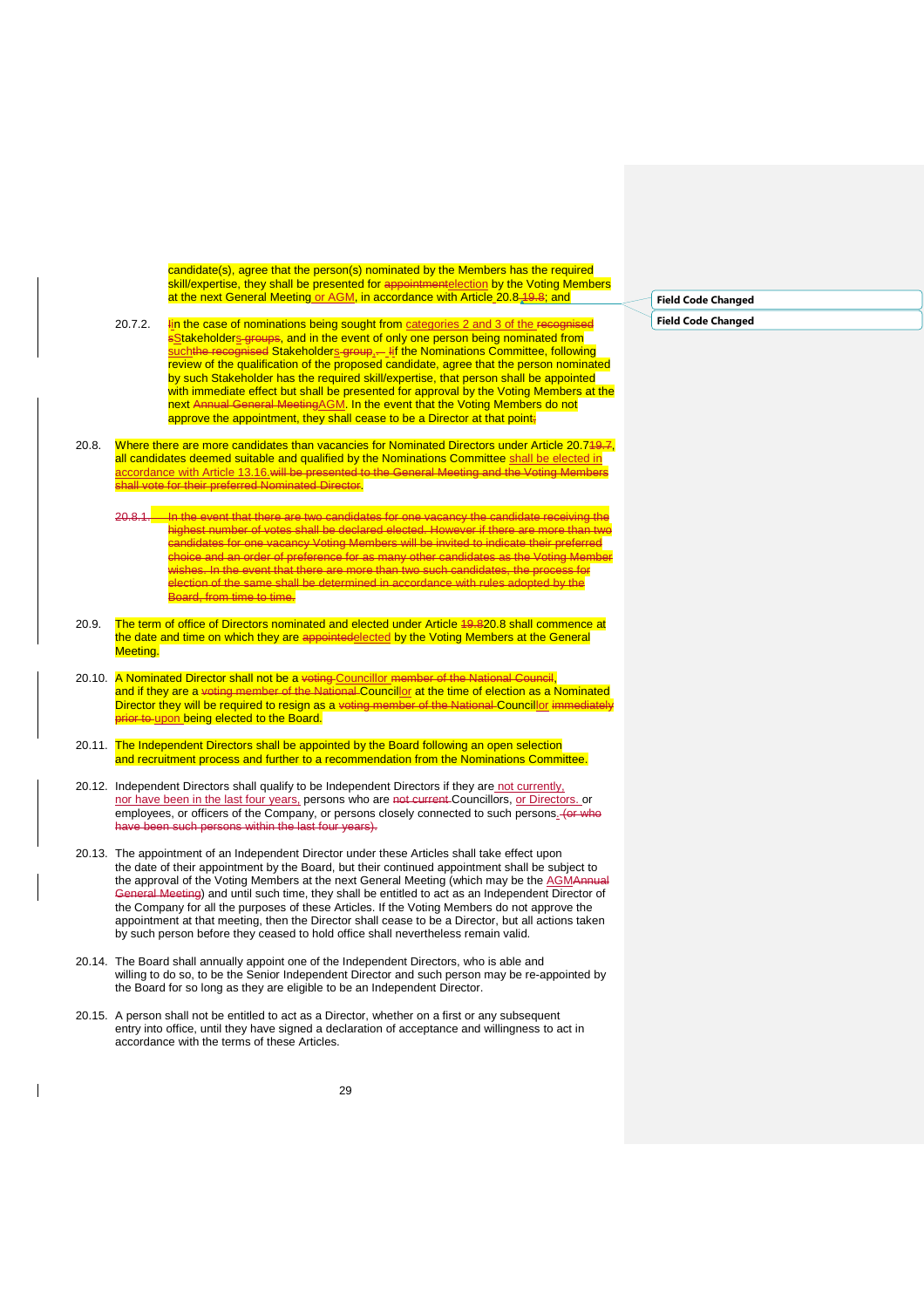candidate(s), agree that the person(s) nominated by the Members has the required skill/expertise, they shall be presented for ~~appointment~~election by the Voting Members at the next General Meeting or AGM, in accordance with Article 20.8 ~~19.8~~; and

20.7.2. ~~I~~in the case of nominations being sought from categories 2 and 3 of the ~~recognised s~~Stakeholders~~s groups~~, and in the event of only one person being nominated from such~~the recognised~~ Stakeholders~~s group~~, ~~– I~~if the Nominations Committee, following review of the qualification of the proposed candidate, agree that the person nominated by such Stakeholder has the required skill/expertise, that person shall be appointed with immediate effect but shall be presented for approval by the Voting Members at the next ~~Annual General Meeting~~AGM. In the event that the Voting Members do not approve the appointment, they shall cease to be a Director at that point~~.~~

20.8. Where there are more candidates than vacancies for Nominated Directors under Article 20.7~~19.7~~, all candidates deemed suitable and qualified by the Nominations Committee shall be elected in accordance with Article 13.16.~~will be presented to the General Meeting and the Voting Members shall vote for their preferred Nominated Director~~.

~~20.8.1. In the event that there are two candidates for one vacancy the candidate receiving the highest number of votes shall be declared elected. However if there are more than two candidates for one vacancy Voting Members will be invited to indicate their preferred choice and an order of preference for as many other candidates as the Voting Member wishes. In the event that there are more than two such candidates, the process for election of the same shall be determined in accordance with rules adopted by the Board, from time to time.~~

20.9. The term of office of Directors nominated and elected under Article ~~19.8~~20.8 shall commence at the date and time on which they are ~~appointed~~elected by the Voting Members at the General Meeting.

20.10. A Nominated Director shall not be a ~~voting~~ Councillor ~~member of the National Council~~, and if they are a ~~voting member of the National~~ Councillor at the time of election as a Nominated Director they will be required to resign as a ~~voting member of the National~~ Councillor ~~immediately prior to~~ upon being elected to the Board.

20.11. The Independent Directors shall be appointed by the Board following an open selection and recruitment process and further to a recommendation from the Nominations Committee.

20.12. Independent Directors shall qualify to be Independent Directors if they are not currently, nor have been in the last four years, persons who are ~~not current~~ Councillors, or Directors, or employees, or officers of the Company, or persons closely connected to such persons. ~~(or who have been such persons within the last four years).~~

20.13. The appointment of an Independent Director under these Articles shall take effect upon the date of their appointment by the Board, but their continued appointment shall be subject to the approval of the Voting Members at the next General Meeting (which may be the AGM~~Annual General Meeting~~) and until such time, they shall be entitled to act as an Independent Director of the Company for all the purposes of these Articles. If the Voting Members do not approve the appointment at that meeting, then the Director shall cease to be a Director, but all actions taken by such person before they ceased to hold office shall nevertheless remain valid.

20.14. The Board shall annually appoint one of the Independent Directors, who is able and willing to do so, to be the Senior Independent Director and such person may be re-appointed by the Board for so long as they are eligible to be an Independent Director.

20.15. A person shall not be entitled to act as a Director, whether on a first or any subsequent entry into office, until they have signed a declaration of acceptance and willingness to act in accordance with the terms of these Articles.

**Field Code Changed**

**Field Code Changed**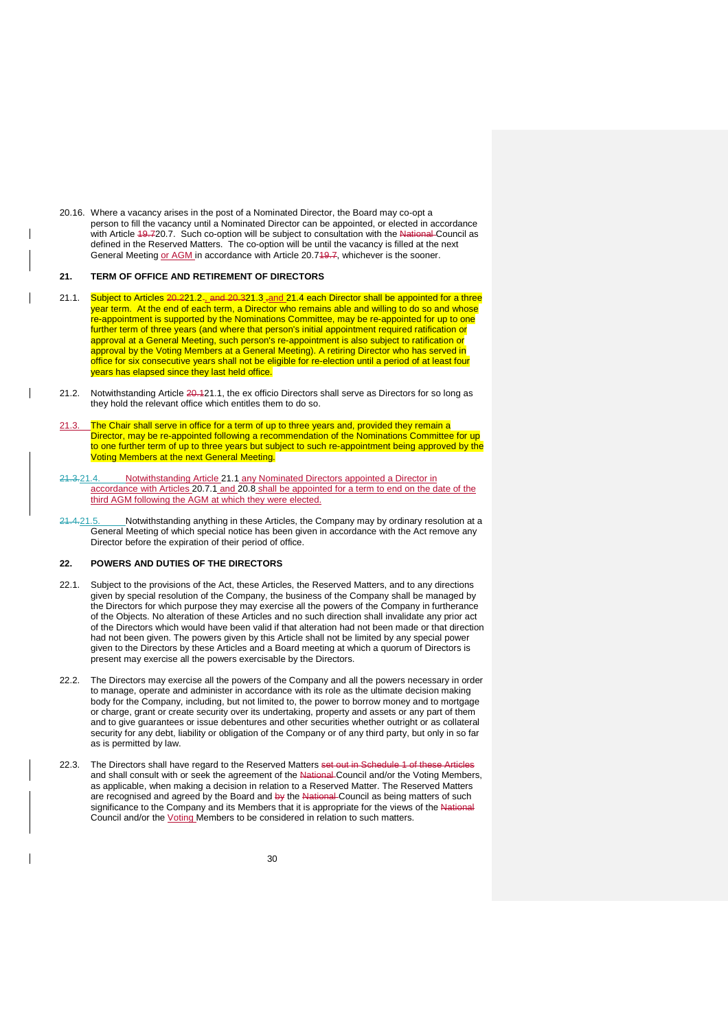20.16. Where a vacancy arises in the post of a Nominated Director, the Board may co-opt a person to fill the vacancy until a Nominated Director can be appointed, or elected in accordance with Article 19.720.7. Such co-option will be subject to consultation with the National Council as defined in the Reserved Matters. The co-option will be until the vacancy is filled at the next General Meeting or AGM in accordance with Article 20.719.7, whichever is the sooner.

## 21. TERM OF OFFICE AND RETIREMENT OF DIRECTORS

21.1. Subject to Articles 20.221.2., and 20.321.3 ,and 21.4 each Director shall be appointed for a three year term. At the end of each term, a Director who remains able and willing to do so and whose re-appointment is supported by the Nominations Committee, may be re-appointed for up to one further term of three years (and where that person's initial appointment required ratification or approval at a General Meeting, such person's re-appointment is also subject to ratification or approval by the Voting Members at a General Meeting). A retiring Director who has served in office for six consecutive years shall not be eligible for re-election until a period of at least four years has elapsed since they last held office.

21.2. Notwithstanding Article 20.121.1, the ex officio Directors shall serve as Directors for so long as they hold the relevant office which entitles them to do so.

21.3. The Chair shall serve in office for a term of up to three years and, provided they remain a Director, may be re-appointed following a recommendation of the Nominations Committee for up to one further term of up to three years but subject to such re-appointment being approved by the Voting Members at the next General Meeting.

21.3.21.4. Notwithstanding Article 21.1 any Nominated Directors appointed a Director in accordance with Articles 20.7.1 and 20.8 shall be appointed for a term to end on the date of the third AGM following the AGM at which they were elected.

21.4.21.5. Notwithstanding anything in these Articles, the Company may by ordinary resolution at a General Meeting of which special notice has been given in accordance with the Act remove any Director before the expiration of their period of office.

## 22. POWERS AND DUTIES OF THE DIRECTORS

22.1. Subject to the provisions of the Act, these Articles, the Reserved Matters, and to any directions given by special resolution of the Company, the business of the Company shall be managed by the Directors for which purpose they may exercise all the powers of the Company in furtherance of the Objects. No alteration of these Articles and no such direction shall invalidate any prior act of the Directors which would have been valid if that alteration had not been made or that direction had not been given. The powers given by this Article shall not be limited by any special power given to the Directors by these Articles and a Board meeting at which a quorum of Directors is present may exercise all the powers exercisable by the Directors.

22.2. The Directors may exercise all the powers of the Company and all the powers necessary in order to manage, operate and administer in accordance with its role as the ultimate decision making body for the Company, including, but not limited to, the power to borrow money and to mortgage or charge, grant or create security over its undertaking, property and assets or any part of them and to give guarantees or issue debentures and other securities whether outright or as collateral security for any debt, liability or obligation of the Company or of any third party, but only in so far as is permitted by law.

22.3. The Directors shall have regard to the Reserved Matters set out in Schedule 1 of these Articles and shall consult with or seek the agreement of the National Council and/or the Voting Members, as applicable, when making a decision in relation to a Reserved Matter. The Reserved Matters are recognised and agreed by the Board and by the National Council as being matters of such significance to the Company and its Members that it is appropriate for the views of the National Council and/or the Voting Members to be considered in relation to such matters.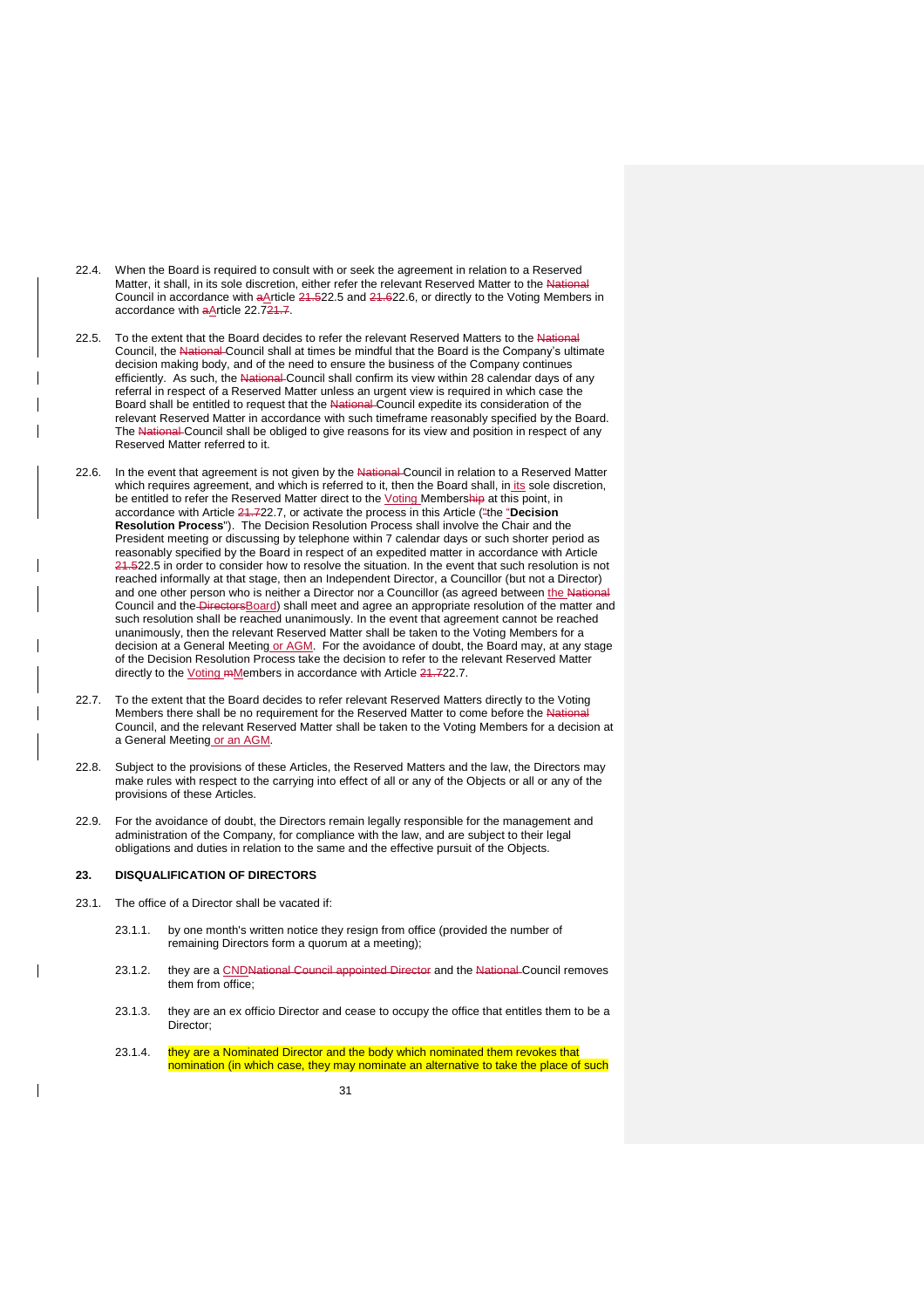22.4. When the Board is required to consult with or seek the agreement in relation to a Reserved Matter, it shall, in its sole discretion, either refer the relevant Reserved Matter to the ~~National~~ Council in accordance with ~~a~~Article ~~21.5~~22.5 and ~~21.6~~22.6, or directly to the Voting Members in accordance with ~~a~~Article 22.7~~21.7~~.

22.5. To the extent that the Board decides to refer the relevant Reserved Matters to the ~~National~~ Council, the ~~National~~ Council shall at times be mindful that the Board is the Company's ultimate decision making body, and of the need to ensure the business of the Company continues efficiently. As such, the ~~National~~ Council shall confirm its view within 28 calendar days of any referral in respect of a Reserved Matter unless an urgent view is required in which case the Board shall be entitled to request that the ~~National~~ Council expedite its consideration of the relevant Reserved Matter in accordance with such timeframe reasonably specified by the Board. The ~~National~~ Council shall be obliged to give reasons for its view and position in respect of any Reserved Matter referred to it.

22.6. In the event that agreement is not given by the ~~National~~ Council in relation to a Reserved Matter which requires agreement, and which is referred to it, then the Board shall, in its sole discretion, be entitled to refer the Reserved Matter direct to the Voting Members~~hip~~ at this point, in accordance with Article ~~21.7~~22.7, or activate the process in this Article ("the "**Decision Resolution Process**"). The Decision Resolution Process shall involve the Chair and the President meeting or discussing by telephone within 7 calendar days or such shorter period as reasonably specified by the Board in respect of an expedited matter in accordance with Article ~~21.5~~22.5 in order to consider how to resolve the situation. In the event that such resolution is not reached informally at that stage, then an Independent Director, a Councillor (but not a Director) and one other person who is neither a Director nor a Councillor (as agreed between the ~~National~~ Council and the ~~Directors~~Board) shall meet and agree an appropriate resolution of the matter and such resolution shall be reached unanimously. In the event that agreement cannot be reached unanimously, then the relevant Reserved Matter shall be taken to the Voting Members for a decision at a General Meeting or AGM. For the avoidance of doubt, the Board may, at any stage of the Decision Resolution Process take the decision to refer to the relevant Reserved Matter directly to the Voting ~~m~~Members in accordance with Article ~~21.7~~22.7.

22.7. To the extent that the Board decides to refer relevant Reserved Matters directly to the Voting Members there shall be no requirement for the Reserved Matter to come before the ~~National~~ Council, and the relevant Reserved Matter shall be taken to the Voting Members for a decision at a General Meeting or an AGM.

22.8. Subject to the provisions of these Articles, the Reserved Matters and the law, the Directors may make rules with respect to the carrying into effect of all or any of the Objects or all or any of the provisions of these Articles.

22.9. For the avoidance of doubt, the Directors remain legally responsible for the management and administration of the Company, for compliance with the law, and are subject to their legal obligations and duties in relation to the same and the effective pursuit of the Objects.

## 23. DISQUALIFICATION OF DIRECTORS

23.1. The office of a Director shall be vacated if:

23.1.1. by one month's written notice they resign from office (provided the number of remaining Directors form a quorum at a meeting);

23.1.2. they are a CND~~National Council appointed Director~~ and the ~~National~~ Council removes them from office;

23.1.3. they are an ex officio Director and cease to occupy the office that entitles them to be a Director;

23.1.4. they are a Nominated Director and the body which nominated them revokes that nomination (in which case, they may nominate an alternative to take the place of such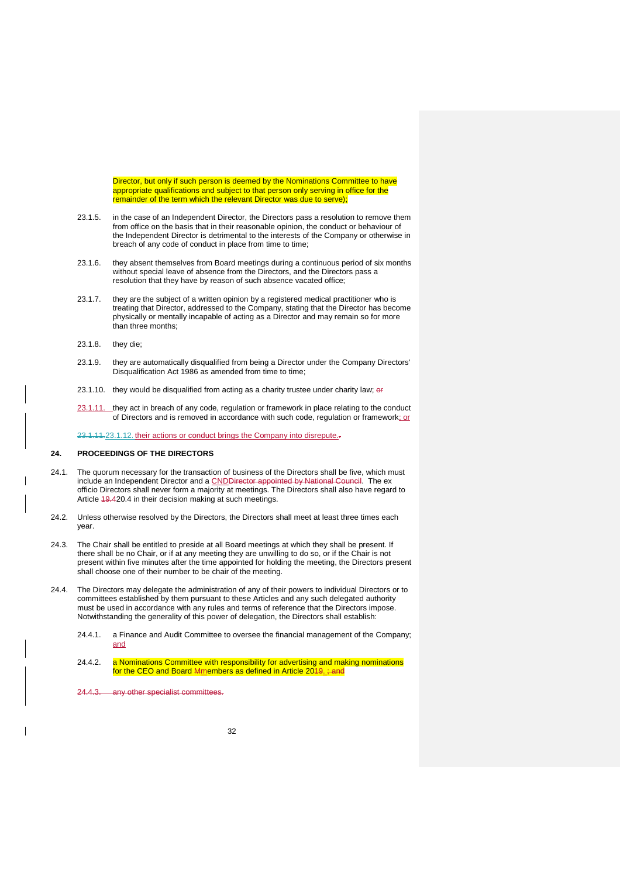Director, but only if such person is deemed by the Nominations Committee to have appropriate qualifications and subject to that person only serving in office for the remainder of the term which the relevant Director was due to serve);

23.1.5. in the case of an Independent Director, the Directors pass a resolution to remove them from office on the basis that in their reasonable opinion, the conduct or behaviour of the Independent Director is detrimental to the interests of the Company or otherwise in breach of any code of conduct in place from time to time;

23.1.6. they absent themselves from Board meetings during a continuous period of six months without special leave of absence from the Directors, and the Directors pass a resolution that they have by reason of such absence vacated office;

23.1.7. they are the subject of a written opinion by a registered medical practitioner who is treating that Director, addressed to the Company, stating that the Director has become physically or mentally incapable of acting as a Director and may remain so for more than three months;

23.1.8. they die;

23.1.9. they are automatically disqualified from being a Director under the Company Directors' Disqualification Act 1986 as amended from time to time;

23.1.10. they would be disqualified from acting as a charity trustee under charity law; ~~or~~

23.1.11. they act in breach of any code, regulation or framework in place relating to the conduct of Directors and is removed in accordance with such code, regulation or framework; or

~~23.1.11.~~ 23.1.12. their actions or conduct brings the Company into disrepute.~~.~~

## 24. PROCEEDINGS OF THE DIRECTORS

24.1. The quorum necessary for the transaction of business of the Directors shall be five, which must include an Independent Director and a CND~~Director appointed by National Council~~. The ex officio Directors shall never form a majority at meetings. The Directors shall also have regard to Article ~~19.4~~20.4 in their decision making at such meetings.

24.2. Unless otherwise resolved by the Directors, the Directors shall meet at least three times each year.

24.3. The Chair shall be entitled to preside at all Board meetings at which they shall be present. If there shall be no Chair, or if at any meeting they are unwilling to do so, or if the Chair is not present within five minutes after the time appointed for holding the meeting, the Directors present shall choose one of their number to be chair of the meeting.

24.4. The Directors may delegate the administration of any of their powers to individual Directors or to committees established by them pursuant to these Articles and any such delegated authority must be used in accordance with any rules and terms of reference that the Directors impose. Notwithstanding the generality of this power of delegation, the Directors shall establish:

24.4.1. a Finance and Audit Committee to oversee the financial management of the Company; and

24.4.2. a Nominations Committee with responsibility for advertising and making nominations for the CEO and Board ~~M~~members as defined in Article 20~~19~~. ~~; and~~

~~24.4.3. any other specialist committees.~~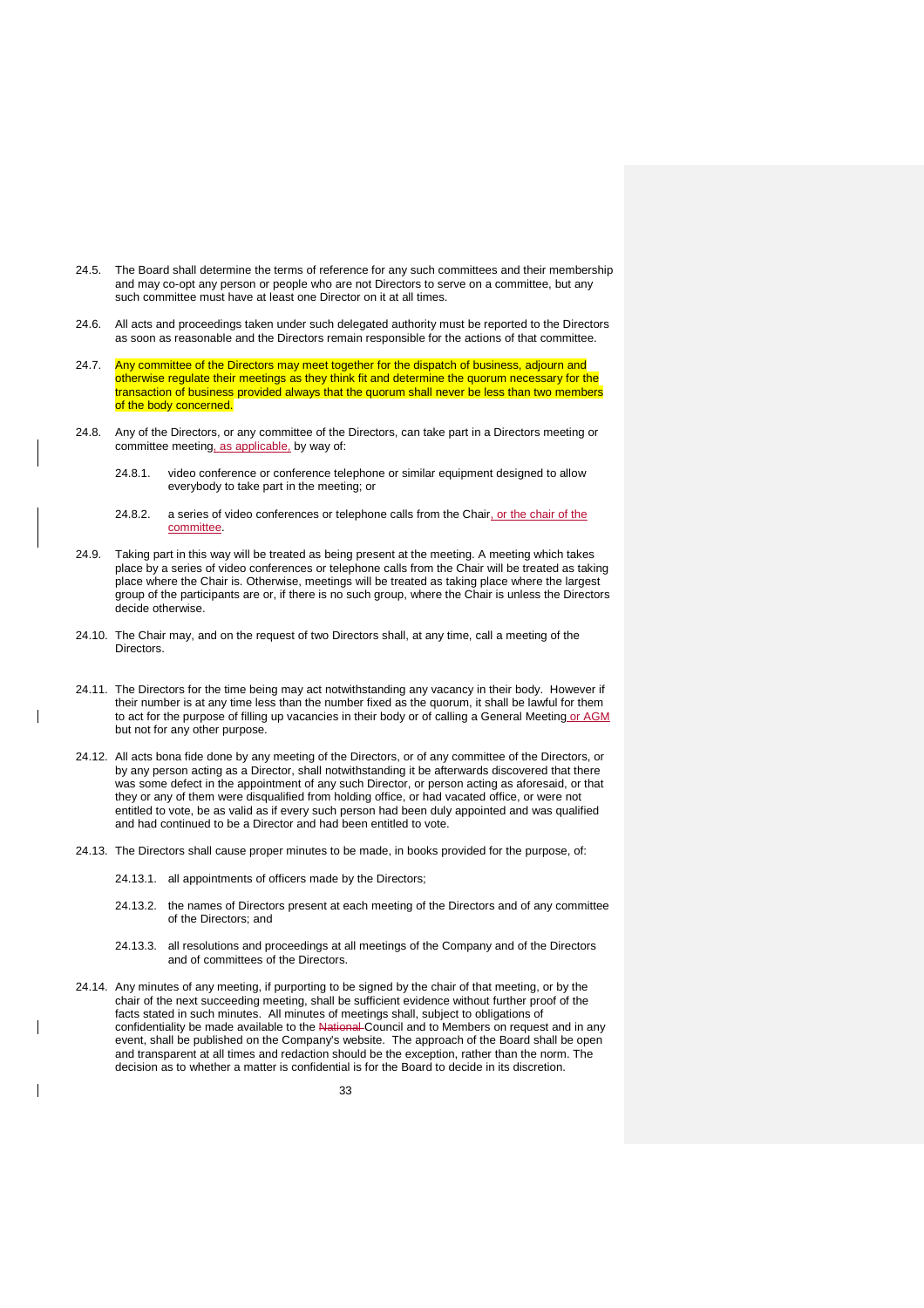24.5. The Board shall determine the terms of reference for any such committees and their membership and may co-opt any person or people who are not Directors to serve on a committee, but any such committee must have at least one Director on it at all times.

24.6. All acts and proceedings taken under such delegated authority must be reported to the Directors as soon as reasonable and the Directors remain responsible for the actions of that committee.

24.7. Any committee of the Directors may meet together for the dispatch of business, adjourn and otherwise regulate their meetings as they think fit and determine the quorum necessary for the transaction of business provided always that the quorum shall never be less than two members of the body concerned.

24.8. Any of the Directors, or any committee of the Directors, can take part in a Directors meeting or committee meeting, as applicable, by way of:

24.8.1. video conference or conference telephone or similar equipment designed to allow everybody to take part in the meeting; or

24.8.2. a series of video conferences or telephone calls from the Chair, or the chair of the committee.

24.9. Taking part in this way will be treated as being present at the meeting. A meeting which takes place by a series of video conferences or telephone calls from the Chair will be treated as taking place where the Chair is. Otherwise, meetings will be treated as taking place where the largest group of the participants are or, if there is no such group, where the Chair is unless the Directors decide otherwise.

24.10. The Chair may, and on the request of two Directors shall, at any time, call a meeting of the Directors.

24.11. The Directors for the time being may act notwithstanding any vacancy in their body. However if their number is at any time less than the number fixed as the quorum, it shall be lawful for them to act for the purpose of filling up vacancies in their body or of calling a General Meeting or AGM but not for any other purpose.

24.12. All acts bona fide done by any meeting of the Directors, or of any committee of the Directors, or by any person acting as a Director, shall notwithstanding it be afterwards discovered that there was some defect in the appointment of any such Director, or person acting as aforesaid, or that they or any of them were disqualified from holding office, or had vacated office, or were not entitled to vote, be as valid as if every such person had been duly appointed and was qualified and had continued to be a Director and had been entitled to vote.

24.13. The Directors shall cause proper minutes to be made, in books provided for the purpose, of:

24.13.1. all appointments of officers made by the Directors;

24.13.2. the names of Directors present at each meeting of the Directors and of any committee of the Directors; and

24.13.3. all resolutions and proceedings at all meetings of the Company and of the Directors and of committees of the Directors.

24.14. Any minutes of any meeting, if purporting to be signed by the chair of that meeting, or by the chair of the next succeeding meeting, shall be sufficient evidence without further proof of the facts stated in such minutes. All minutes of meetings shall, subject to obligations of confidentiality be made available to the ~~National~~ Council and to Members on request and in any event, shall be published on the Company's website. The approach of the Board shall be open and transparent at all times and redaction should be the exception, rather than the norm. The decision as to whether a matter is confidential is for the Board to decide in its discretion.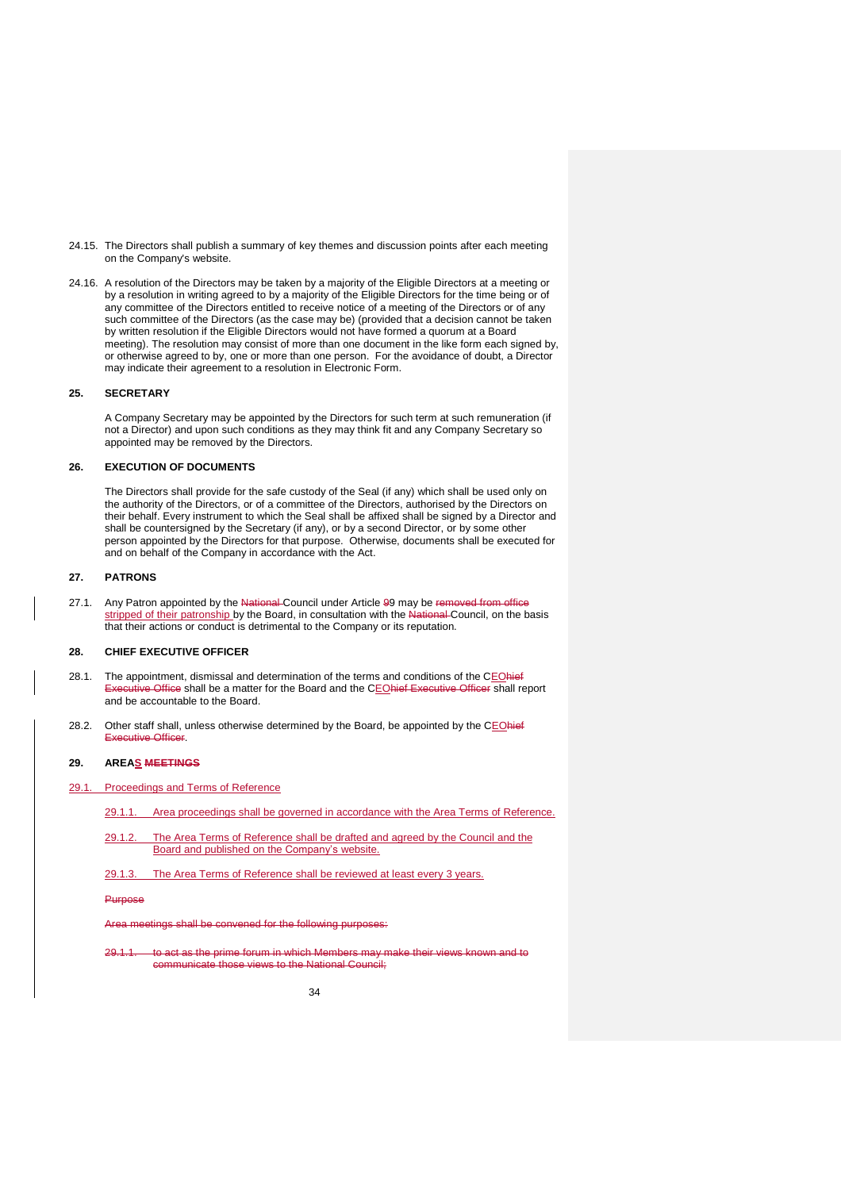24.15. The Directors shall publish a summary of key themes and discussion points after each meeting on the Company's website.

24.16. A resolution of the Directors may be taken by a majority of the Eligible Directors at a meeting or by a resolution in writing agreed to by a majority of the Eligible Directors for the time being or of any committee of the Directors entitled to receive notice of a meeting of the Directors or of any such committee of the Directors (as the case may be) (provided that a decision cannot be taken by written resolution if the Eligible Directors would not have formed a quorum at a Board meeting). The resolution may consist of more than one document in the like form each signed by, or otherwise agreed to by, one or more than one person. For the avoidance of doubt, a Director may indicate their agreement to a resolution in Electronic Form.

## 25. SECRETARY

A Company Secretary may be appointed by the Directors for such term at such remuneration (if not a Director) and upon such conditions as they may think fit and any Company Secretary so appointed may be removed by the Directors.

## 26. EXECUTION OF DOCUMENTS

The Directors shall provide for the safe custody of the Seal (if any) which shall be used only on the authority of the Directors, or of a committee of the Directors, authorised by the Directors on their behalf. Every instrument to which the Seal shall be affixed shall be signed by a Director and shall be countersigned by the Secretary (if any), or by a second Director, or by some other person appointed by the Directors for that purpose. Otherwise, documents shall be executed for and on behalf of the Company in accordance with the Act.

## 27. PATRONS

27.1. Any Patron appointed by the ~~National~~ Council under Article ~~9~~9 may be ~~removed from office~~ stripped of their patronship by the Board, in consultation with the ~~National~~ Council, on the basis that their actions or conduct is detrimental to the Company or its reputation.

## 28. CHIEF EXECUTIVE OFFICER

28.1. The appointment, dismissal and determination of the terms and conditions of the CEO~~hief Executive Office~~ shall be a matter for the Board and the CEO~~hief Executive Officer~~ shall report and be accountable to the Board.

28.2. Other staff shall, unless otherwise determined by the Board, be appointed by the CEO~~hief Executive Officer~~.

## 29. AREAS ~~MEETINGS~~

29.1. Proceedings and Terms of Reference

29.1.1. Area proceedings shall be governed in accordance with the Area Terms of Reference.

29.1.2. The Area Terms of Reference shall be drafted and agreed by the Council and the Board and published on the Company's website.

29.1.3. The Area Terms of Reference shall be reviewed at least every 3 years.

~~Purpose~~

~~Area meetings shall be convened for the following purposes:~~

~~29.1.1. to act as the prime forum in which Members may make their views known and to communicate those views to the National Council;~~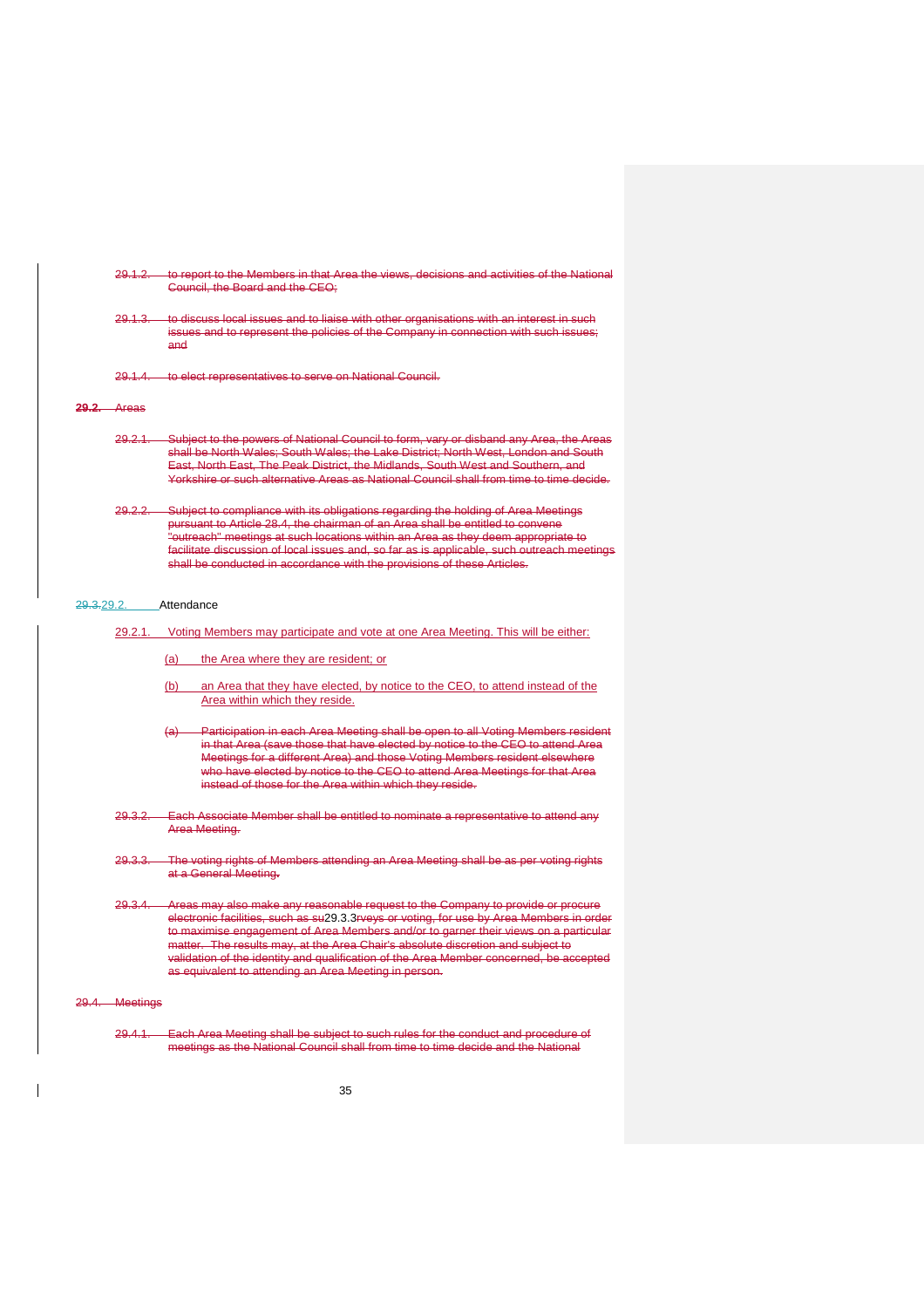~~29.1.2. to report to the Members in that Area the views, decisions and activities of the National Council, the Board and the CEO;~~

~~29.1.3. to discuss local issues and to liaise with other organisations with an interest in such issues and to represent the policies of the Company in connection with such issues; and~~

~~29.1.4. to elect representatives to serve on National Council.~~

~~**29.2.** Areas~~

~~29.2.1. Subject to the powers of National Council to form, vary or disband any Area, the Areas shall be North Wales; South Wales; the Lake District; North West, London and South East, North East, The Peak District, the Midlands, South West and Southern, and Yorkshire or such alternative Areas as National Council shall from time to time decide.~~

~~29.2.2. Subject to compliance with its obligations regarding the holding of Area Meetings pursuant to Article 28.4, the chairman of an Area shall be entitled to convene "outreach" meetings at such locations within an Area as they deem appropriate to facilitate discussion of local issues and, so far as is applicable, such outreach meetings shall be conducted in accordance with the provisions of these Articles.~~

~~29.3.~~29.2. Attendance

29.2.1. Voting Members may participate and vote at one Area Meeting. This will be either:

(a) the Area where they are resident; or

(b) an Area that they have elected, by notice to the CEO, to attend instead of the Area within which they reside.

~~(a) Participation in each Area Meeting shall be open to all Voting Members resident in that Area (save those that have elected by notice to the CEO to attend Area Meetings for a different Area) and those Voting Members resident elsewhere who have elected by notice to the CEO to attend Area Meetings for that Area instead of those for the Area within which they reside.~~

~~29.3.2. Each Associate Member shall be entitled to nominate a representative to attend any Area Meeting.~~

~~29.3.3. The voting rights of Members attending an Area Meeting shall be as per voting rights at a General Meeting.~~

~~29.3.4. Areas may also make any reasonable request to the Company to provide or procure electronic facilities, such as su~~29.3.3~~rveys or voting, for use by Area Members in order to maximise engagement of Area Members and/or to garner their views on a particular matter. The results may, at the Area Chair's absolute discretion and subject to validation of the identity and qualification of the Area Member concerned, be accepted as equivalent to attending an Area Meeting in person.~~

~~29.4. Meetings~~

~~29.4.1. Each Area Meeting shall be subject to such rules for the conduct and procedure of meetings as the National Council shall from time to time decide and the National~~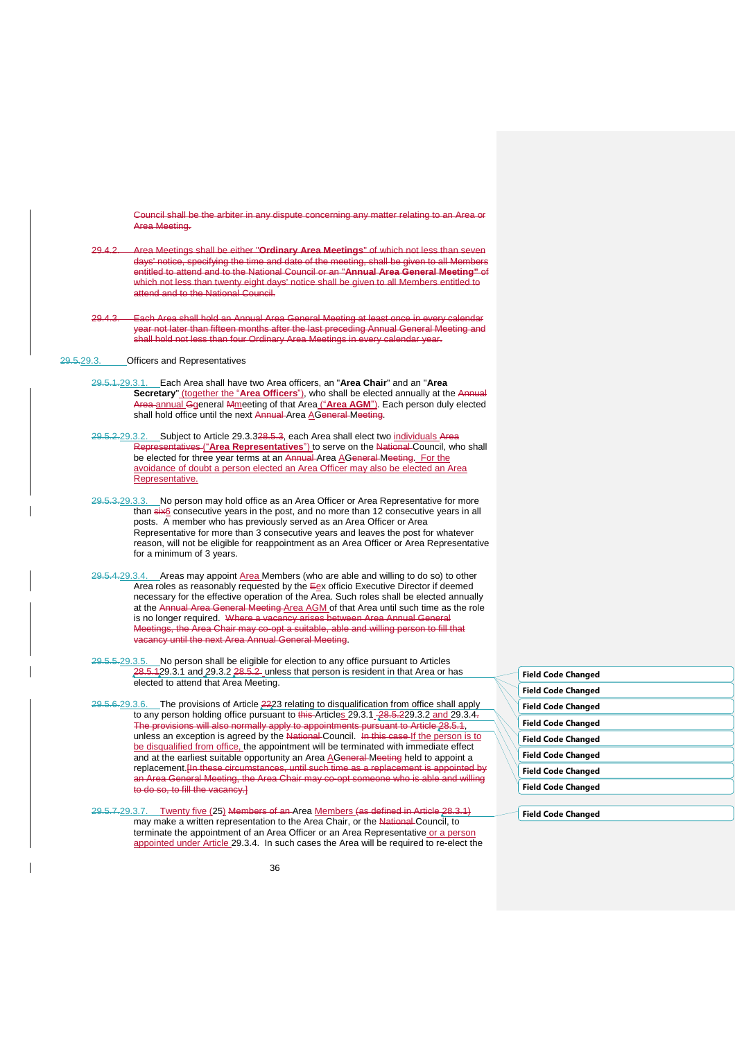Council shall be the arbiter in any dispute concerning any matter relating to an Area or Area Meeting.

29.4.2. Area Meetings shall be either "**Ordinary Area Meetings**" of which not less than seven days' notice, specifying the time and date of the meeting, shall be given to all Members entitled to attend and to the National Council or an "**Annual Area General Meeting**" of which not less than twenty eight days' notice shall be given to all Members entitled to attend and to the National Council.

29.4.3. Each Area shall hold an Annual Area General Meeting at least once in every calendar year not later than fifteen months after the last preceding Annual General Meeting and shall hold not less than four Ordinary Area Meetings in every calendar year.

29.5.29.3. Officers and Representatives

29.5.1.29.3.1. Each Area shall have two Area officers, an "**Area Chair**" and an "**Area Secretary**" (together the "**Area Officers**"), who shall be elected annually at the Annual Area annual Ggeneral Mmeeting of that Area ("**Area AGM**"). Each person duly elected shall hold office until the next Annual Area AGeneral Meeting.

29.5.2.29.3.2. Subject to Article 29.3.328.5.3, each Area shall elect two individuals Area Representatives ("**Area Representatives**") to serve on the National Council, who shall be elected for three year terms at an Annual Area AGeneral Meeting. For the avoidance of doubt a person elected an Area Officer may also be elected an Area Representative.

29.5.3.29.3.3. No person may hold office as an Area Officer or Area Representative for more than six6 consecutive years in the post, and no more than 12 consecutive years in all posts. A member who has previously served as an Area Officer or Area Representative for more than 3 consecutive years and leaves the post for whatever reason, will not be eligible for reappointment as an Area Officer or Area Representative for a minimum of 3 years.

29.5.4.29.3.4. Areas may appoint Area Members (who are able and willing to do so) to other Area roles as reasonably requested by the Eex officio Executive Director if deemed necessary for the effective operation of the Area. Such roles shall be elected annually at the Annual Area General Meeting Area AGM of that Area until such time as the role is no longer required. Where a vacancy arises between Area Annual General Meetings, the Area Chair may co-opt a suitable, able and willing person to fill that vacancy until the next Area Annual General Meeting.

29.5.5.29.3.5. No person shall be eligible for election to any office pursuant to Articles 28.5.129.3.1 and 29.3.2 28.5.2 unless that person is resident in that Area or has elected to attend that Area Meeting.

29.5.6.29.3.6. The provisions of Article 2223 relating to disqualification from office shall apply to any person holding office pursuant to this Articles 29.3.1, 28.5.229.3.2 and 29.3.4. The provisions will also normally apply to appointments pursuant to Article 28.5.1, unless an exception is agreed by the National Council. In this case If the person is to be disqualified from office, the appointment will be terminated with immediate effect and at the earliest suitable opportunity an Area AGeneral Meeting held to appoint a replacement.[In these circumstances, until such time as a replacement is appointed by an Area General Meeting, the Area Chair may co-opt someone who is able and willing to do so, to fill the vacancy.]

29.5.7.29.3.7. Twenty five (25) Members of an Area Members (as defined in Article 28.3.1) may make a written representation to the Area Chair, or the National Council, to terminate the appointment of an Area Officer or an Area Representative or a person appointed under Article 29.3.4. In such cases the Area will be required to re-elect the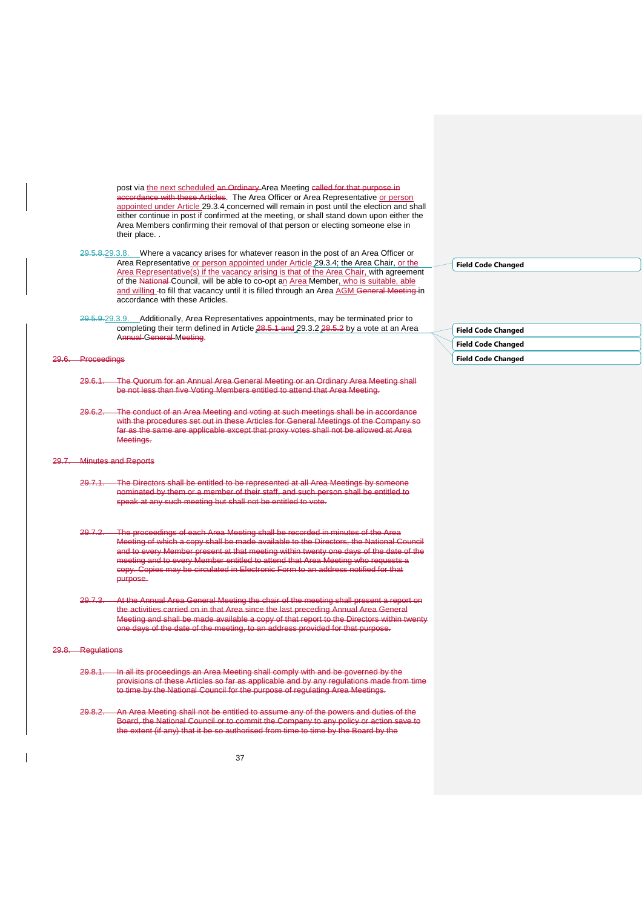post via the next scheduled an Ordinary Area Meeting called for that purpose in accordance with these Articles. The Area Officer or Area Representative or person appointed under Article 29.3.4 concerned will remain in post until the election and shall either continue in post if confirmed at the meeting, or shall stand down upon either the Area Members confirming their removal of that person or electing someone else in their place. .

29.5.8.29.3.8. Where a vacancy arises for whatever reason in the post of an Area Officer or Area Representative or person appointed under Article 29.3.4; the Area Chair, or the Area Representative(s) if the vacancy arising is that of the Area Chair, with agreement of the National Council, will be able to co-opt an Area Member, who is suitable, able and willing to fill that vacancy until it is filled through an Area AGM General Meeting in accordance with these Articles.

29.5.9.29.3.9. Additionally, Area Representatives appointments, may be terminated prior to completing their term defined in Article 28.5.1 and 29.3.2 28.5.2 by a vote at an Area Annual General Meeting.

29.6. Proceedings

29.6.1. The Quorum for an Annual Area General Meeting or an Ordinary Area Meeting shall be not less than five Voting Members entitled to attend that Area Meeting.

29.6.2. The conduct of an Area Meeting and voting at such meetings shall be in accordance with the procedures set out in these Articles for General Meetings of the Company so far as the same are applicable except that proxy votes shall not be allowed at Area Meetings.

29.7. Minutes and Reports

29.7.1. The Directors shall be entitled to be represented at all Area Meetings by someone nominated by them or a member of their staff, and such person shall be entitled to speak at any such meeting but shall not be entitled to vote.

29.7.2. The proceedings of each Area Meeting shall be recorded in minutes of the Area Meeting of which a copy shall be made available to the Directors, the National Council and to every Member present at that meeting within twenty one days of the date of the meeting and to every Member entitled to attend that Area Meeting who requests a copy. Copies may be circulated in Electronic Form to an address notified for that purpose.

29.7.3. At the Annual Area General Meeting the chair of the meeting shall present a report on the activities carried on in that Area since the last preceding Annual Area General Meeting and shall be made available a copy of that report to the Directors within twenty one days of the date of the meeting, to an address provided for that purpose.

29.8. Regulations

29.8.1. In all its proceedings an Area Meeting shall comply with and be governed by the provisions of these Articles so far as applicable and by any regulations made from time to time by the National Council for the purpose of regulating Area Meetings.

29.8.2. An Area Meeting shall not be entitled to assume any of the powers and duties of the Board, the National Council or to commit the Company to any policy or action save to the extent (if any) that it be so authorised from time to time by the Board by the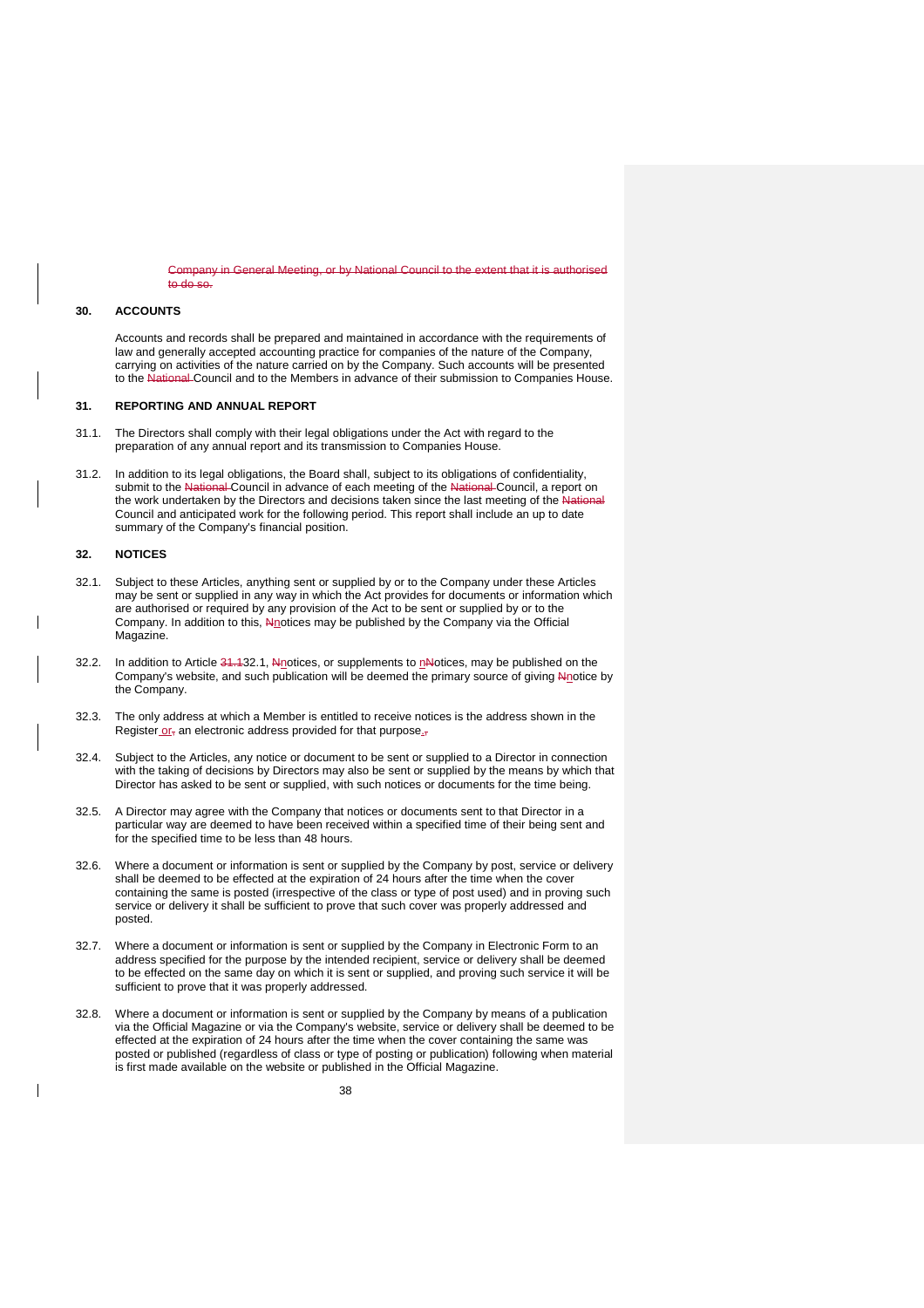Company in General Meeting, or by National Council to the extent that it is authorised to do so.

## 30. ACCOUNTS

Accounts and records shall be prepared and maintained in accordance with the requirements of law and generally accepted accounting practice for companies of the nature of the Company, carrying on activities of the nature carried on by the Company. Such accounts will be presented to the National Council and to the Members in advance of their submission to Companies House.

## 31. REPORTING AND ANNUAL REPORT

31.1. The Directors shall comply with their legal obligations under the Act with regard to the preparation of any annual report and its transmission to Companies House.

31.2. In addition to its legal obligations, the Board shall, subject to its obligations of confidentiality, submit to the National Council in advance of each meeting of the National Council, a report on the work undertaken by the Directors and decisions taken since the last meeting of the National Council and anticipated work for the following period. This report shall include an up to date summary of the Company's financial position.

## 32. NOTICES

32.1. Subject to these Articles, anything sent or supplied by or to the Company under these Articles may be sent or supplied in any way in which the Act provides for documents or information which are authorised or required by any provision of the Act to be sent or supplied by or to the Company. In addition to this, NnNotices may be published by the Company via the Official Magazine.

32.2. In addition to Article 31.132.1, NnNotices, or supplements to nNNotices, may be published on the Company's website, and such publication will be deemed the primary source of giving NnNotice by the Company.

32.3. The only address at which a Member is entitled to receive notices is the address shown in the Register or, an electronic address provided for that purpose.,

32.4. Subject to the Articles, any notice or document to be sent or supplied to a Director in connection with the taking of decisions by Directors may also be sent or supplied by the means by which that Director has asked to be sent or supplied, with such notices or documents for the time being.

32.5. A Director may agree with the Company that notices or documents sent to that Director in a particular way are deemed to have been received within a specified time of their being sent and for the specified time to be less than 48 hours.

32.6. Where a document or information is sent or supplied by the Company by post, service or delivery shall be deemed to be effected at the expiration of 24 hours after the time when the cover containing the same is posted (irrespective of the class or type of post used) and in proving such service or delivery it shall be sufficient to prove that such cover was properly addressed and posted.

32.7. Where a document or information is sent or supplied by the Company in Electronic Form to an address specified for the purpose by the intended recipient, service or delivery shall be deemed to be effected on the same day on which it is sent or supplied, and proving such service it will be sufficient to prove that it was properly addressed.

32.8. Where a document or information is sent or supplied by the Company by means of a publication via the Official Magazine or via the Company's website, service or delivery shall be deemed to be effected at the expiration of 24 hours after the time when the cover containing the same was posted or published (regardless of class or type of posting or publication) following when material is first made available on the website or published in the Official Magazine.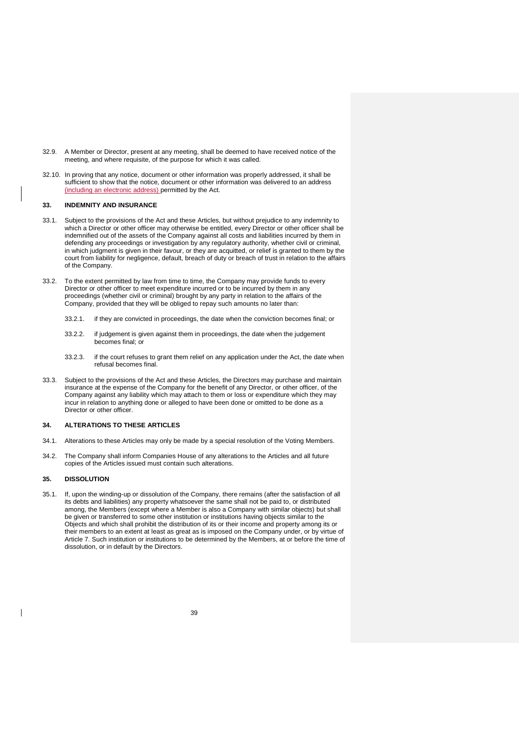32.9. A Member or Director, present at any meeting, shall be deemed to have received notice of the meeting, and where requisite, of the purpose for which it was called.

32.10. In proving that any notice, document or other information was properly addressed, it shall be sufficient to show that the notice, document or other information was delivered to an address (including an electronic address) permitted by the Act.

## 33. INDEMNITY AND INSURANCE

33.1. Subject to the provisions of the Act and these Articles, but without prejudice to any indemnity to which a Director or other officer may otherwise be entitled, every Director or other officer shall be indemnified out of the assets of the Company against all costs and liabilities incurred by them in defending any proceedings or investigation by any regulatory authority, whether civil or criminal, in which judgment is given in their favour, or they are acquitted, or relief is granted to them by the court from liability for negligence, default, breach of duty or breach of trust in relation to the affairs of the Company.

33.2. To the extent permitted by law from time to time, the Company may provide funds to every Director or other officer to meet expenditure incurred or to be incurred by them in any proceedings (whether civil or criminal) brought by any party in relation to the affairs of the Company, provided that they will be obliged to repay such amounts no later than:

33.2.1. if they are convicted in proceedings, the date when the conviction becomes final; or

33.2.2. if judgement is given against them in proceedings, the date when the judgement becomes final; or

33.2.3. if the court refuses to grant them relief on any application under the Act, the date when refusal becomes final.

33.3. Subject to the provisions of the Act and these Articles, the Directors may purchase and maintain insurance at the expense of the Company for the benefit of any Director, or other officer, of the Company against any liability which may attach to them or loss or expenditure which they may incur in relation to anything done or alleged to have been done or omitted to be done as a Director or other officer.

## 34. ALTERATIONS TO THESE ARTICLES

34.1. Alterations to these Articles may only be made by a special resolution of the Voting Members.

34.2. The Company shall inform Companies House of any alterations to the Articles and all future copies of the Articles issued must contain such alterations.

## 35. DISSOLUTION

35.1. If, upon the winding-up or dissolution of the Company, there remains (after the satisfaction of all its debts and liabilities) any property whatsoever the same shall not be paid to, or distributed among, the Members (except where a Member is also a Company with similar objects) but shall be given or transferred to some other institution or institutions having objects similar to the Objects and which shall prohibit the distribution of its or their income and property among its or their members to an extent at least as great as is imposed on the Company under, or by virtue of Article 7. Such institution or institutions to be determined by the Members, at or before the time of dissolution, or in default by the Directors.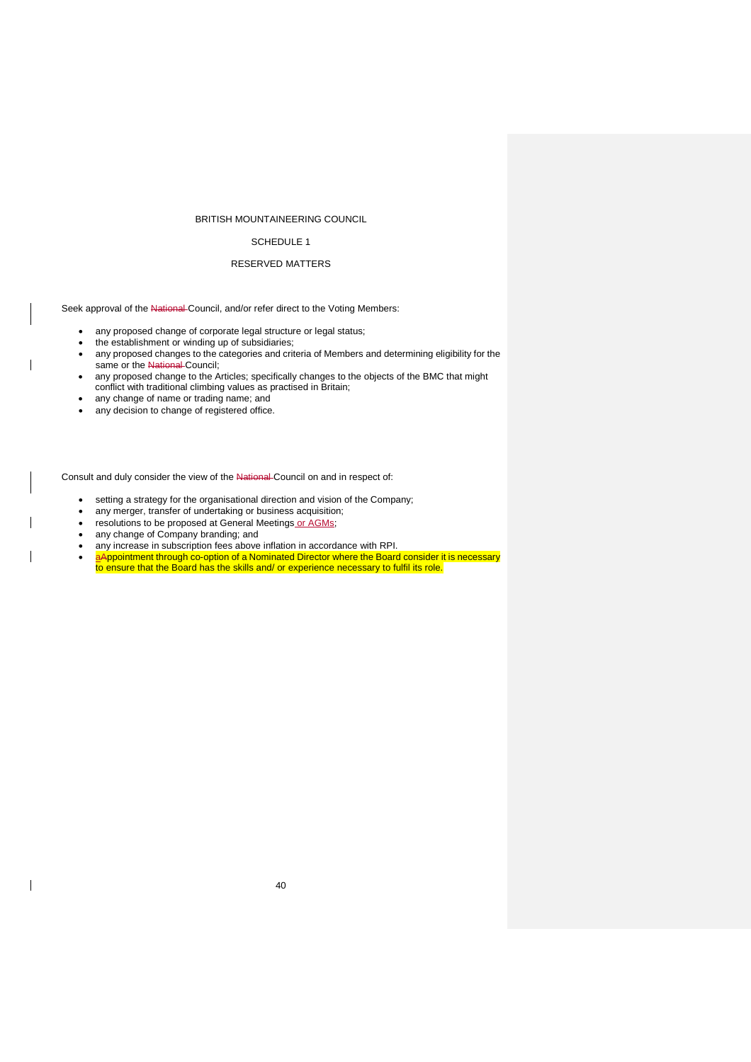BRITISH MOUNTAINEERING COUNCIL

SCHEDULE 1

RESERVED MATTERS

Seek approval of the ~~National~~ Council, and/or refer direct to the Voting Members:

- any proposed change of corporate legal structure or legal status;
- the establishment or winding up of subsidiaries;
- any proposed changes to the categories and criteria of Members and determining eligibility for the same or the ~~National~~ Council;
- any proposed change to the Articles; specifically changes to the objects of the BMC that might conflict with traditional climbing values as practised in Britain;
- any change of name or trading name; and
- any decision to change of registered office.

Consult and duly consider the view of the ~~National~~ Council on and in respect of:

- setting a strategy for the organisational direction and vision of the Company;
- any merger, transfer of undertaking or business acquisition;
- resolutions to be proposed at General Meetings or AGMs;
- any change of Company branding; and
- any increase in subscription fees above inflation in accordance with RPI.
- a~~A~~ppointment through co-option of a Nominated Director where the Board consider it is necessary to ensure that the Board has the skills and/ or experience necessary to fulfil its role.